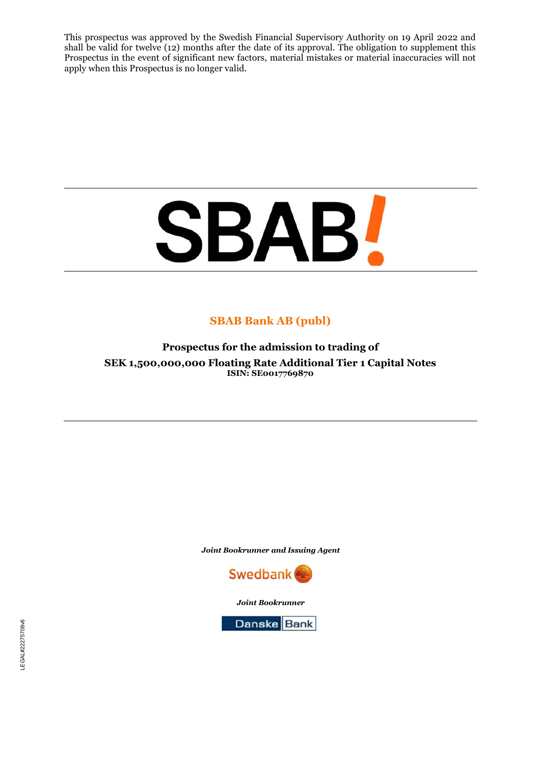This prospectus was approved by the Swedish Financial Supervisory Authority on 19 April 2022 and shall be valid for twelve (12) months after the date of its approval. The obligation to supplement this Prospectus in the event of significant new factors, material mistakes or material inaccuracies will not apply when this Prospectus is no longer valid.

# SBAB!

## SBAB Bank AB (publ)

**Prospectus for the admission to trading of**

**SEK 1,500,000,000 Floating Rate Additional Tier 1 Capital Notes**

**ISIN: SE0017769870**

***Joint Bookrunner and Issuing Agent***

Swedbank

***Joint Bookrunner***

Danske Bank

LEGAL#22275708v6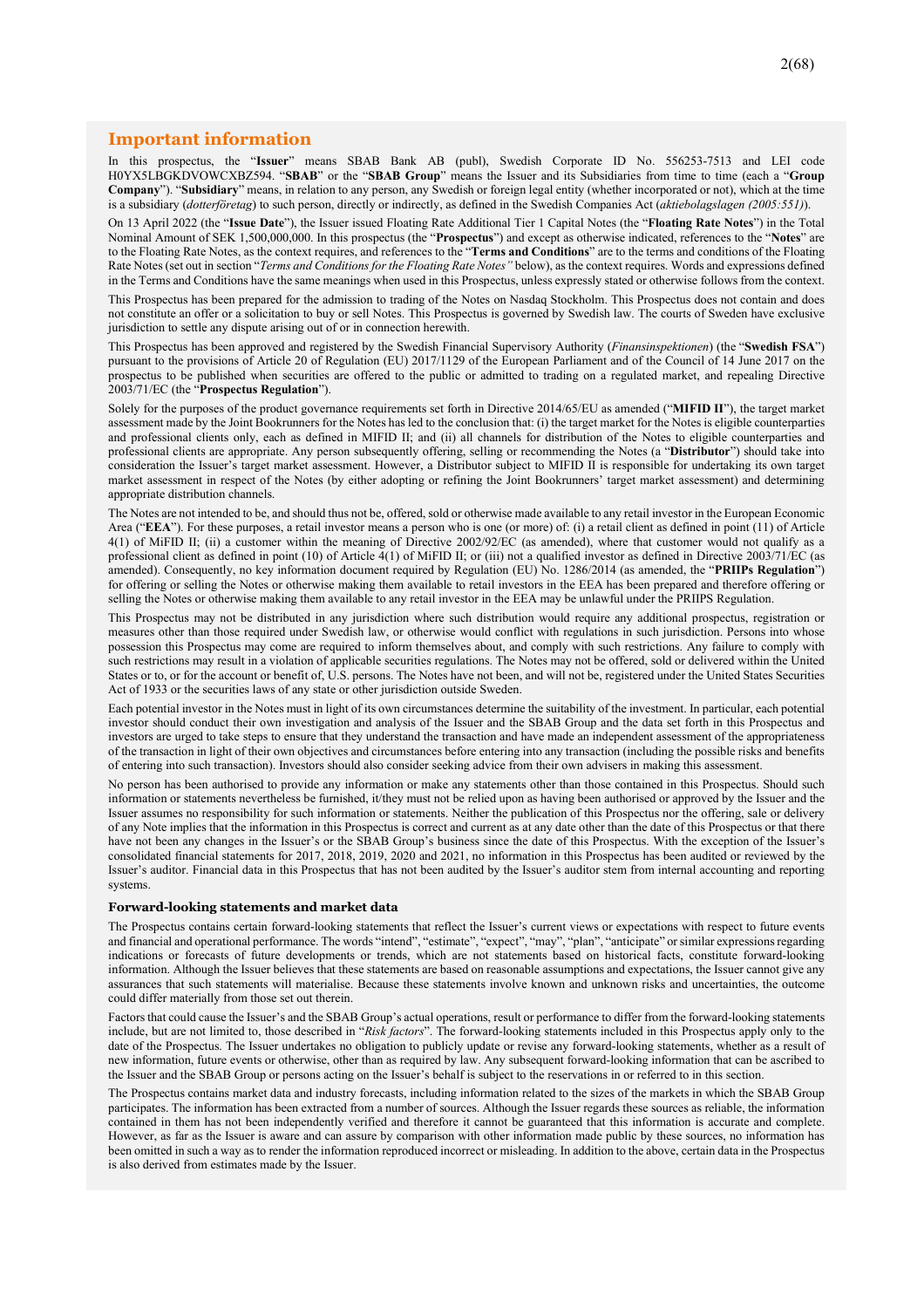## Important information

In this prospectus, the "**Issuer**" means SBAB Bank AB (publ), Swedish Corporate ID No. 556253-7513 and LEI code H0YX5LBGKDVOWCXBZ594. "**SBAB**" or the "**SBAB Group**" means the Issuer and its Subsidiaries from time to time (each a "**Group Company**"). "**Subsidiary**" means, in relation to any person, any Swedish or foreign legal entity (whether incorporated or not), which at the time is a subsidiary (*dotterföretag*) to such person, directly or indirectly, as defined in the Swedish Companies Act (*aktiebolagslagen (2005:551)*).

On 13 April 2022 (the "**Issue Date**"), the Issuer issued Floating Rate Additional Tier 1 Capital Notes (the "**Floating Rate Notes**") in the Total Nominal Amount of SEK 1,500,000,000. In this prospectus (the "**Prospectus**") and except as otherwise indicated, references to the "**Notes**" are to the Floating Rate Notes, as the context requires, and references to the "**Terms and Conditions**" are to the terms and conditions of the Floating Rate Notes (set out in section "*Terms and Conditions for the Floating Rate Notes"* below), as the context requires. Words and expressions defined in the Terms and Conditions have the same meanings when used in this Prospectus, unless expressly stated or otherwise follows from the context.

This Prospectus has been prepared for the admission to trading of the Notes on Nasdaq Stockholm. This Prospectus does not contain and does not constitute an offer or a solicitation to buy or sell Notes. This Prospectus is governed by Swedish law. The courts of Sweden have exclusive jurisdiction to settle any dispute arising out of or in connection herewith.

This Prospectus has been approved and registered by the Swedish Financial Supervisory Authority (*Finansinspektionen*) (the "**Swedish FSA**") pursuant to the provisions of Article 20 of Regulation (EU) 2017/1129 of the European Parliament and of the Council of 14 June 2017 on the prospectus to be published when securities are offered to the public or admitted to trading on a regulated market, and repealing Directive 2003/71/EC (the "**Prospectus Regulation**").

Solely for the purposes of the product governance requirements set forth in Directive 2014/65/EU as amended ("**MIFID II**"), the target market assessment made by the Joint Bookrunners for the Notes has led to the conclusion that: (i) the target market for the Notes is eligible counterparties and professional clients only, each as defined in MIFID II; and (ii) all channels for distribution of the Notes to eligible counterparties and professional clients are appropriate. Any person subsequently offering, selling or recommending the Notes (a "**Distributor**") should take into consideration the Issuer's target market assessment. However, a Distributor subject to MIFID II is responsible for undertaking its own target market assessment in respect of the Notes (by either adopting or refining the Joint Bookrunners' target market assessment) and determining appropriate distribution channels.

The Notes are not intended to be, and should thus not be, offered, sold or otherwise made available to any retail investor in the European Economic Area ("**EEA**"). For these purposes, a retail investor means a person who is one (or more) of: (i) a retail client as defined in point (11) of Article 4(1) of MiFID II; (ii) a customer within the meaning of Directive 2002/92/EC (as amended), where that customer would not qualify as a professional client as defined in point (10) of Article 4(1) of MiFID II; or (iii) not a qualified investor as defined in Directive 2003/71/EC (as amended). Consequently, no key information document required by Regulation (EU) No. 1286/2014 (as amended, the "**PRIIPs Regulation**") for offering or selling the Notes or otherwise making them available to retail investors in the EEA has been prepared and therefore offering or selling the Notes or otherwise making them available to any retail investor in the EEA may be unlawful under the PRIIPS Regulation.

This Prospectus may not be distributed in any jurisdiction where such distribution would require any additional prospectus, registration or measures other than those required under Swedish law, or otherwise would conflict with regulations in such jurisdiction. Persons into whose possession this Prospectus may come are required to inform themselves about, and comply with such restrictions. Any failure to comply with such restrictions may result in a violation of applicable securities regulations. The Notes may not be offered, sold or delivered within the United States or to, or for the account or benefit of, U.S. persons. The Notes have not been, and will not be, registered under the United States Securities Act of 1933 or the securities laws of any state or other jurisdiction outside Sweden.

Each potential investor in the Notes must in light of its own circumstances determine the suitability of the investment. In particular, each potential investor should conduct their own investigation and analysis of the Issuer and the SBAB Group and the data set forth in this Prospectus and investors are urged to take steps to ensure that they understand the transaction and have made an independent assessment of the appropriateness of the transaction in light of their own objectives and circumstances before entering into any transaction (including the possible risks and benefits of entering into such transaction). Investors should also consider seeking advice from their own advisers in making this assessment.

No person has been authorised to provide any information or make any statements other than those contained in this Prospectus. Should such information or statements nevertheless be furnished, it/they must not be relied upon as having been authorised or approved by the Issuer and the Issuer assumes no responsibility for such information or statements. Neither the publication of this Prospectus nor the offering, sale or delivery of any Note implies that the information in this Prospectus is correct and current as at any date other than the date of this Prospectus or that there have not been any changes in the Issuer's or the SBAB Group's business since the date of this Prospectus. With the exception of the Issuer's consolidated financial statements for 2017, 2018, 2019, 2020 and 2021, no information in this Prospectus has been audited or reviewed by the Issuer's auditor. Financial data in this Prospectus that has not been audited by the Issuer's auditor stem from internal accounting and reporting systems.

### Forward-looking statements and market data

The Prospectus contains certain forward-looking statements that reflect the Issuer's current views or expectations with respect to future events and financial and operational performance. The words "intend", "estimate", "expect", "may", "plan", "anticipate" or similar expressions regarding indications or forecasts of future developments or trends, which are not statements based on historical facts, constitute forward-looking information. Although the Issuer believes that these statements are based on reasonable assumptions and expectations, the Issuer cannot give any assurances that such statements will materialise. Because these statements involve known and unknown risks and uncertainties, the outcome could differ materially from those set out therein.

Factors that could cause the Issuer's and the SBAB Group's actual operations, result or performance to differ from the forward-looking statements include, but are not limited to, those described in "*Risk factors*". The forward-looking statements included in this Prospectus apply only to the date of the Prospectus. The Issuer undertakes no obligation to publicly update or revise any forward-looking statements, whether as a result of new information, future events or otherwise, other than as required by law. Any subsequent forward-looking information that can be ascribed to the Issuer and the SBAB Group or persons acting on the Issuer's behalf is subject to the reservations in or referred to in this section.

The Prospectus contains market data and industry forecasts, including information related to the sizes of the markets in which the SBAB Group participates. The information has been extracted from a number of sources. Although the Issuer regards these sources as reliable, the information contained in them has not been independently verified and therefore it cannot be guaranteed that this information is accurate and complete. However, as far as the Issuer is aware and can assure by comparison with other information made public by these sources, no information has been omitted in such a way as to render the information reproduced incorrect or misleading. In addition to the above, certain data in the Prospectus is also derived from estimates made by the Issuer.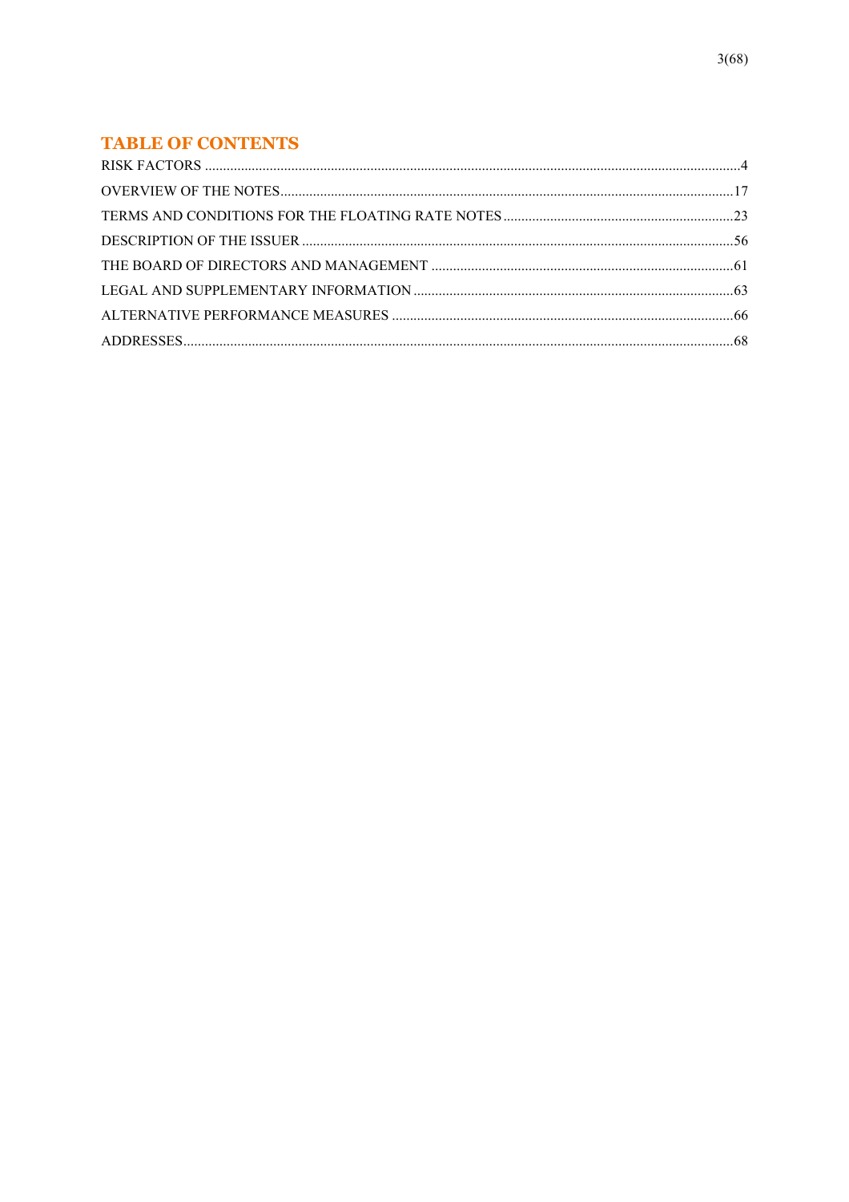## TABLE OF CONTENTS

| | |
|---|---|
| RISK FACTORS | 4 |
| OVERVIEW OF THE NOTES | 17 |
| TERMS AND CONDITIONS FOR THE FLOATING RATE NOTES | 23 |
| DESCRIPTION OF THE ISSUER | 56 |
| THE BOARD OF DIRECTORS AND MANAGEMENT | 61 |
| LEGAL AND SUPPLEMENTARY INFORMATION | 63 |
| ALTERNATIVE PERFORMANCE MEASURES | 66 |
| ADDRESSES | 68 |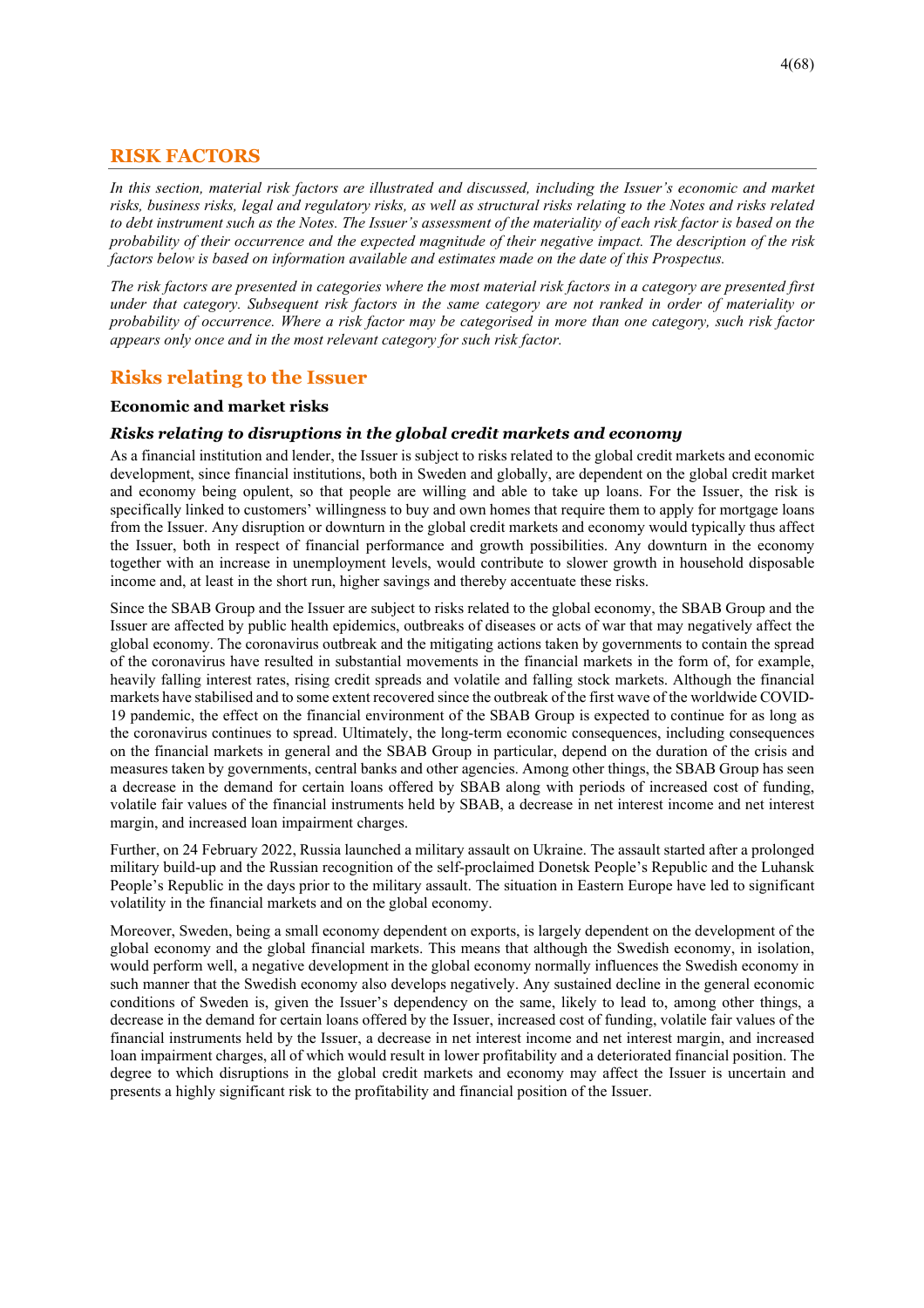# RISK FACTORS

*In this section, material risk factors are illustrated and discussed, including the Issuer's economic and market risks, business risks, legal and regulatory risks, as well as structural risks relating to the Notes and risks related to debt instrument such as the Notes. The Issuer's assessment of the materiality of each risk factor is based on the probability of their occurrence and the expected magnitude of their negative impact. The description of the risk factors below is based on information available and estimates made on the date of this Prospectus.*

*The risk factors are presented in categories where the most material risk factors in a category are presented first under that category. Subsequent risk factors in the same category are not ranked in order of materiality or probability of occurrence. Where a risk factor may be categorised in more than one category, such risk factor appears only once and in the most relevant category for such risk factor.*

## Risks relating to the Issuer

### Economic and market risks

#### *Risks relating to disruptions in the global credit markets and economy*

As a financial institution and lender, the Issuer is subject to risks related to the global credit markets and economic development, since financial institutions, both in Sweden and globally, are dependent on the global credit market and economy being opulent, so that people are willing and able to take up loans. For the Issuer, the risk is specifically linked to customers' willingness to buy and own homes that require them to apply for mortgage loans from the Issuer. Any disruption or downturn in the global credit markets and economy would typically thus affect the Issuer, both in respect of financial performance and growth possibilities. Any downturn in the economy together with an increase in unemployment levels, would contribute to slower growth in household disposable income and, at least in the short run, higher savings and thereby accentuate these risks.

Since the SBAB Group and the Issuer are subject to risks related to the global economy, the SBAB Group and the Issuer are affected by public health epidemics, outbreaks of diseases or acts of war that may negatively affect the global economy. The coronavirus outbreak and the mitigating actions taken by governments to contain the spread of the coronavirus have resulted in substantial movements in the financial markets in the form of, for example, heavily falling interest rates, rising credit spreads and volatile and falling stock markets. Although the financial markets have stabilised and to some extent recovered since the outbreak of the first wave of the worldwide COVID-19 pandemic, the effect on the financial environment of the SBAB Group is expected to continue for as long as the coronavirus continues to spread. Ultimately, the long-term economic consequences, including consequences on the financial markets in general and the SBAB Group in particular, depend on the duration of the crisis and measures taken by governments, central banks and other agencies. Among other things, the SBAB Group has seen a decrease in the demand for certain loans offered by SBAB along with periods of increased cost of funding, volatile fair values of the financial instruments held by SBAB, a decrease in net interest income and net interest margin, and increased loan impairment charges.

Further, on 24 February 2022, Russia launched a military assault on Ukraine. The assault started after a prolonged military build-up and the Russian recognition of the self-proclaimed Donetsk People's Republic and the Luhansk People's Republic in the days prior to the military assault. The situation in Eastern Europe have led to significant volatility in the financial markets and on the global economy.

Moreover, Sweden, being a small economy dependent on exports, is largely dependent on the development of the global economy and the global financial markets. This means that although the Swedish economy, in isolation, would perform well, a negative development in the global economy normally influences the Swedish economy in such manner that the Swedish economy also develops negatively. Any sustained decline in the general economic conditions of Sweden is, given the Issuer's dependency on the same, likely to lead to, among other things, a decrease in the demand for certain loans offered by the Issuer, increased cost of funding, volatile fair values of the financial instruments held by the Issuer, a decrease in net interest income and net interest margin, and increased loan impairment charges, all of which would result in lower profitability and a deteriorated financial position. The degree to which disruptions in the global credit markets and economy may affect the Issuer is uncertain and presents a highly significant risk to the profitability and financial position of the Issuer.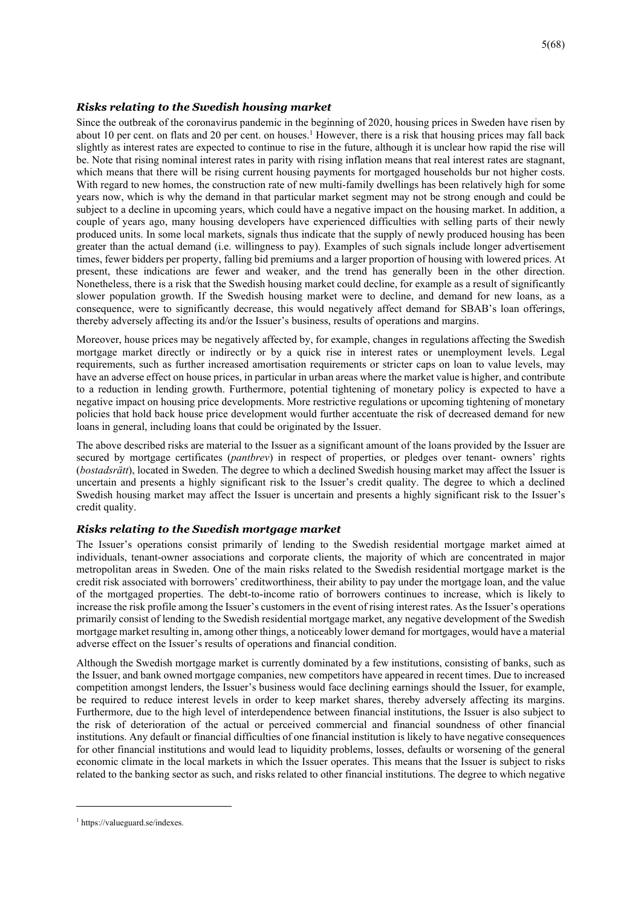### *Risks relating to the Swedish housing market*

Since the outbreak of the coronavirus pandemic in the beginning of 2020, housing prices in Sweden have risen by about 10 per cent. on flats and 20 per cent. on houses.[1] However, there is a risk that housing prices may fall back slightly as interest rates are expected to continue to rise in the future, although it is unclear how rapid the rise will be. Note that rising nominal interest rates in parity with rising inflation means that real interest rates are stagnant, which means that there will be rising current housing payments for mortgaged households bur not higher costs. With regard to new homes, the construction rate of new multi-family dwellings has been relatively high for some years now, which is why the demand in that particular market segment may not be strong enough and could be subject to a decline in upcoming years, which could have a negative impact on the housing market. In addition, a couple of years ago, many housing developers have experienced difficulties with selling parts of their newly produced units. In some local markets, signals thus indicate that the supply of newly produced housing has been greater than the actual demand (i.e. willingness to pay). Examples of such signals include longer advertisement times, fewer bidders per property, falling bid premiums and a larger proportion of housing with lowered prices. At present, these indications are fewer and weaker, and the trend has generally been in the other direction. Nonetheless, there is a risk that the Swedish housing market could decline, for example as a result of significantly slower population growth. If the Swedish housing market were to decline, and demand for new loans, as a consequence, were to significantly decrease, this would negatively affect demand for SBAB's loan offerings, thereby adversely affecting its and/or the Issuer's business, results of operations and margins.

Moreover, house prices may be negatively affected by, for example, changes in regulations affecting the Swedish mortgage market directly or indirectly or by a quick rise in interest rates or unemployment levels. Legal requirements, such as further increased amortisation requirements or stricter caps on loan to value levels, may have an adverse effect on house prices, in particular in urban areas where the market value is higher, and contribute to a reduction in lending growth. Furthermore, potential tightening of monetary policy is expected to have a negative impact on housing price developments. More restrictive regulations or upcoming tightening of monetary policies that hold back house price development would further accentuate the risk of decreased demand for new loans in general, including loans that could be originated by the Issuer.

The above described risks are material to the Issuer as a significant amount of the loans provided by the Issuer are secured by mortgage certificates (*pantbrev*) in respect of properties, or pledges over tenant- owners' rights (*bostadsrätt*), located in Sweden. The degree to which a declined Swedish housing market may affect the Issuer is uncertain and presents a highly significant risk to the Issuer's credit quality. The degree to which a declined Swedish housing market may affect the Issuer is uncertain and presents a highly significant risk to the Issuer's credit quality.

### *Risks relating to the Swedish mortgage market*

The Issuer's operations consist primarily of lending to the Swedish residential mortgage market aimed at individuals, tenant-owner associations and corporate clients, the majority of which are concentrated in major metropolitan areas in Sweden. One of the main risks related to the Swedish residential mortgage market is the credit risk associated with borrowers' creditworthiness, their ability to pay under the mortgage loan, and the value of the mortgaged properties. The debt-to-income ratio of borrowers continues to increase, which is likely to increase the risk profile among the Issuer's customers in the event of rising interest rates. As the Issuer's operations primarily consist of lending to the Swedish residential mortgage market, any negative development of the Swedish mortgage market resulting in, among other things, a noticeably lower demand for mortgages, would have a material adverse effect on the Issuer's results of operations and financial condition.

Although the Swedish mortgage market is currently dominated by a few institutions, consisting of banks, such as the Issuer, and bank owned mortgage companies, new competitors have appeared in recent times. Due to increased competition amongst lenders, the Issuer's business would face declining earnings should the Issuer, for example, be required to reduce interest levels in order to keep market shares, thereby adversely affecting its margins. Furthermore, due to the high level of interdependence between financial institutions, the Issuer is also subject to the risk of deterioration of the actual or perceived commercial and financial soundness of other financial institutions. Any default or financial difficulties of one financial institution is likely to have negative consequences for other financial institutions and would lead to liquidity problems, losses, defaults or worsening of the general economic climate in the local markets in which the Issuer operates. This means that the Issuer is subject to risks related to the banking sector as such, and risks related to other financial institutions. The degree to which negative

[1] https://valueguard.se/indexes.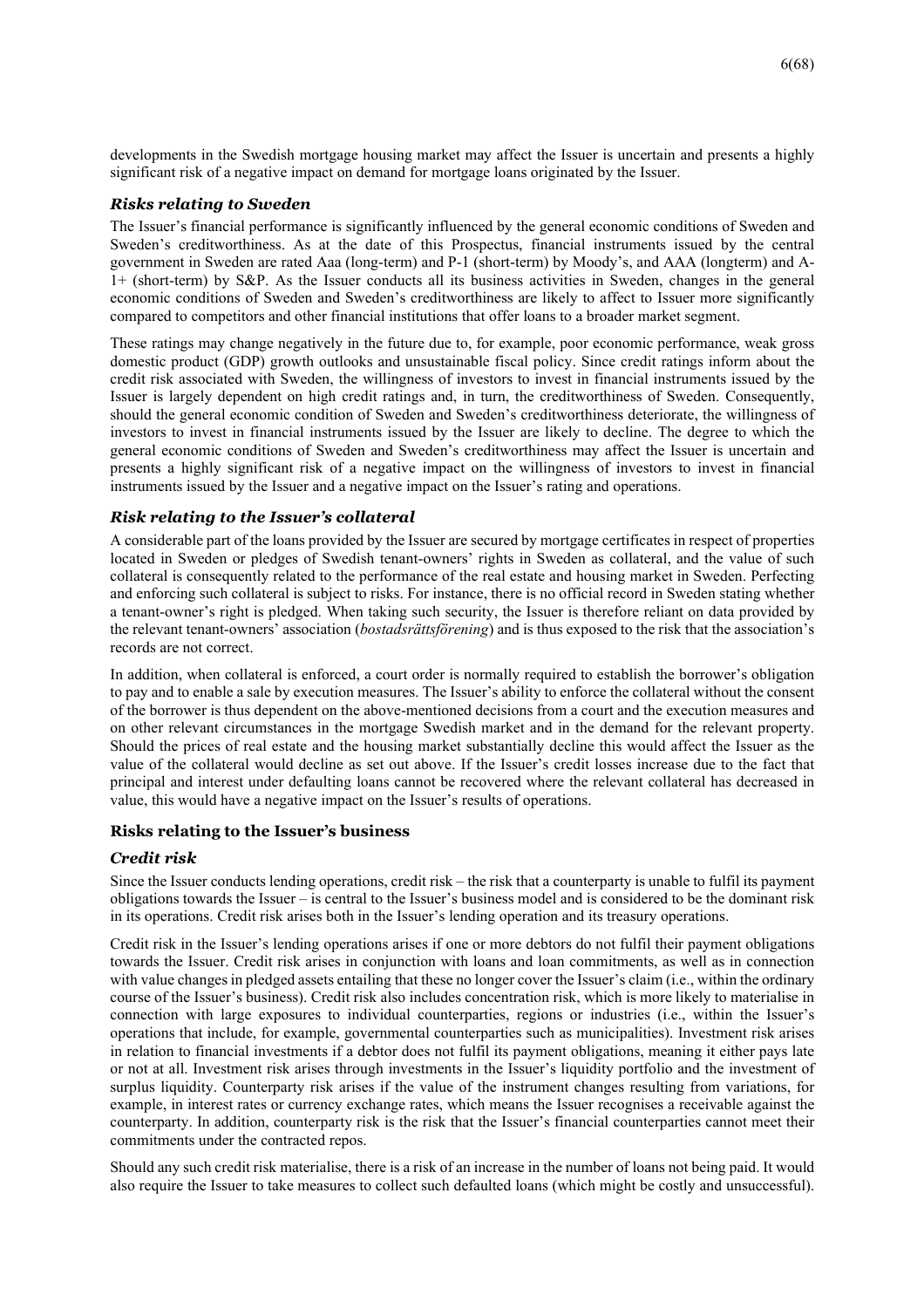developments in the Swedish mortgage housing market may affect the Issuer is uncertain and presents a highly significant risk of a negative impact on demand for mortgage loans originated by the Issuer.

### *Risks relating to Sweden*

The Issuer's financial performance is significantly influenced by the general economic conditions of Sweden and Sweden's creditworthiness. As at the date of this Prospectus, financial instruments issued by the central government in Sweden are rated Aaa (long-term) and P-1 (short-term) by Moody's, and AAA (longterm) and A-1+ (short-term) by S&P. As the Issuer conducts all its business activities in Sweden, changes in the general economic conditions of Sweden and Sweden's creditworthiness are likely to affect to Issuer more significantly compared to competitors and other financial institutions that offer loans to a broader market segment.

These ratings may change negatively in the future due to, for example, poor economic performance, weak gross domestic product (GDP) growth outlooks and unsustainable fiscal policy. Since credit ratings inform about the credit risk associated with Sweden, the willingness of investors to invest in financial instruments issued by the Issuer is largely dependent on high credit ratings and, in turn, the creditworthiness of Sweden. Consequently, should the general economic condition of Sweden and Sweden's creditworthiness deteriorate, the willingness of investors to invest in financial instruments issued by the Issuer are likely to decline. The degree to which the general economic conditions of Sweden and Sweden's creditworthiness may affect the Issuer is uncertain and presents a highly significant risk of a negative impact on the willingness of investors to invest in financial instruments issued by the Issuer and a negative impact on the Issuer's rating and operations.

### *Risk relating to the Issuer's collateral*

A considerable part of the loans provided by the Issuer are secured by mortgage certificates in respect of properties located in Sweden or pledges of Swedish tenant-owners' rights in Sweden as collateral, and the value of such collateral is consequently related to the performance of the real estate and housing market in Sweden. Perfecting and enforcing such collateral is subject to risks. For instance, there is no official record in Sweden stating whether a tenant-owner's right is pledged. When taking such security, the Issuer is therefore reliant on data provided by the relevant tenant-owners' association (*bostadsrättsförening*) and is thus exposed to the risk that the association's records are not correct.

In addition, when collateral is enforced, a court order is normally required to establish the borrower's obligation to pay and to enable a sale by execution measures. The Issuer's ability to enforce the collateral without the consent of the borrower is thus dependent on the above-mentioned decisions from a court and the execution measures and on other relevant circumstances in the mortgage Swedish market and in the demand for the relevant property. Should the prices of real estate and the housing market substantially decline this would affect the Issuer as the value of the collateral would decline as set out above. If the Issuer's credit losses increase due to the fact that principal and interest under defaulting loans cannot be recovered where the relevant collateral has decreased in value, this would have a negative impact on the Issuer's results of operations.

## Risks relating to the Issuer's business

### *Credit risk*

Since the Issuer conducts lending operations, credit risk – the risk that a counterparty is unable to fulfil its payment obligations towards the Issuer – is central to the Issuer's business model and is considered to be the dominant risk in its operations. Credit risk arises both in the Issuer's lending operation and its treasury operations.

Credit risk in the Issuer's lending operations arises if one or more debtors do not fulfil their payment obligations towards the Issuer. Credit risk arises in conjunction with loans and loan commitments, as well as in connection with value changes in pledged assets entailing that these no longer cover the Issuer's claim (i.e., within the ordinary course of the Issuer's business). Credit risk also includes concentration risk, which is more likely to materialise in connection with large exposures to individual counterparties, regions or industries (i.e., within the Issuer's operations that include, for example, governmental counterparties such as municipalities). Investment risk arises in relation to financial investments if a debtor does not fulfil its payment obligations, meaning it either pays late or not at all. Investment risk arises through investments in the Issuer's liquidity portfolio and the investment of surplus liquidity. Counterparty risk arises if the value of the instrument changes resulting from variations, for example, in interest rates or currency exchange rates, which means the Issuer recognises a receivable against the counterparty. In addition, counterparty risk is the risk that the Issuer's financial counterparties cannot meet their commitments under the contracted repos.

Should any such credit risk materialise, there is a risk of an increase in the number of loans not being paid. It would also require the Issuer to take measures to collect such defaulted loans (which might be costly and unsuccessful).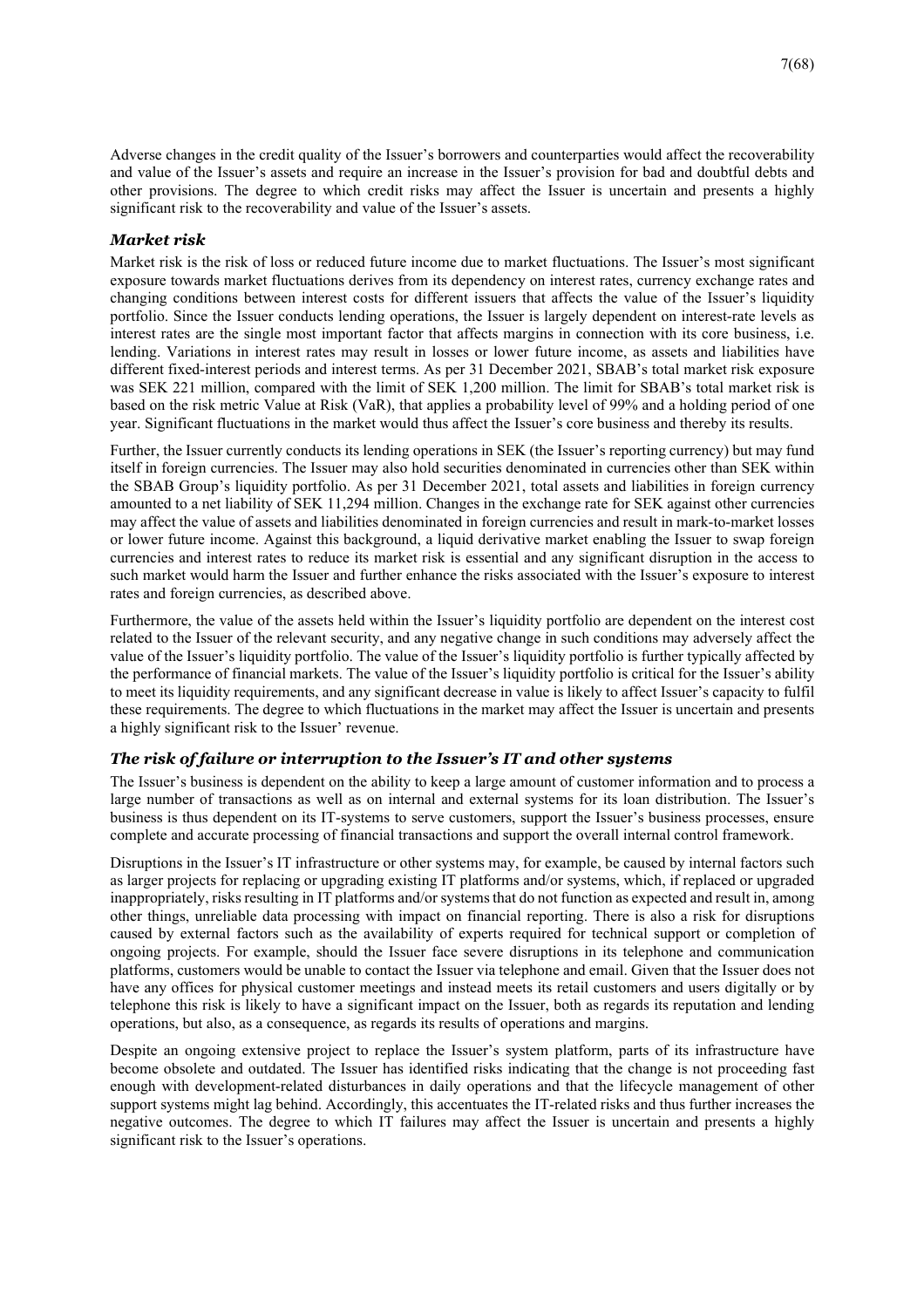Adverse changes in the credit quality of the Issuer's borrowers and counterparties would affect the recoverability and value of the Issuer's assets and require an increase in the Issuer's provision for bad and doubtful debts and other provisions. The degree to which credit risks may affect the Issuer is uncertain and presents a highly significant risk to the recoverability and value of the Issuer's assets.

### *Market risk*

Market risk is the risk of loss or reduced future income due to market fluctuations. The Issuer's most significant exposure towards market fluctuations derives from its dependency on interest rates, currency exchange rates and changing conditions between interest costs for different issuers that affects the value of the Issuer's liquidity portfolio. Since the Issuer conducts lending operations, the Issuer is largely dependent on interest-rate levels as interest rates are the single most important factor that affects margins in connection with its core business, i.e. lending. Variations in interest rates may result in losses or lower future income, as assets and liabilities have different fixed-interest periods and interest terms. As per 31 December 2021, SBAB's total market risk exposure was SEK 221 million, compared with the limit of SEK 1,200 million. The limit for SBAB's total market risk is based on the risk metric Value at Risk (VaR), that applies a probability level of 99% and a holding period of one year. Significant fluctuations in the market would thus affect the Issuer's core business and thereby its results.

Further, the Issuer currently conducts its lending operations in SEK (the Issuer's reporting currency) but may fund itself in foreign currencies. The Issuer may also hold securities denominated in currencies other than SEK within the SBAB Group's liquidity portfolio. As per 31 December 2021, total assets and liabilities in foreign currency amounted to a net liability of SEK 11,294 million. Changes in the exchange rate for SEK against other currencies may affect the value of assets and liabilities denominated in foreign currencies and result in mark-to-market losses or lower future income. Against this background, a liquid derivative market enabling the Issuer to swap foreign currencies and interest rates to reduce its market risk is essential and any significant disruption in the access to such market would harm the Issuer and further enhance the risks associated with the Issuer's exposure to interest rates and foreign currencies, as described above.

Furthermore, the value of the assets held within the Issuer's liquidity portfolio are dependent on the interest cost related to the Issuer of the relevant security, and any negative change in such conditions may adversely affect the value of the Issuer's liquidity portfolio. The value of the Issuer's liquidity portfolio is further typically affected by the performance of financial markets. The value of the Issuer's liquidity portfolio is critical for the Issuer's ability to meet its liquidity requirements, and any significant decrease in value is likely to affect Issuer's capacity to fulfil these requirements. The degree to which fluctuations in the market may affect the Issuer is uncertain and presents a highly significant risk to the Issuer' revenue.

### *The risk of failure or interruption to the Issuer's IT and other systems*

The Issuer's business is dependent on the ability to keep a large amount of customer information and to process a large number of transactions as well as on internal and external systems for its loan distribution. The Issuer's business is thus dependent on its IT-systems to serve customers, support the Issuer's business processes, ensure complete and accurate processing of financial transactions and support the overall internal control framework.

Disruptions in the Issuer's IT infrastructure or other systems may, for example, be caused by internal factors such as larger projects for replacing or upgrading existing IT platforms and/or systems, which, if replaced or upgraded inappropriately, risks resulting in IT platforms and/or systems that do not function as expected and result in, among other things, unreliable data processing with impact on financial reporting. There is also a risk for disruptions caused by external factors such as the availability of experts required for technical support or completion of ongoing projects. For example, should the Issuer face severe disruptions in its telephone and communication platforms, customers would be unable to contact the Issuer via telephone and email. Given that the Issuer does not have any offices for physical customer meetings and instead meets its retail customers and users digitally or by telephone this risk is likely to have a significant impact on the Issuer, both as regards its reputation and lending operations, but also, as a consequence, as regards its results of operations and margins.

Despite an ongoing extensive project to replace the Issuer's system platform, parts of its infrastructure have become obsolete and outdated. The Issuer has identified risks indicating that the change is not proceeding fast enough with development-related disturbances in daily operations and that the lifecycle management of other support systems might lag behind. Accordingly, this accentuates the IT-related risks and thus further increases the negative outcomes. The degree to which IT failures may affect the Issuer is uncertain and presents a highly significant risk to the Issuer's operations.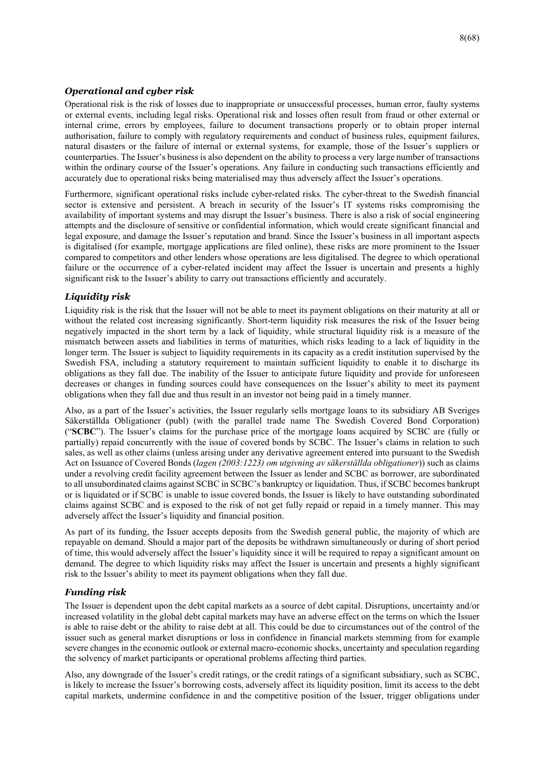### *Operational and cyber risk*

Operational risk is the risk of losses due to inappropriate or unsuccessful processes, human error, faulty systems or external events, including legal risks. Operational risk and losses often result from fraud or other external or internal crime, errors by employees, failure to document transactions properly or to obtain proper internal authorisation, failure to comply with regulatory requirements and conduct of business rules, equipment failures, natural disasters or the failure of internal or external systems, for example, those of the Issuer's suppliers or counterparties. The Issuer's business is also dependent on the ability to process a very large number of transactions within the ordinary course of the Issuer's operations. Any failure in conducting such transactions efficiently and accurately due to operational risks being materialised may thus adversely affect the Issuer's operations.

Furthermore, significant operational risks include cyber-related risks. The cyber-threat to the Swedish financial sector is extensive and persistent. A breach in security of the Issuer's IT systems risks compromising the availability of important systems and may disrupt the Issuer's business. There is also a risk of social engineering attempts and the disclosure of sensitive or confidential information, which would create significant financial and legal exposure, and damage the Issuer's reputation and brand. Since the Issuer's business in all important aspects is digitalised (for example, mortgage applications are filed online), these risks are more prominent to the Issuer compared to competitors and other lenders whose operations are less digitalised. The degree to which operational failure or the occurrence of a cyber-related incident may affect the Issuer is uncertain and presents a highly significant risk to the Issuer's ability to carry out transactions efficiently and accurately.

### *Liquidity risk*

Liquidity risk is the risk that the Issuer will not be able to meet its payment obligations on their maturity at all or without the related cost increasing significantly. Short-term liquidity risk measures the risk of the Issuer being negatively impacted in the short term by a lack of liquidity, while structural liquidity risk is a measure of the mismatch between assets and liabilities in terms of maturities, which risks leading to a lack of liquidity in the longer term. The Issuer is subject to liquidity requirements in its capacity as a credit institution supervised by the Swedish FSA, including a statutory requirement to maintain sufficient liquidity to enable it to discharge its obligations as they fall due. The inability of the Issuer to anticipate future liquidity and provide for unforeseen decreases or changes in funding sources could have consequences on the Issuer's ability to meet its payment obligations when they fall due and thus result in an investor not being paid in a timely manner.

Also, as a part of the Issuer's activities, the Issuer regularly sells mortgage loans to its subsidiary AB Sveriges Säkerställda Obligationer (publ) (with the parallel trade name The Swedish Covered Bond Corporation) ("**SCBC**"). The Issuer's claims for the purchase price of the mortgage loans acquired by SCBC are (fully or partially) repaid concurrently with the issue of covered bonds by SCBC. The Issuer's claims in relation to such sales, as well as other claims (unless arising under any derivative agreement entered into pursuant to the Swedish Act on Issuance of Covered Bonds (*lagen (2003:1223) om utgivning av säkerställda obligationer*)) such as claims under a revolving credit facility agreement between the Issuer as lender and SCBC as borrower, are subordinated to all unsubordinated claims against SCBC in SCBC's bankruptcy or liquidation. Thus, if SCBC becomes bankrupt or is liquidated or if SCBC is unable to issue covered bonds, the Issuer is likely to have outstanding subordinated claims against SCBC and is exposed to the risk of not get fully repaid or repaid in a timely manner. This may adversely affect the Issuer's liquidity and financial position.

As part of its funding, the Issuer accepts deposits from the Swedish general public, the majority of which are repayable on demand. Should a major part of the deposits be withdrawn simultaneously or during of short period of time, this would adversely affect the Issuer's liquidity since it will be required to repay a significant amount on demand. The degree to which liquidity risks may affect the Issuer is uncertain and presents a highly significant risk to the Issuer's ability to meet its payment obligations when they fall due.

### *Funding risk*

The Issuer is dependent upon the debt capital markets as a source of debt capital. Disruptions, uncertainty and/or increased volatility in the global debt capital markets may have an adverse effect on the terms on which the Issuer is able to raise debt or the ability to raise debt at all. This could be due to circumstances out of the control of the issuer such as general market disruptions or loss in confidence in financial markets stemming from for example severe changes in the economic outlook or external macro-economic shocks, uncertainty and speculation regarding the solvency of market participants or operational problems affecting third parties.

Also, any downgrade of the Issuer's credit ratings, or the credit ratings of a significant subsidiary, such as SCBC, is likely to increase the Issuer's borrowing costs, adversely affect its liquidity position, limit its access to the debt capital markets, undermine confidence in and the competitive position of the Issuer, trigger obligations under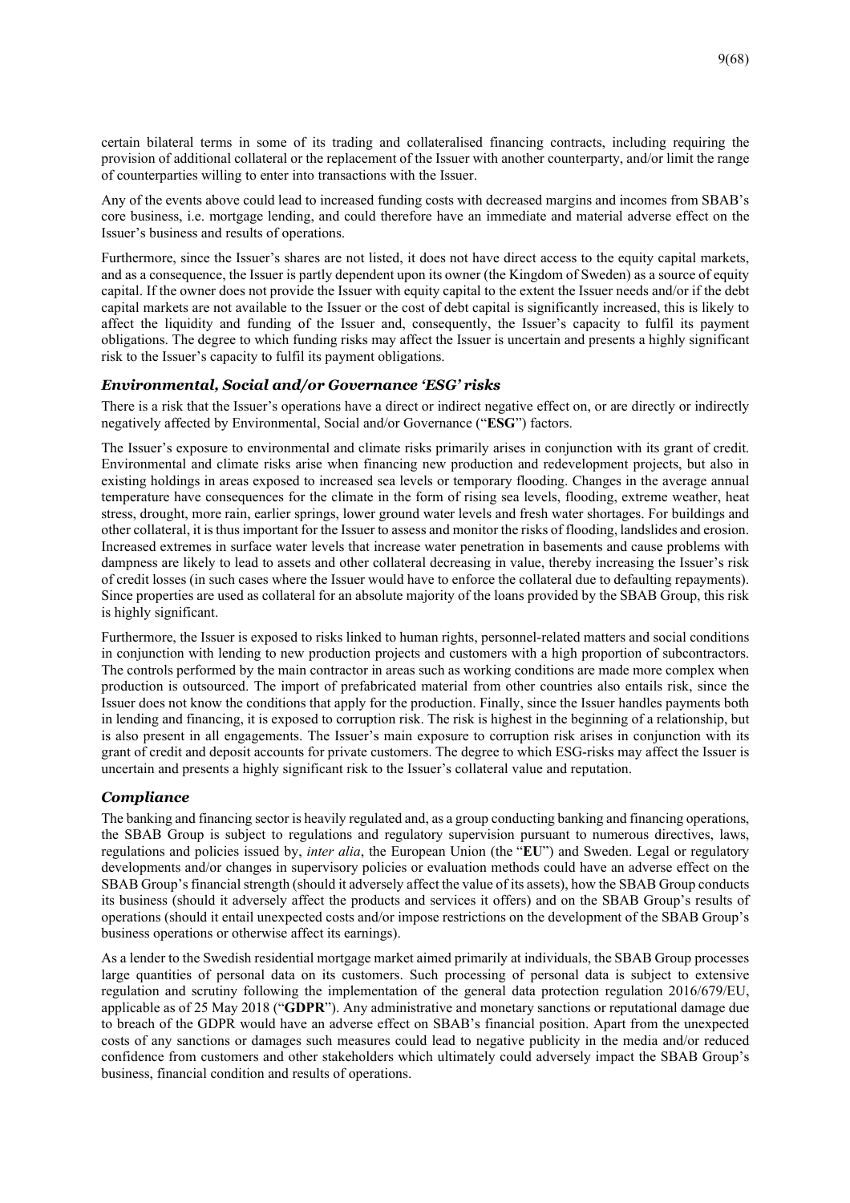certain bilateral terms in some of its trading and collateralised financing contracts, including requiring the provision of additional collateral or the replacement of the Issuer with another counterparty, and/or limit the range of counterparties willing to enter into transactions with the Issuer.

Any of the events above could lead to increased funding costs with decreased margins and incomes from SBAB's core business, i.e. mortgage lending, and could therefore have an immediate and material adverse effect on the Issuer's business and results of operations.

Furthermore, since the Issuer's shares are not listed, it does not have direct access to the equity capital markets, and as a consequence, the Issuer is partly dependent upon its owner (the Kingdom of Sweden) as a source of equity capital. If the owner does not provide the Issuer with equity capital to the extent the Issuer needs and/or if the debt capital markets are not available to the Issuer or the cost of debt capital is significantly increased, this is likely to affect the liquidity and funding of the Issuer and, consequently, the Issuer's capacity to fulfil its payment obligations. The degree to which funding risks may affect the Issuer is uncertain and presents a highly significant risk to the Issuer's capacity to fulfil its payment obligations.

### *Environmental, Social and/or Governance 'ESG' risks*

There is a risk that the Issuer's operations have a direct or indirect negative effect on, or are directly or indirectly negatively affected by Environmental, Social and/or Governance ("**ESG**") factors.

The Issuer's exposure to environmental and climate risks primarily arises in conjunction with its grant of credit. Environmental and climate risks arise when financing new production and redevelopment projects, but also in existing holdings in areas exposed to increased sea levels or temporary flooding. Changes in the average annual temperature have consequences for the climate in the form of rising sea levels, flooding, extreme weather, heat stress, drought, more rain, earlier springs, lower ground water levels and fresh water shortages. For buildings and other collateral, it is thus important for the Issuer to assess and monitor the risks of flooding, landslides and erosion. Increased extremes in surface water levels that increase water penetration in basements and cause problems with dampness are likely to lead to assets and other collateral decreasing in value, thereby increasing the Issuer's risk of credit losses (in such cases where the Issuer would have to enforce the collateral due to defaulting repayments). Since properties are used as collateral for an absolute majority of the loans provided by the SBAB Group, this risk is highly significant.

Furthermore, the Issuer is exposed to risks linked to human rights, personnel-related matters and social conditions in conjunction with lending to new production projects and customers with a high proportion of subcontractors. The controls performed by the main contractor in areas such as working conditions are made more complex when production is outsourced. The import of prefabricated material from other countries also entails risk, since the Issuer does not know the conditions that apply for the production. Finally, since the Issuer handles payments both in lending and financing, it is exposed to corruption risk. The risk is highest in the beginning of a relationship, but is also present in all engagements. The Issuer's main exposure to corruption risk arises in conjunction with its grant of credit and deposit accounts for private customers. The degree to which ESG-risks may affect the Issuer is uncertain and presents a highly significant risk to the Issuer's collateral value and reputation.

### *Compliance*

The banking and financing sector is heavily regulated and, as a group conducting banking and financing operations, the SBAB Group is subject to regulations and regulatory supervision pursuant to numerous directives, laws, regulations and policies issued by, *inter alia*, the European Union (the "**EU**") and Sweden. Legal or regulatory developments and/or changes in supervisory policies or evaluation methods could have an adverse effect on the SBAB Group's financial strength (should it adversely affect the value of its assets), how the SBAB Group conducts its business (should it adversely affect the products and services it offers) and on the SBAB Group's results of operations (should it entail unexpected costs and/or impose restrictions on the development of the SBAB Group's business operations or otherwise affect its earnings).

As a lender to the Swedish residential mortgage market aimed primarily at individuals, the SBAB Group processes large quantities of personal data on its customers. Such processing of personal data is subject to extensive regulation and scrutiny following the implementation of the general data protection regulation 2016/679/EU, applicable as of 25 May 2018 ("**GDPR**"). Any administrative and monetary sanctions or reputational damage due to breach of the GDPR would have an adverse effect on SBAB's financial position. Apart from the unexpected costs of any sanctions or damages such measures could lead to negative publicity in the media and/or reduced confidence from customers and other stakeholders which ultimately could adversely impact the SBAB Group's business, financial condition and results of operations.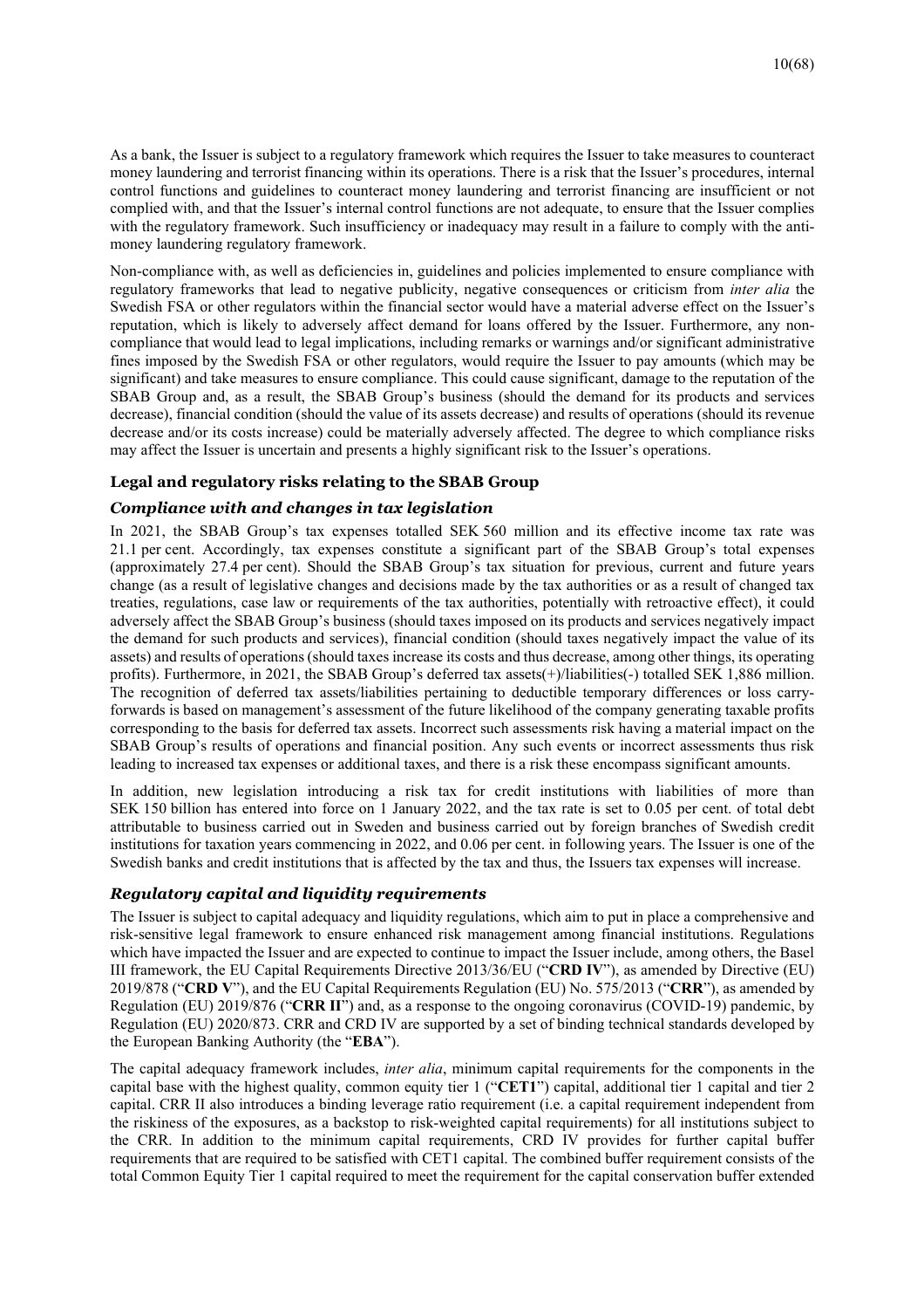As a bank, the Issuer is subject to a regulatory framework which requires the Issuer to take measures to counteract money laundering and terrorist financing within its operations. There is a risk that the Issuer's procedures, internal control functions and guidelines to counteract money laundering and terrorist financing are insufficient or not complied with, and that the Issuer's internal control functions are not adequate, to ensure that the Issuer complies with the regulatory framework. Such insufficiency or inadequacy may result in a failure to comply with the anti-money laundering regulatory framework.

Non-compliance with, as well as deficiencies in, guidelines and policies implemented to ensure compliance with regulatory frameworks that lead to negative publicity, negative consequences or criticism from *inter alia* the Swedish FSA or other regulators within the financial sector would have a material adverse effect on the Issuer's reputation, which is likely to adversely affect demand for loans offered by the Issuer. Furthermore, any non-compliance that would lead to legal implications, including remarks or warnings and/or significant administrative fines imposed by the Swedish FSA or other regulators, would require the Issuer to pay amounts (which may be significant) and take measures to ensure compliance. This could cause significant, damage to the reputation of the SBAB Group and, as a result, the SBAB Group's business (should the demand for its products and services decrease), financial condition (should the value of its assets decrease) and results of operations (should its revenue decrease and/or its costs increase) could be materially adversely affected. The degree to which compliance risks may affect the Issuer is uncertain and presents a highly significant risk to the Issuer's operations.

### Legal and regulatory risks relating to the SBAB Group

#### *Compliance with and changes in tax legislation*

In 2021, the SBAB Group's tax expenses totalled SEK 560 million and its effective income tax rate was 21.1 per cent. Accordingly, tax expenses constitute a significant part of the SBAB Group's total expenses (approximately 27.4 per cent). Should the SBAB Group's tax situation for previous, current and future years change (as a result of legislative changes and decisions made by the tax authorities or as a result of changed tax treaties, regulations, case law or requirements of the tax authorities, potentially with retroactive effect), it could adversely affect the SBAB Group's business (should taxes imposed on its products and services negatively impact the demand for such products and services), financial condition (should taxes negatively impact the value of its assets) and results of operations (should taxes increase its costs and thus decrease, among other things, its operating profits). Furthermore, in 2021, the SBAB Group's deferred tax assets(+)/liabilities(-) totalled SEK 1,886 million. The recognition of deferred tax assets/liabilities pertaining to deductible temporary differences or loss carry-forwards is based on management's assessment of the future likelihood of the company generating taxable profits corresponding to the basis for deferred tax assets. Incorrect such assessments risk having a material impact on the SBAB Group's results of operations and financial position. Any such events or incorrect assessments thus risk leading to increased tax expenses or additional taxes, and there is a risk these encompass significant amounts.

In addition, new legislation introducing a risk tax for credit institutions with liabilities of more than SEK 150 billion has entered into force on 1 January 2022, and the tax rate is set to 0.05 per cent. of total debt attributable to business carried out in Sweden and business carried out by foreign branches of Swedish credit institutions for taxation years commencing in 2022, and 0.06 per cent. in following years. The Issuer is one of the Swedish banks and credit institutions that is affected by the tax and thus, the Issuers tax expenses will increase.

#### *Regulatory capital and liquidity requirements*

The Issuer is subject to capital adequacy and liquidity regulations, which aim to put in place a comprehensive and risk-sensitive legal framework to ensure enhanced risk management among financial institutions. Regulations which have impacted the Issuer and are expected to continue to impact the Issuer include, among others, the Basel III framework, the EU Capital Requirements Directive 2013/36/EU ("**CRD IV**"), as amended by Directive (EU) 2019/878 ("**CRD V**"), and the EU Capital Requirements Regulation (EU) No. 575/2013 ("**CRR**"), as amended by Regulation (EU) 2019/876 ("**CRR II**") and, as a response to the ongoing coronavirus (COVID-19) pandemic, by Regulation (EU) 2020/873. CRR and CRD IV are supported by a set of binding technical standards developed by the European Banking Authority (the "**EBA**").

The capital adequacy framework includes, *inter alia*, minimum capital requirements for the components in the capital base with the highest quality, common equity tier 1 ("**CET1**") capital, additional tier 1 capital and tier 2 capital. CRR II also introduces a binding leverage ratio requirement (i.e. a capital requirement independent from the riskiness of the exposures, as a backstop to risk-weighted capital requirements) for all institutions subject to the CRR. In addition to the minimum capital requirements, CRD IV provides for further capital buffer requirements that are required to be satisfied with CET1 capital. The combined buffer requirement consists of the total Common Equity Tier 1 capital required to meet the requirement for the capital conservation buffer extended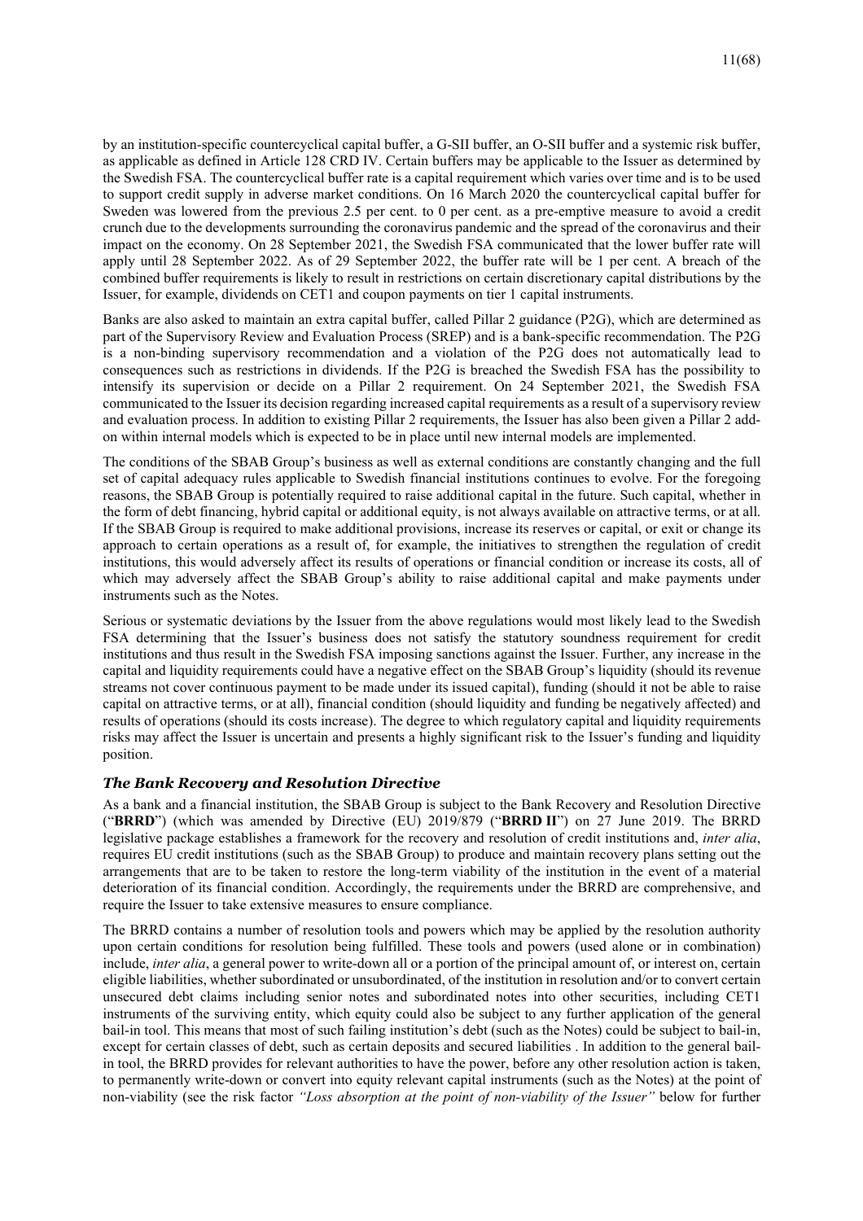by an institution-specific countercyclical capital buffer, a G-SII buffer, an O-SII buffer and a systemic risk buffer, as applicable as defined in Article 128 CRD IV. Certain buffers may be applicable to the Issuer as determined by the Swedish FSA. The countercyclical buffer rate is a capital requirement which varies over time and is to be used to support credit supply in adverse market conditions. On 16 March 2020 the countercyclical capital buffer for Sweden was lowered from the previous 2.5 per cent. to 0 per cent. as a pre-emptive measure to avoid a credit crunch due to the developments surrounding the coronavirus pandemic and the spread of the coronavirus and their impact on the economy. On 28 September 2021, the Swedish FSA communicated that the lower buffer rate will apply until 28 September 2022. As of 29 September 2022, the buffer rate will be 1 per cent. A breach of the combined buffer requirements is likely to result in restrictions on certain discretionary capital distributions by the Issuer, for example, dividends on CET1 and coupon payments on tier 1 capital instruments.

Banks are also asked to maintain an extra capital buffer, called Pillar 2 guidance (P2G), which are determined as part of the Supervisory Review and Evaluation Process (SREP) and is a bank-specific recommendation. The P2G is a non-binding supervisory recommendation and a violation of the P2G does not automatically lead to consequences such as restrictions in dividends. If the P2G is breached the Swedish FSA has the possibility to intensify its supervision or decide on a Pillar 2 requirement. On 24 September 2021, the Swedish FSA communicated to the Issuer its decision regarding increased capital requirements as a result of a supervisory review and evaluation process. In addition to existing Pillar 2 requirements, the Issuer has also been given a Pillar 2 add-on within internal models which is expected to be in place until new internal models are implemented.

The conditions of the SBAB Group's business as well as external conditions are constantly changing and the full set of capital adequacy rules applicable to Swedish financial institutions continues to evolve. For the foregoing reasons, the SBAB Group is potentially required to raise additional capital in the future. Such capital, whether in the form of debt financing, hybrid capital or additional equity, is not always available on attractive terms, or at all. If the SBAB Group is required to make additional provisions, increase its reserves or capital, or exit or change its approach to certain operations as a result of, for example, the initiatives to strengthen the regulation of credit institutions, this would adversely affect its results of operations or financial condition or increase its costs, all of which may adversely affect the SBAB Group's ability to raise additional capital and make payments under instruments such as the Notes.

Serious or systematic deviations by the Issuer from the above regulations would most likely lead to the Swedish FSA determining that the Issuer's business does not satisfy the statutory soundness requirement for credit institutions and thus result in the Swedish FSA imposing sanctions against the Issuer. Further, any increase in the capital and liquidity requirements could have a negative effect on the SBAB Group's liquidity (should its revenue streams not cover continuous payment to be made under its issued capital), funding (should it not be able to raise capital on attractive terms, or at all), financial condition (should liquidity and funding be negatively affected) and results of operations (should its costs increase). The degree to which regulatory capital and liquidity requirements risks may affect the Issuer is uncertain and presents a highly significant risk to the Issuer's funding and liquidity position.

### *The Bank Recovery and Resolution Directive*

As a bank and a financial institution, the SBAB Group is subject to the Bank Recovery and Resolution Directive ("**BRRD**") (which was amended by Directive (EU) 2019/879 ("**BRRD II**") on 27 June 2019. The BRRD legislative package establishes a framework for the recovery and resolution of credit institutions and, *inter alia*, requires EU credit institutions (such as the SBAB Group) to produce and maintain recovery plans setting out the arrangements that are to be taken to restore the long-term viability of the institution in the event of a material deterioration of its financial condition. Accordingly, the requirements under the BRRD are comprehensive, and require the Issuer to take extensive measures to ensure compliance.

The BRRD contains a number of resolution tools and powers which may be applied by the resolution authority upon certain conditions for resolution being fulfilled. These tools and powers (used alone or in combination) include, *inter alia*, a general power to write-down all or a portion of the principal amount of, or interest on, certain eligible liabilities, whether subordinated or unsubordinated, of the institution in resolution and/or to convert certain unsecured debt claims including senior notes and subordinated notes into other securities, including CET1 instruments of the surviving entity, which equity could also be subject to any further application of the general bail-in tool. This means that most of such failing institution's debt (such as the Notes) could be subject to bail-in, except for certain classes of debt, such as certain deposits and secured liabilities . In addition to the general bail-in tool, the BRRD provides for relevant authorities to have the power, before any other resolution action is taken, to permanently write-down or convert into equity relevant capital instruments (such as the Notes) at the point of non-viability (see the risk factor *"Loss absorption at the point of non-viability of the Issuer"* below for further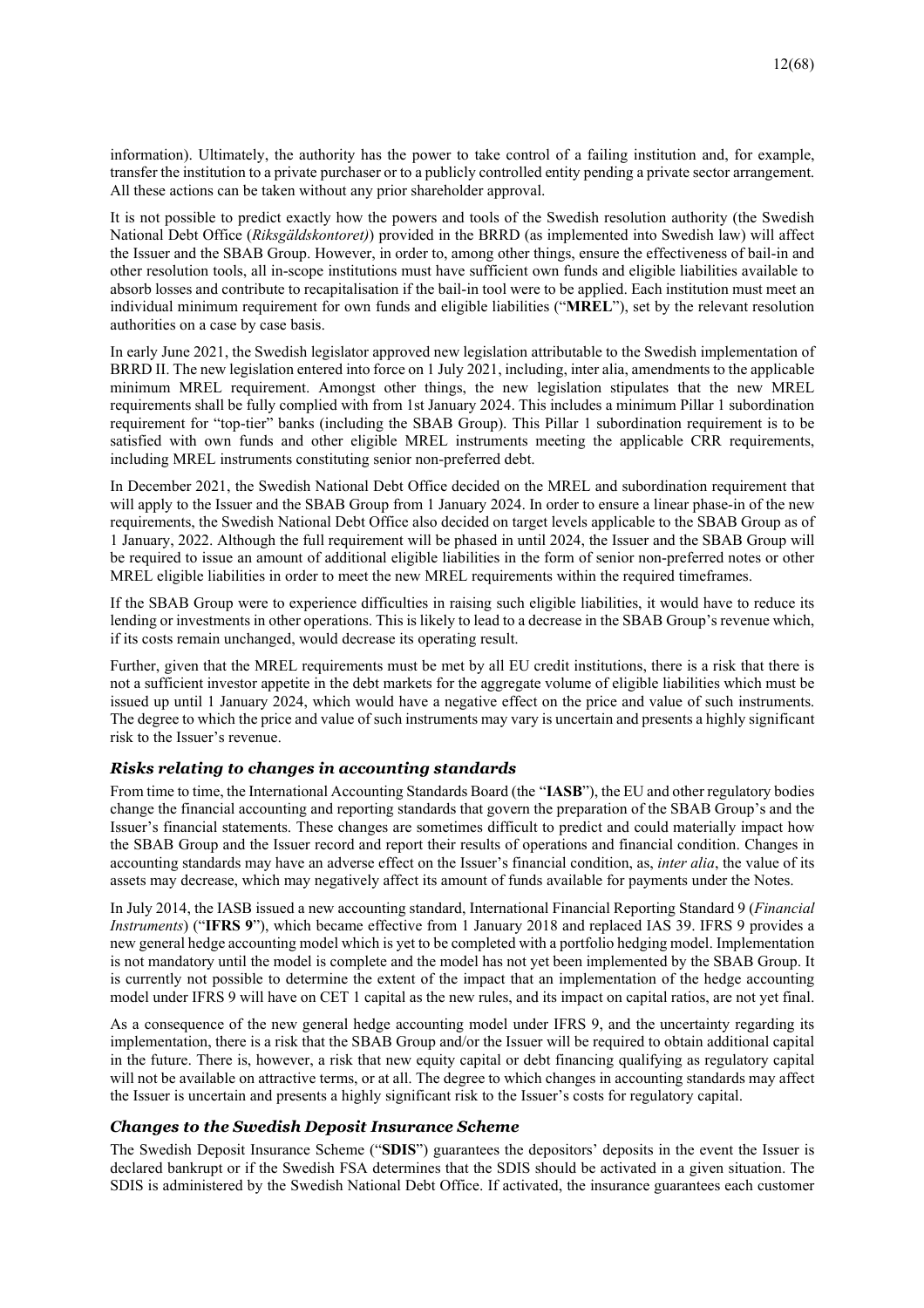information). Ultimately, the authority has the power to take control of a failing institution and, for example, transfer the institution to a private purchaser or to a publicly controlled entity pending a private sector arrangement. All these actions can be taken without any prior shareholder approval.

It is not possible to predict exactly how the powers and tools of the Swedish resolution authority (the Swedish National Debt Office (*Riksgäldskontoret)*) provided in the BRRD (as implemented into Swedish law) will affect the Issuer and the SBAB Group. However, in order to, among other things, ensure the effectiveness of bail-in and other resolution tools, all in-scope institutions must have sufficient own funds and eligible liabilities available to absorb losses and contribute to recapitalisation if the bail-in tool were to be applied. Each institution must meet an individual minimum requirement for own funds and eligible liabilities ("**MREL**"), set by the relevant resolution authorities on a case by case basis.

In early June 2021, the Swedish legislator approved new legislation attributable to the Swedish implementation of BRRD II. The new legislation entered into force on 1 July 2021, including, inter alia, amendments to the applicable minimum MREL requirement. Amongst other things, the new legislation stipulates that the new MREL requirements shall be fully complied with from 1st January 2024. This includes a minimum Pillar 1 subordination requirement for "top-tier" banks (including the SBAB Group). This Pillar 1 subordination requirement is to be satisfied with own funds and other eligible MREL instruments meeting the applicable CRR requirements, including MREL instruments constituting senior non-preferred debt.

In December 2021, the Swedish National Debt Office decided on the MREL and subordination requirement that will apply to the Issuer and the SBAB Group from 1 January 2024. In order to ensure a linear phase-in of the new requirements, the Swedish National Debt Office also decided on target levels applicable to the SBAB Group as of 1 January, 2022. Although the full requirement will be phased in until 2024, the Issuer and the SBAB Group will be required to issue an amount of additional eligible liabilities in the form of senior non-preferred notes or other MREL eligible liabilities in order to meet the new MREL requirements within the required timeframes.

If the SBAB Group were to experience difficulties in raising such eligible liabilities, it would have to reduce its lending or investments in other operations. This is likely to lead to a decrease in the SBAB Group's revenue which, if its costs remain unchanged, would decrease its operating result.

Further, given that the MREL requirements must be met by all EU credit institutions, there is a risk that there is not a sufficient investor appetite in the debt markets for the aggregate volume of eligible liabilities which must be issued up until 1 January 2024, which would have a negative effect on the price and value of such instruments. The degree to which the price and value of such instruments may vary is uncertain and presents a highly significant risk to the Issuer's revenue.

### *Risks relating to changes in accounting standards*

From time to time, the International Accounting Standards Board (the "**IASB**"), the EU and other regulatory bodies change the financial accounting and reporting standards that govern the preparation of the SBAB Group's and the Issuer's financial statements. These changes are sometimes difficult to predict and could materially impact how the SBAB Group and the Issuer record and report their results of operations and financial condition. Changes in accounting standards may have an adverse effect on the Issuer's financial condition, as, *inter alia*, the value of its assets may decrease, which may negatively affect its amount of funds available for payments under the Notes.

In July 2014, the IASB issued a new accounting standard, International Financial Reporting Standard 9 (*Financial Instruments*) ("**IFRS 9**"), which became effective from 1 January 2018 and replaced IAS 39. IFRS 9 provides a new general hedge accounting model which is yet to be completed with a portfolio hedging model. Implementation is not mandatory until the model is complete and the model has not yet been implemented by the SBAB Group. It is currently not possible to determine the extent of the impact that an implementation of the hedge accounting model under IFRS 9 will have on CET 1 capital as the new rules, and its impact on capital ratios, are not yet final.

As a consequence of the new general hedge accounting model under IFRS 9, and the uncertainty regarding its implementation, there is a risk that the SBAB Group and/or the Issuer will be required to obtain additional capital in the future. There is, however, a risk that new equity capital or debt financing qualifying as regulatory capital will not be available on attractive terms, or at all. The degree to which changes in accounting standards may affect the Issuer is uncertain and presents a highly significant risk to the Issuer's costs for regulatory capital.

### *Changes to the Swedish Deposit Insurance Scheme*

The Swedish Deposit Insurance Scheme ("**SDIS**") guarantees the depositors' deposits in the event the Issuer is declared bankrupt or if the Swedish FSA determines that the SDIS should be activated in a given situation. The SDIS is administered by the Swedish National Debt Office. If activated, the insurance guarantees each customer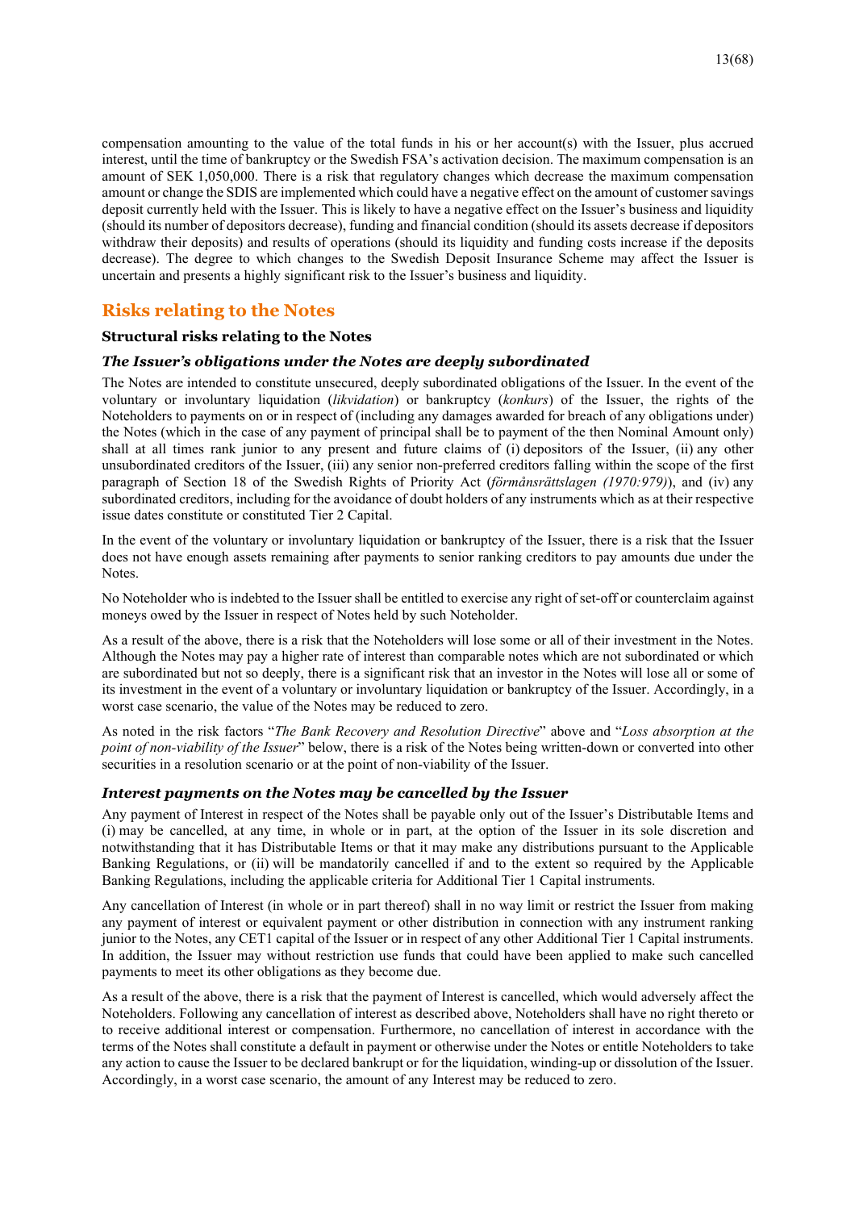compensation amounting to the value of the total funds in his or her account(s) with the Issuer, plus accrued interest, until the time of bankruptcy or the Swedish FSA's activation decision. The maximum compensation is an amount of SEK 1,050,000. There is a risk that regulatory changes which decrease the maximum compensation amount or change the SDIS are implemented which could have a negative effect on the amount of customer savings deposit currently held with the Issuer. This is likely to have a negative effect on the Issuer's business and liquidity (should its number of depositors decrease), funding and financial condition (should its assets decrease if depositors withdraw their deposits) and results of operations (should its liquidity and funding costs increase if the deposits decrease). The degree to which changes to the Swedish Deposit Insurance Scheme may affect the Issuer is uncertain and presents a highly significant risk to the Issuer's business and liquidity.

## Risks relating to the Notes

### Structural risks relating to the Notes

#### *The Issuer's obligations under the Notes are deeply subordinated*

The Notes are intended to constitute unsecured, deeply subordinated obligations of the Issuer. In the event of the voluntary or involuntary liquidation (*likvidation*) or bankruptcy (*konkurs*) of the Issuer, the rights of the Noteholders to payments on or in respect of (including any damages awarded for breach of any obligations under) the Notes (which in the case of any payment of principal shall be to payment of the then Nominal Amount only) shall at all times rank junior to any present and future claims of (i) depositors of the Issuer, (ii) any other unsubordinated creditors of the Issuer, (iii) any senior non-preferred creditors falling within the scope of the first paragraph of Section 18 of the Swedish Rights of Priority Act (*förmånsrättslagen (1970:979)*), and (iv) any subordinated creditors, including for the avoidance of doubt holders of any instruments which as at their respective issue dates constitute or constituted Tier 2 Capital.

In the event of the voluntary or involuntary liquidation or bankruptcy of the Issuer, there is a risk that the Issuer does not have enough assets remaining after payments to senior ranking creditors to pay amounts due under the Notes.

No Noteholder who is indebted to the Issuer shall be entitled to exercise any right of set-off or counterclaim against moneys owed by the Issuer in respect of Notes held by such Noteholder.

As a result of the above, there is a risk that the Noteholders will lose some or all of their investment in the Notes. Although the Notes may pay a higher rate of interest than comparable notes which are not subordinated or which are subordinated but not so deeply, there is a significant risk that an investor in the Notes will lose all or some of its investment in the event of a voluntary or involuntary liquidation or bankruptcy of the Issuer. Accordingly, in a worst case scenario, the value of the Notes may be reduced to zero.

As noted in the risk factors "*The Bank Recovery and Resolution Directive*" above and "*Loss absorption at the point of non-viability of the Issuer*" below, there is a risk of the Notes being written-down or converted into other securities in a resolution scenario or at the point of non-viability of the Issuer.

#### *Interest payments on the Notes may be cancelled by the Issuer*

Any payment of Interest in respect of the Notes shall be payable only out of the Issuer's Distributable Items and (i) may be cancelled, at any time, in whole or in part, at the option of the Issuer in its sole discretion and notwithstanding that it has Distributable Items or that it may make any distributions pursuant to the Applicable Banking Regulations, or (ii) will be mandatorily cancelled if and to the extent so required by the Applicable Banking Regulations, including the applicable criteria for Additional Tier 1 Capital instruments.

Any cancellation of Interest (in whole or in part thereof) shall in no way limit or restrict the Issuer from making any payment of interest or equivalent payment or other distribution in connection with any instrument ranking junior to the Notes, any CET1 capital of the Issuer or in respect of any other Additional Tier 1 Capital instruments. In addition, the Issuer may without restriction use funds that could have been applied to make such cancelled payments to meet its other obligations as they become due.

As a result of the above, there is a risk that the payment of Interest is cancelled, which would adversely affect the Noteholders. Following any cancellation of interest as described above, Noteholders shall have no right thereto or to receive additional interest or compensation. Furthermore, no cancellation of interest in accordance with the terms of the Notes shall constitute a default in payment or otherwise under the Notes or entitle Noteholders to take any action to cause the Issuer to be declared bankrupt or for the liquidation, winding-up or dissolution of the Issuer. Accordingly, in a worst case scenario, the amount of any Interest may be reduced to zero.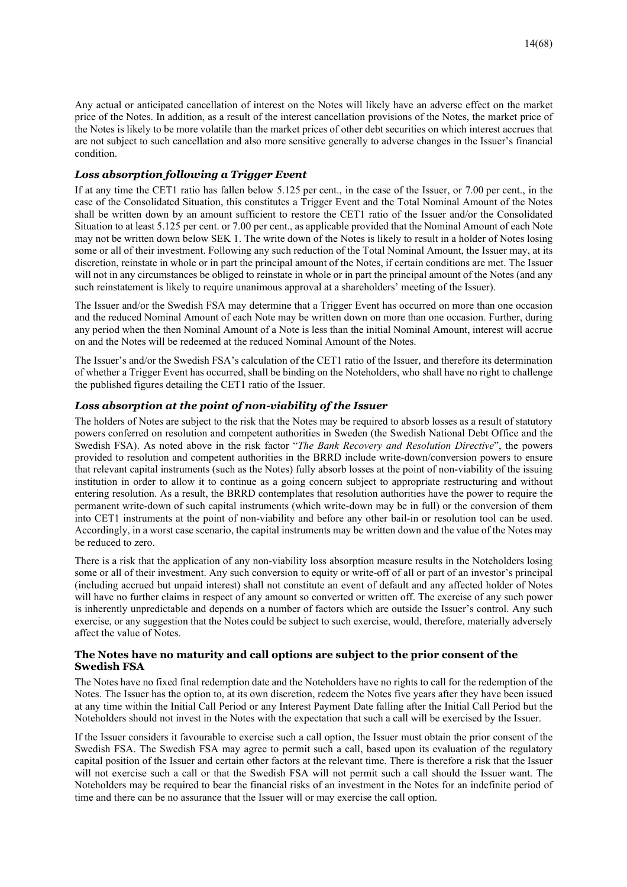Any actual or anticipated cancellation of interest on the Notes will likely have an adverse effect on the market price of the Notes. In addition, as a result of the interest cancellation provisions of the Notes, the market price of the Notes is likely to be more volatile than the market prices of other debt securities on which interest accrues that are not subject to such cancellation and also more sensitive generally to adverse changes in the Issuer's financial condition.

### *Loss absorption following a Trigger Event*

If at any time the CET1 ratio has fallen below 5.125 per cent., in the case of the Issuer, or 7.00 per cent., in the case of the Consolidated Situation, this constitutes a Trigger Event and the Total Nominal Amount of the Notes shall be written down by an amount sufficient to restore the CET1 ratio of the Issuer and/or the Consolidated Situation to at least 5.125 per cent. or 7.00 per cent., as applicable provided that the Nominal Amount of each Note may not be written down below SEK 1. The write down of the Notes is likely to result in a holder of Notes losing some or all of their investment. Following any such reduction of the Total Nominal Amount, the Issuer may, at its discretion, reinstate in whole or in part the principal amount of the Notes, if certain conditions are met. The Issuer will not in any circumstances be obliged to reinstate in whole or in part the principal amount of the Notes (and any such reinstatement is likely to require unanimous approval at a shareholders' meeting of the Issuer).

The Issuer and/or the Swedish FSA may determine that a Trigger Event has occurred on more than one occasion and the reduced Nominal Amount of each Note may be written down on more than one occasion. Further, during any period when the then Nominal Amount of a Note is less than the initial Nominal Amount, interest will accrue on and the Notes will be redeemed at the reduced Nominal Amount of the Notes.

The Issuer's and/or the Swedish FSA's calculation of the CET1 ratio of the Issuer, and therefore its determination of whether a Trigger Event has occurred, shall be binding on the Noteholders, who shall have no right to challenge the published figures detailing the CET1 ratio of the Issuer.

### *Loss absorption at the point of non-viability of the Issuer*

The holders of Notes are subject to the risk that the Notes may be required to absorb losses as a result of statutory powers conferred on resolution and competent authorities in Sweden (the Swedish National Debt Office and the Swedish FSA). As noted above in the risk factor "*The Bank Recovery and Resolution Directive*", the powers provided to resolution and competent authorities in the BRRD include write-down/conversion powers to ensure that relevant capital instruments (such as the Notes) fully absorb losses at the point of non-viability of the issuing institution in order to allow it to continue as a going concern subject to appropriate restructuring and without entering resolution. As a result, the BRRD contemplates that resolution authorities have the power to require the permanent write-down of such capital instruments (which write-down may be in full) or the conversion of them into CET1 instruments at the point of non-viability and before any other bail-in or resolution tool can be used. Accordingly, in a worst case scenario, the capital instruments may be written down and the value of the Notes may be reduced to zero.

There is a risk that the application of any non-viability loss absorption measure results in the Noteholders losing some or all of their investment. Any such conversion to equity or write-off of all or part of an investor's principal (including accrued but unpaid interest) shall not constitute an event of default and any affected holder of Notes will have no further claims in respect of any amount so converted or written off. The exercise of any such power is inherently unpredictable and depends on a number of factors which are outside the Issuer's control. Any such exercise, or any suggestion that the Notes could be subject to such exercise, would, therefore, materially adversely affect the value of Notes.

### **The Notes have no maturity and call options are subject to the prior consent of the Swedish FSA**

The Notes have no fixed final redemption date and the Noteholders have no rights to call for the redemption of the Notes. The Issuer has the option to, at its own discretion, redeem the Notes five years after they have been issued at any time within the Initial Call Period or any Interest Payment Date falling after the Initial Call Period but the Noteholders should not invest in the Notes with the expectation that such a call will be exercised by the Issuer.

If the Issuer considers it favourable to exercise such a call option, the Issuer must obtain the prior consent of the Swedish FSA. The Swedish FSA may agree to permit such a call, based upon its evaluation of the regulatory capital position of the Issuer and certain other factors at the relevant time. There is therefore a risk that the Issuer will not exercise such a call or that the Swedish FSA will not permit such a call should the Issuer want. The Noteholders may be required to bear the financial risks of an investment in the Notes for an indefinite period of time and there can be no assurance that the Issuer will or may exercise the call option.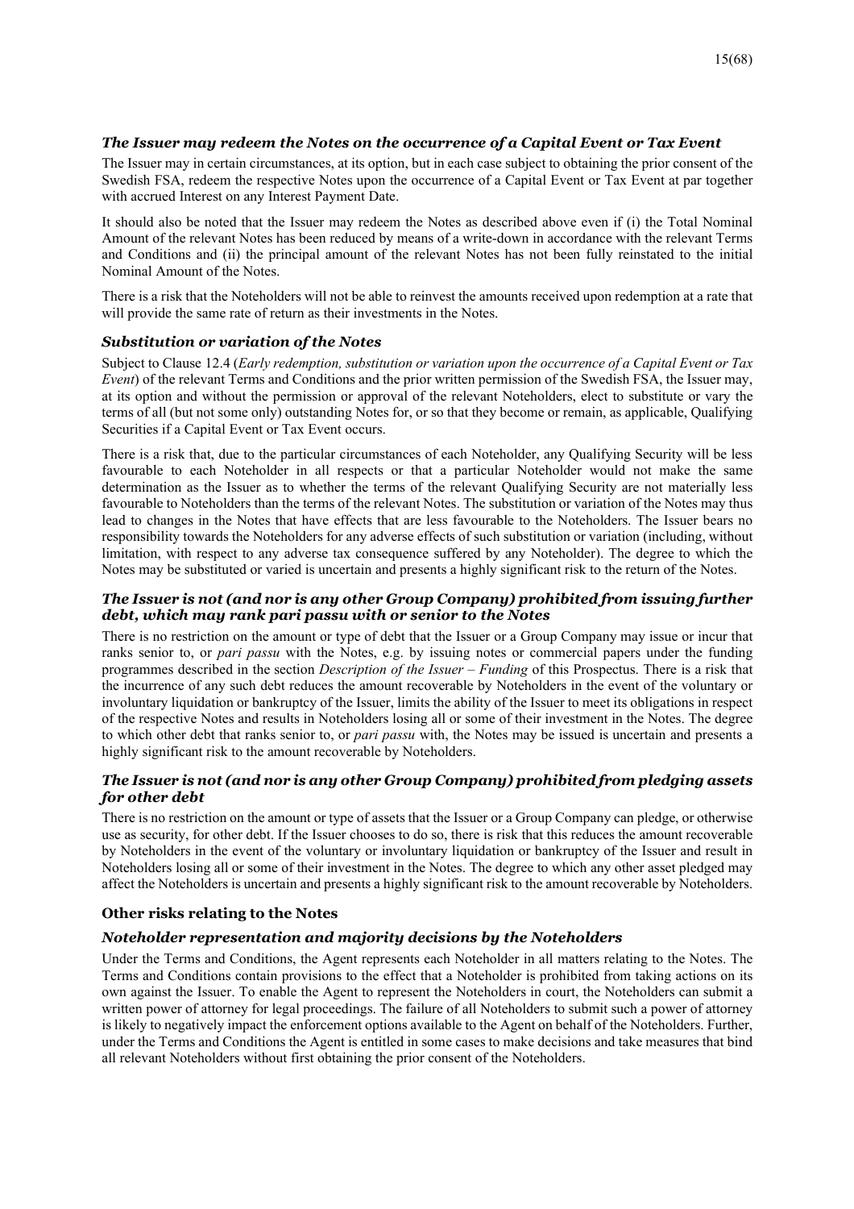### *The Issuer may redeem the Notes on the occurrence of a Capital Event or Tax Event*

The Issuer may in certain circumstances, at its option, but in each case subject to obtaining the prior consent of the Swedish FSA, redeem the respective Notes upon the occurrence of a Capital Event or Tax Event at par together with accrued Interest on any Interest Payment Date.

It should also be noted that the Issuer may redeem the Notes as described above even if (i) the Total Nominal Amount of the relevant Notes has been reduced by means of a write-down in accordance with the relevant Terms and Conditions and (ii) the principal amount of the relevant Notes has not been fully reinstated to the initial Nominal Amount of the Notes.

There is a risk that the Noteholders will not be able to reinvest the amounts received upon redemption at a rate that will provide the same rate of return as their investments in the Notes.

### *Substitution or variation of the Notes*

Subject to Clause 12.4 (*Early redemption, substitution or variation upon the occurrence of a Capital Event or Tax Event*) of the relevant Terms and Conditions and the prior written permission of the Swedish FSA, the Issuer may, at its option and without the permission or approval of the relevant Noteholders, elect to substitute or vary the terms of all (but not some only) outstanding Notes for, or so that they become or remain, as applicable, Qualifying Securities if a Capital Event or Tax Event occurs.

There is a risk that, due to the particular circumstances of each Noteholder, any Qualifying Security will be less favourable to each Noteholder in all respects or that a particular Noteholder would not make the same determination as the Issuer as to whether the terms of the relevant Qualifying Security are not materially less favourable to Noteholders than the terms of the relevant Notes. The substitution or variation of the Notes may thus lead to changes in the Notes that have effects that are less favourable to the Noteholders. The Issuer bears no responsibility towards the Noteholders for any adverse effects of such substitution or variation (including, without limitation, with respect to any adverse tax consequence suffered by any Noteholder). The degree to which the Notes may be substituted or varied is uncertain and presents a highly significant risk to the return of the Notes.

### *The Issuer is not (and nor is any other Group Company) prohibited from issuing further debt, which may rank pari passu with or senior to the Notes*

There is no restriction on the amount or type of debt that the Issuer or a Group Company may issue or incur that ranks senior to, or *pari passu* with the Notes, e.g. by issuing notes or commercial papers under the funding programmes described in the section *Description of the Issuer – Funding* of this Prospectus. There is a risk that the incurrence of any such debt reduces the amount recoverable by Noteholders in the event of the voluntary or involuntary liquidation or bankruptcy of the Issuer, limits the ability of the Issuer to meet its obligations in respect of the respective Notes and results in Noteholders losing all or some of their investment in the Notes. The degree to which other debt that ranks senior to, or *pari passu* with, the Notes may be issued is uncertain and presents a highly significant risk to the amount recoverable by Noteholders.

### *The Issuer is not (and nor is any other Group Company) prohibited from pledging assets for other debt*

There is no restriction on the amount or type of assets that the Issuer or a Group Company can pledge, or otherwise use as security, for other debt. If the Issuer chooses to do so, there is risk that this reduces the amount recoverable by Noteholders in the event of the voluntary or involuntary liquidation or bankruptcy of the Issuer and result in Noteholders losing all or some of their investment in the Notes. The degree to which any other asset pledged may affect the Noteholders is uncertain and presents a highly significant risk to the amount recoverable by Noteholders.

## **Other risks relating to the Notes**

### *Noteholder representation and majority decisions by the Noteholders*

Under the Terms and Conditions, the Agent represents each Noteholder in all matters relating to the Notes. The Terms and Conditions contain provisions to the effect that a Noteholder is prohibited from taking actions on its own against the Issuer. To enable the Agent to represent the Noteholders in court, the Noteholders can submit a written power of attorney for legal proceedings. The failure of all Noteholders to submit such a power of attorney is likely to negatively impact the enforcement options available to the Agent on behalf of the Noteholders. Further, under the Terms and Conditions the Agent is entitled in some cases to make decisions and take measures that bind all relevant Noteholders without first obtaining the prior consent of the Noteholders.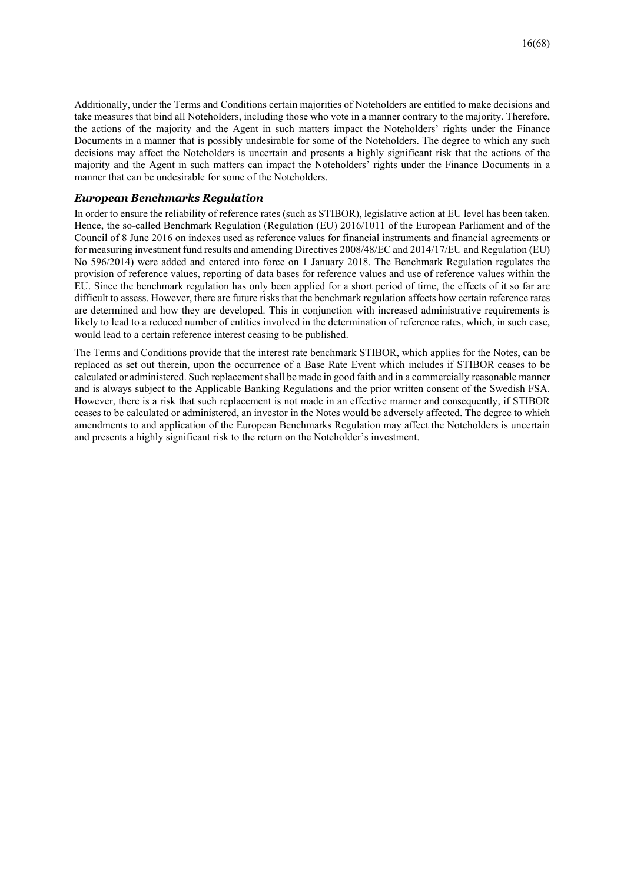Additionally, under the Terms and Conditions certain majorities of Noteholders are entitled to make decisions and take measures that bind all Noteholders, including those who vote in a manner contrary to the majority. Therefore, the actions of the majority and the Agent in such matters impact the Noteholders' rights under the Finance Documents in a manner that is possibly undesirable for some of the Noteholders. The degree to which any such decisions may affect the Noteholders is uncertain and presents a highly significant risk that the actions of the majority and the Agent in such matters can impact the Noteholders' rights under the Finance Documents in a manner that can be undesirable for some of the Noteholders.

### *European Benchmarks Regulation*

In order to ensure the reliability of reference rates (such as STIBOR), legislative action at EU level has been taken. Hence, the so-called Benchmark Regulation (Regulation (EU) 2016/1011 of the European Parliament and of the Council of 8 June 2016 on indexes used as reference values for financial instruments and financial agreements or for measuring investment fund results and amending Directives 2008/48/EC and 2014/17/EU and Regulation (EU) No 596/2014) were added and entered into force on 1 January 2018. The Benchmark Regulation regulates the provision of reference values, reporting of data bases for reference values and use of reference values within the EU. Since the benchmark regulation has only been applied for a short period of time, the effects of it so far are difficult to assess. However, there are future risks that the benchmark regulation affects how certain reference rates are determined and how they are developed. This in conjunction with increased administrative requirements is likely to lead to a reduced number of entities involved in the determination of reference rates, which, in such case, would lead to a certain reference interest ceasing to be published.

The Terms and Conditions provide that the interest rate benchmark STIBOR, which applies for the Notes, can be replaced as set out therein, upon the occurrence of a Base Rate Event which includes if STIBOR ceases to be calculated or administered. Such replacement shall be made in good faith and in a commercially reasonable manner and is always subject to the Applicable Banking Regulations and the prior written consent of the Swedish FSA. However, there is a risk that such replacement is not made in an effective manner and consequently, if STIBOR ceases to be calculated or administered, an investor in the Notes would be adversely affected. The degree to which amendments to and application of the European Benchmarks Regulation may affect the Noteholders is uncertain and presents a highly significant risk to the return on the Noteholder's investment.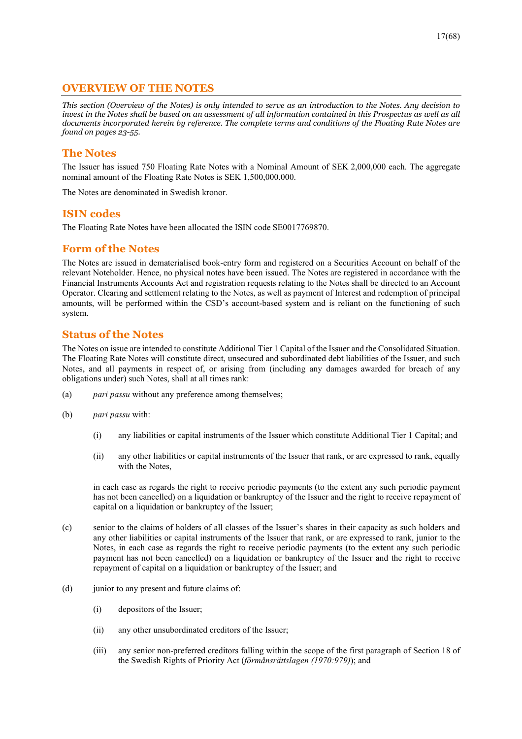# OVERVIEW OF THE NOTES

*This section (Overview of the Notes) is only intended to serve as an introduction to the Notes. Any decision to invest in the Notes shall be based on an assessment of all information contained in this Prospectus as well as all documents incorporated herein by reference. The complete terms and conditions of the Floating Rate Notes are found on pages 23-55.*

## The Notes

The Issuer has issued 750 Floating Rate Notes with a Nominal Amount of SEK 2,000,000 each. The aggregate nominal amount of the Floating Rate Notes is SEK 1,500,000.000.

The Notes are denominated in Swedish kronor.

## ISIN codes

The Floating Rate Notes have been allocated the ISIN code SE0017769870.

## Form of the Notes

The Notes are issued in dematerialised book-entry form and registered on a Securities Account on behalf of the relevant Noteholder. Hence, no physical notes have been issued. The Notes are registered in accordance with the Financial Instruments Accounts Act and registration requests relating to the Notes shall be directed to an Account Operator. Clearing and settlement relating to the Notes, as well as payment of Interest and redemption of principal amounts, will be performed within the CSD's account-based system and is reliant on the functioning of such system.

## Status of the Notes

The Notes on issue are intended to constitute Additional Tier 1 Capital of the Issuer and the Consolidated Situation. The Floating Rate Notes will constitute direct, unsecured and subordinated debt liabilities of the Issuer, and such Notes, and all payments in respect of, or arising from (including any damages awarded for breach of any obligations under) such Notes, shall at all times rank:

(a) *pari passu* without any preference among themselves;

(b) *pari passu* with:

  (i) any liabilities or capital instruments of the Issuer which constitute Additional Tier 1 Capital; and

  (ii) any other liabilities or capital instruments of the Issuer that rank, or are expressed to rank, equally with the Notes,

  in each case as regards the right to receive periodic payments (to the extent any such periodic payment has not been cancelled) on a liquidation or bankruptcy of the Issuer and the right to receive repayment of capital on a liquidation or bankruptcy of the Issuer;

(c) senior to the claims of holders of all classes of the Issuer's shares in their capacity as such holders and any other liabilities or capital instruments of the Issuer that rank, or are expressed to rank, junior to the Notes, in each case as regards the right to receive periodic payments (to the extent any such periodic payment has not been cancelled) on a liquidation or bankruptcy of the Issuer and the right to receive repayment of capital on a liquidation or bankruptcy of the Issuer; and

(d) junior to any present and future claims of:

  (i) depositors of the Issuer;

  (ii) any other unsubordinated creditors of the Issuer;

  (iii) any senior non-preferred creditors falling within the scope of the first paragraph of Section 18 of the Swedish Rights of Priority Act (*förmånsrättslagen (1970:979)*); and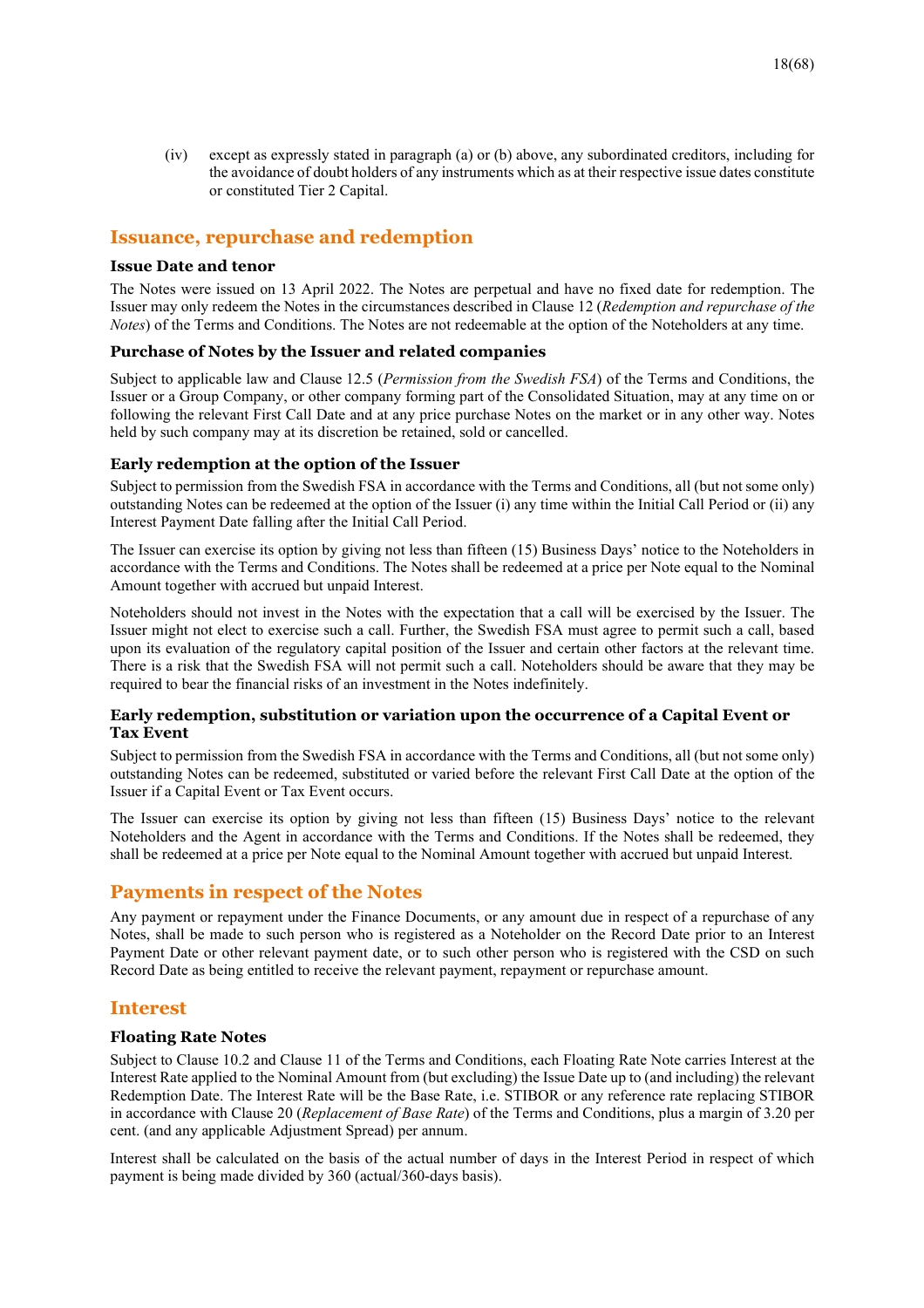(iv) except as expressly stated in paragraph (a) or (b) above, any subordinated creditors, including for the avoidance of doubt holders of any instruments which as at their respective issue dates constitute or constituted Tier 2 Capital.

## Issuance, repurchase and redemption

### Issue Date and tenor

The Notes were issued on 13 April 2022. The Notes are perpetual and have no fixed date for redemption. The Issuer may only redeem the Notes in the circumstances described in Clause 12 (*Redemption and repurchase of the Notes*) of the Terms and Conditions. The Notes are not redeemable at the option of the Noteholders at any time.

### Purchase of Notes by the Issuer and related companies

Subject to applicable law and Clause 12.5 (*Permission from the Swedish FSA*) of the Terms and Conditions, the Issuer or a Group Company, or other company forming part of the Consolidated Situation, may at any time on or following the relevant First Call Date and at any price purchase Notes on the market or in any other way. Notes held by such company may at its discretion be retained, sold or cancelled.

### Early redemption at the option of the Issuer

Subject to permission from the Swedish FSA in accordance with the Terms and Conditions, all (but not some only) outstanding Notes can be redeemed at the option of the Issuer (i) any time within the Initial Call Period or (ii) any Interest Payment Date falling after the Initial Call Period.

The Issuer can exercise its option by giving not less than fifteen (15) Business Days' notice to the Noteholders in accordance with the Terms and Conditions. The Notes shall be redeemed at a price per Note equal to the Nominal Amount together with accrued but unpaid Interest.

Noteholders should not invest in the Notes with the expectation that a call will be exercised by the Issuer. The Issuer might not elect to exercise such a call. Further, the Swedish FSA must agree to permit such a call, based upon its evaluation of the regulatory capital position of the Issuer and certain other factors at the relevant time. There is a risk that the Swedish FSA will not permit such a call. Noteholders should be aware that they may be required to bear the financial risks of an investment in the Notes indefinitely.

### Early redemption, substitution or variation upon the occurrence of a Capital Event or Tax Event

Subject to permission from the Swedish FSA in accordance with the Terms and Conditions, all (but not some only) outstanding Notes can be redeemed, substituted or varied before the relevant First Call Date at the option of the Issuer if a Capital Event or Tax Event occurs.

The Issuer can exercise its option by giving not less than fifteen (15) Business Days' notice to the relevant Noteholders and the Agent in accordance with the Terms and Conditions. If the Notes shall be redeemed, they shall be redeemed at a price per Note equal to the Nominal Amount together with accrued but unpaid Interest.

## Payments in respect of the Notes

Any payment or repayment under the Finance Documents, or any amount due in respect of a repurchase of any Notes, shall be made to such person who is registered as a Noteholder on the Record Date prior to an Interest Payment Date or other relevant payment date, or to such other person who is registered with the CSD on such Record Date as being entitled to receive the relevant payment, repayment or repurchase amount.

## Interest

### Floating Rate Notes

Subject to Clause 10.2 and Clause 11 of the Terms and Conditions, each Floating Rate Note carries Interest at the Interest Rate applied to the Nominal Amount from (but excluding) the Issue Date up to (and including) the relevant Redemption Date. The Interest Rate will be the Base Rate, i.e. STIBOR or any reference rate replacing STIBOR in accordance with Clause 20 (*Replacement of Base Rate*) of the Terms and Conditions, plus a margin of 3.20 per cent. (and any applicable Adjustment Spread) per annum.

Interest shall be calculated on the basis of the actual number of days in the Interest Period in respect of which payment is being made divided by 360 (actual/360-days basis).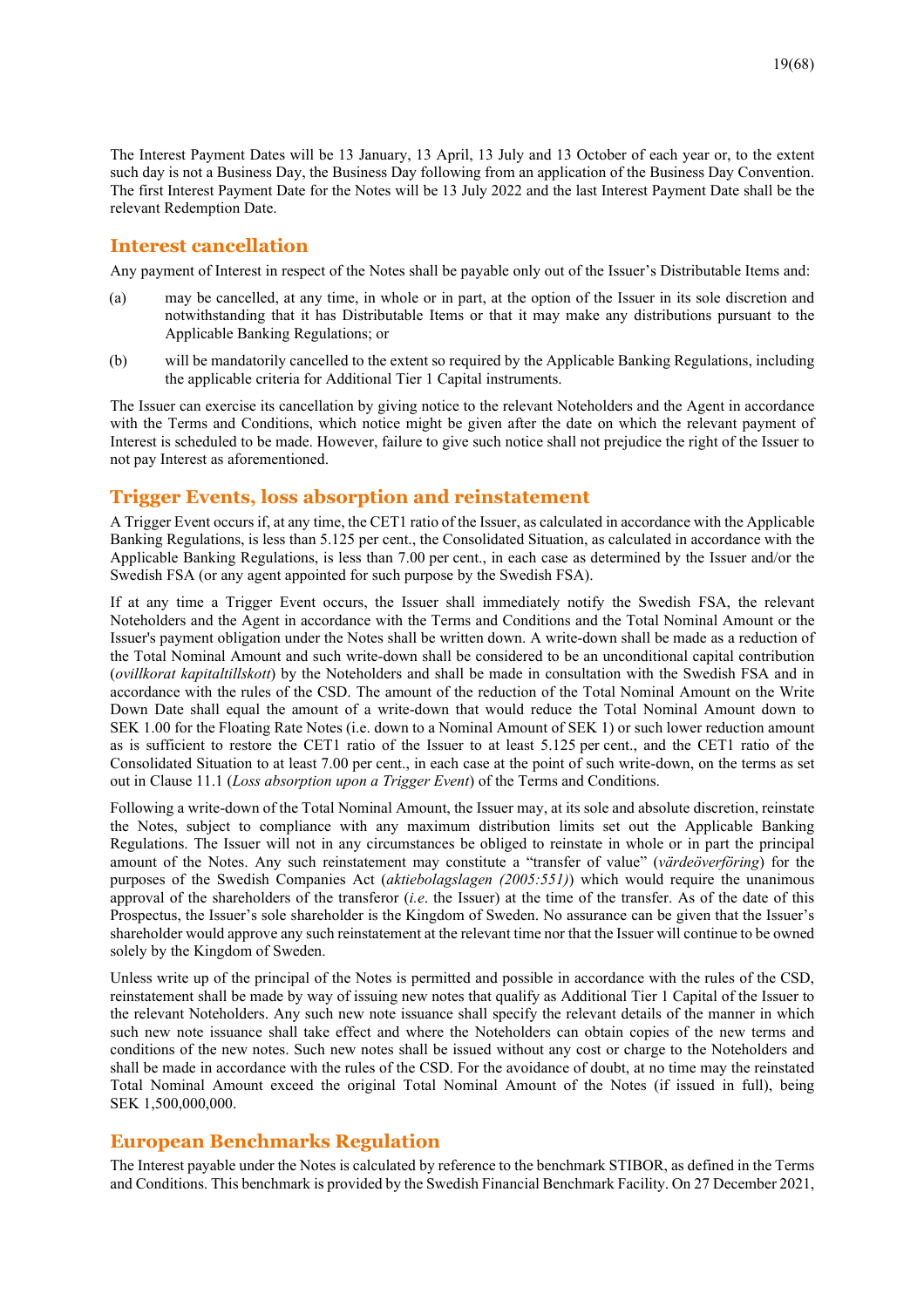The Interest Payment Dates will be 13 January, 13 April, 13 July and 13 October of each year or, to the extent such day is not a Business Day, the Business Day following from an application of the Business Day Convention. The first Interest Payment Date for the Notes will be 13 July 2022 and the last Interest Payment Date shall be the relevant Redemption Date.

## Interest cancellation

Any payment of Interest in respect of the Notes shall be payable only out of the Issuer's Distributable Items and:

(a) may be cancelled, at any time, in whole or in part, at the option of the Issuer in its sole discretion and notwithstanding that it has Distributable Items or that it may make any distributions pursuant to the Applicable Banking Regulations; or

(b) will be mandatorily cancelled to the extent so required by the Applicable Banking Regulations, including the applicable criteria for Additional Tier 1 Capital instruments.

The Issuer can exercise its cancellation by giving notice to the relevant Noteholders and the Agent in accordance with the Terms and Conditions, which notice might be given after the date on which the relevant payment of Interest is scheduled to be made. However, failure to give such notice shall not prejudice the right of the Issuer to not pay Interest as aforementioned.

## Trigger Events, loss absorption and reinstatement

A Trigger Event occurs if, at any time, the CET1 ratio of the Issuer, as calculated in accordance with the Applicable Banking Regulations, is less than 5.125 per cent., the Consolidated Situation, as calculated in accordance with the Applicable Banking Regulations, is less than 7.00 per cent., in each case as determined by the Issuer and/or the Swedish FSA (or any agent appointed for such purpose by the Swedish FSA).

If at any time a Trigger Event occurs, the Issuer shall immediately notify the Swedish FSA, the relevant Noteholders and the Agent in accordance with the Terms and Conditions and the Total Nominal Amount or the Issuer's payment obligation under the Notes shall be written down. A write-down shall be made as a reduction of the Total Nominal Amount and such write-down shall be considered to be an unconditional capital contribution (*ovillkorat kapitaltillskott*) by the Noteholders and shall be made in consultation with the Swedish FSA and in accordance with the rules of the CSD. The amount of the reduction of the Total Nominal Amount on the Write Down Date shall equal the amount of a write-down that would reduce the Total Nominal Amount down to SEK 1.00 for the Floating Rate Notes (i.e. down to a Nominal Amount of SEK 1) or such lower reduction amount as is sufficient to restore the CET1 ratio of the Issuer to at least 5.125 per cent., and the CET1 ratio of the Consolidated Situation to at least 7.00 per cent., in each case at the point of such write-down, on the terms as set out in Clause 11.1 (*Loss absorption upon a Trigger Event*) of the Terms and Conditions.

Following a write-down of the Total Nominal Amount, the Issuer may, at its sole and absolute discretion, reinstate the Notes, subject to compliance with any maximum distribution limits set out the Applicable Banking Regulations. The Issuer will not in any circumstances be obliged to reinstate in whole or in part the principal amount of the Notes. Any such reinstatement may constitute a "transfer of value" (*värdeöverföring*) for the purposes of the Swedish Companies Act (*aktiebolagslagen (2005:551)*) which would require the unanimous approval of the shareholders of the transferor (*i.e.* the Issuer) at the time of the transfer. As of the date of this Prospectus, the Issuer's sole shareholder is the Kingdom of Sweden. No assurance can be given that the Issuer's shareholder would approve any such reinstatement at the relevant time nor that the Issuer will continue to be owned solely by the Kingdom of Sweden.

Unless write up of the principal of the Notes is permitted and possible in accordance with the rules of the CSD, reinstatement shall be made by way of issuing new notes that qualify as Additional Tier 1 Capital of the Issuer to the relevant Noteholders. Any such new note issuance shall specify the relevant details of the manner in which such new note issuance shall take effect and where the Noteholders can obtain copies of the new terms and conditions of the new notes. Such new notes shall be issued without any cost or charge to the Noteholders and shall be made in accordance with the rules of the CSD. For the avoidance of doubt, at no time may the reinstated Total Nominal Amount exceed the original Total Nominal Amount of the Notes (if issued in full), being SEK 1,500,000,000.

## European Benchmarks Regulation

The Interest payable under the Notes is calculated by reference to the benchmark STIBOR, as defined in the Terms and Conditions. This benchmark is provided by the Swedish Financial Benchmark Facility. On 27 December 2021,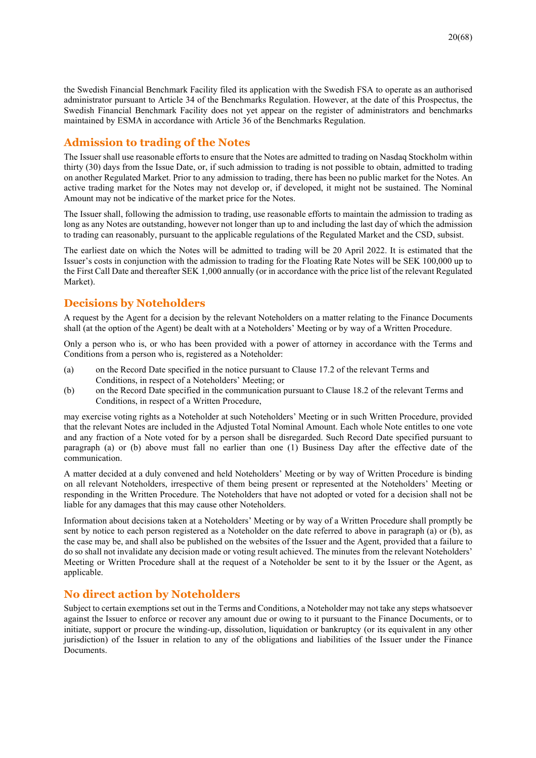the Swedish Financial Benchmark Facility filed its application with the Swedish FSA to operate as an authorised administrator pursuant to Article 34 of the Benchmarks Regulation. However, at the date of this Prospectus, the Swedish Financial Benchmark Facility does not yet appear on the register of administrators and benchmarks maintained by ESMA in accordance with Article 36 of the Benchmarks Regulation.

## Admission to trading of the Notes

The Issuer shall use reasonable efforts to ensure that the Notes are admitted to trading on Nasdaq Stockholm within thirty (30) days from the Issue Date, or, if such admission to trading is not possible to obtain, admitted to trading on another Regulated Market. Prior to any admission to trading, there has been no public market for the Notes. An active trading market for the Notes may not develop or, if developed, it might not be sustained. The Nominal Amount may not be indicative of the market price for the Notes.

The Issuer shall, following the admission to trading, use reasonable efforts to maintain the admission to trading as long as any Notes are outstanding, however not longer than up to and including the last day of which the admission to trading can reasonably, pursuant to the applicable regulations of the Regulated Market and the CSD, subsist.

The earliest date on which the Notes will be admitted to trading will be 20 April 2022. It is estimated that the Issuer's costs in conjunction with the admission to trading for the Floating Rate Notes will be SEK 100,000 up to the First Call Date and thereafter SEK 1,000 annually (or in accordance with the price list of the relevant Regulated Market).

## Decisions by Noteholders

A request by the Agent for a decision by the relevant Noteholders on a matter relating to the Finance Documents shall (at the option of the Agent) be dealt with at a Noteholders' Meeting or by way of a Written Procedure.

Only a person who is, or who has been provided with a power of attorney in accordance with the Terms and Conditions from a person who is, registered as a Noteholder:

(a) on the Record Date specified in the notice pursuant to Clause 17.2 of the relevant Terms and Conditions, in respect of a Noteholders' Meeting; or

(b) on the Record Date specified in the communication pursuant to Clause 18.2 of the relevant Terms and Conditions, in respect of a Written Procedure,

may exercise voting rights as a Noteholder at such Noteholders' Meeting or in such Written Procedure, provided that the relevant Notes are included in the Adjusted Total Nominal Amount. Each whole Note entitles to one vote and any fraction of a Note voted for by a person shall be disregarded. Such Record Date specified pursuant to paragraph (a) or (b) above must fall no earlier than one (1) Business Day after the effective date of the communication.

A matter decided at a duly convened and held Noteholders' Meeting or by way of Written Procedure is binding on all relevant Noteholders, irrespective of them being present or represented at the Noteholders' Meeting or responding in the Written Procedure. The Noteholders that have not adopted or voted for a decision shall not be liable for any damages that this may cause other Noteholders.

Information about decisions taken at a Noteholders' Meeting or by way of a Written Procedure shall promptly be sent by notice to each person registered as a Noteholder on the date referred to above in paragraph (a) or (b), as the case may be, and shall also be published on the websites of the Issuer and the Agent, provided that a failure to do so shall not invalidate any decision made or voting result achieved. The minutes from the relevant Noteholders' Meeting or Written Procedure shall at the request of a Noteholder be sent to it by the Issuer or the Agent, as applicable.

## No direct action by Noteholders

Subject to certain exemptions set out in the Terms and Conditions, a Noteholder may not take any steps whatsoever against the Issuer to enforce or recover any amount due or owing to it pursuant to the Finance Documents, or to initiate, support or procure the winding-up, dissolution, liquidation or bankruptcy (or its equivalent in any other jurisdiction) of the Issuer in relation to any of the obligations and liabilities of the Issuer under the Finance Documents.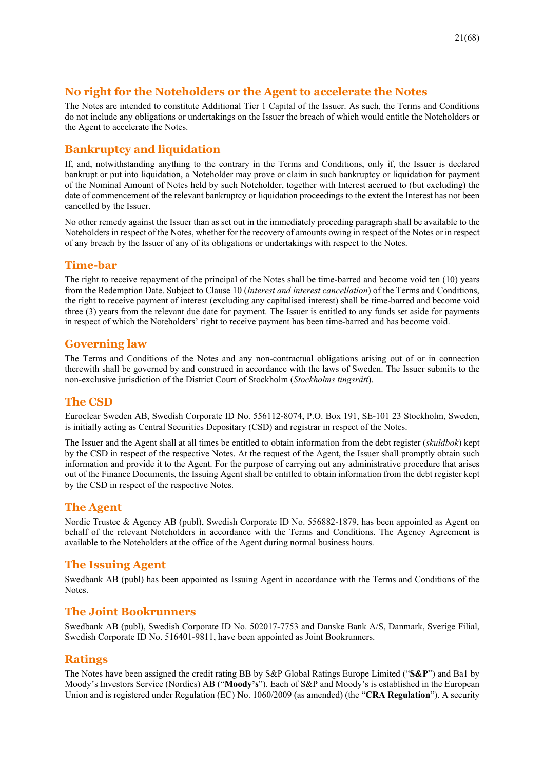## No right for the Noteholders or the Agent to accelerate the Notes

The Notes are intended to constitute Additional Tier 1 Capital of the Issuer. As such, the Terms and Conditions do not include any obligations or undertakings on the Issuer the breach of which would entitle the Noteholders or the Agent to accelerate the Notes.

## Bankruptcy and liquidation

If, and, notwithstanding anything to the contrary in the Terms and Conditions, only if, the Issuer is declared bankrupt or put into liquidation, a Noteholder may prove or claim in such bankruptcy or liquidation for payment of the Nominal Amount of Notes held by such Noteholder, together with Interest accrued to (but excluding) the date of commencement of the relevant bankruptcy or liquidation proceedings to the extent the Interest has not been cancelled by the Issuer.

No other remedy against the Issuer than as set out in the immediately preceding paragraph shall be available to the Noteholders in respect of the Notes, whether for the recovery of amounts owing in respect of the Notes or in respect of any breach by the Issuer of any of its obligations or undertakings with respect to the Notes.

## Time-bar

The right to receive repayment of the principal of the Notes shall be time-barred and become void ten (10) years from the Redemption Date. Subject to Clause 10 (*Interest and interest cancellation*) of the Terms and Conditions, the right to receive payment of interest (excluding any capitalised interest) shall be time-barred and become void three (3) years from the relevant due date for payment. The Issuer is entitled to any funds set aside for payments in respect of which the Noteholders' right to receive payment has been time-barred and has become void.

## Governing law

The Terms and Conditions of the Notes and any non-contractual obligations arising out of or in connection therewith shall be governed by and construed in accordance with the laws of Sweden. The Issuer submits to the non-exclusive jurisdiction of the District Court of Stockholm (*Stockholms tingsrätt*).

## The CSD

Euroclear Sweden AB, Swedish Corporate ID No. 556112-8074, P.O. Box 191, SE-101 23 Stockholm, Sweden, is initially acting as Central Securities Depositary (CSD) and registrar in respect of the Notes.

The Issuer and the Agent shall at all times be entitled to obtain information from the debt register (*skuldbok*) kept by the CSD in respect of the respective Notes. At the request of the Agent, the Issuer shall promptly obtain such information and provide it to the Agent. For the purpose of carrying out any administrative procedure that arises out of the Finance Documents, the Issuing Agent shall be entitled to obtain information from the debt register kept by the CSD in respect of the respective Notes.

## The Agent

Nordic Trustee & Agency AB (publ), Swedish Corporate ID No. 556882-1879, has been appointed as Agent on behalf of the relevant Noteholders in accordance with the Terms and Conditions. The Agency Agreement is available to the Noteholders at the office of the Agent during normal business hours.

## The Issuing Agent

Swedbank AB (publ) has been appointed as Issuing Agent in accordance with the Terms and Conditions of the Notes.

## The Joint Bookrunners

Swedbank AB (publ), Swedish Corporate ID No. 502017-7753 and Danske Bank A/S, Danmark, Sverige Filial, Swedish Corporate ID No. 516401-9811, have been appointed as Joint Bookrunners.

## Ratings

The Notes have been assigned the credit rating BB by S&P Global Ratings Europe Limited ("**S&P**") and Ba1 by Moody's Investors Service (Nordics) AB ("**Moody's**"). Each of S&P and Moody's is established in the European Union and is registered under Regulation (EC) No. 1060/2009 (as amended) (the "**CRA Regulation**"). A security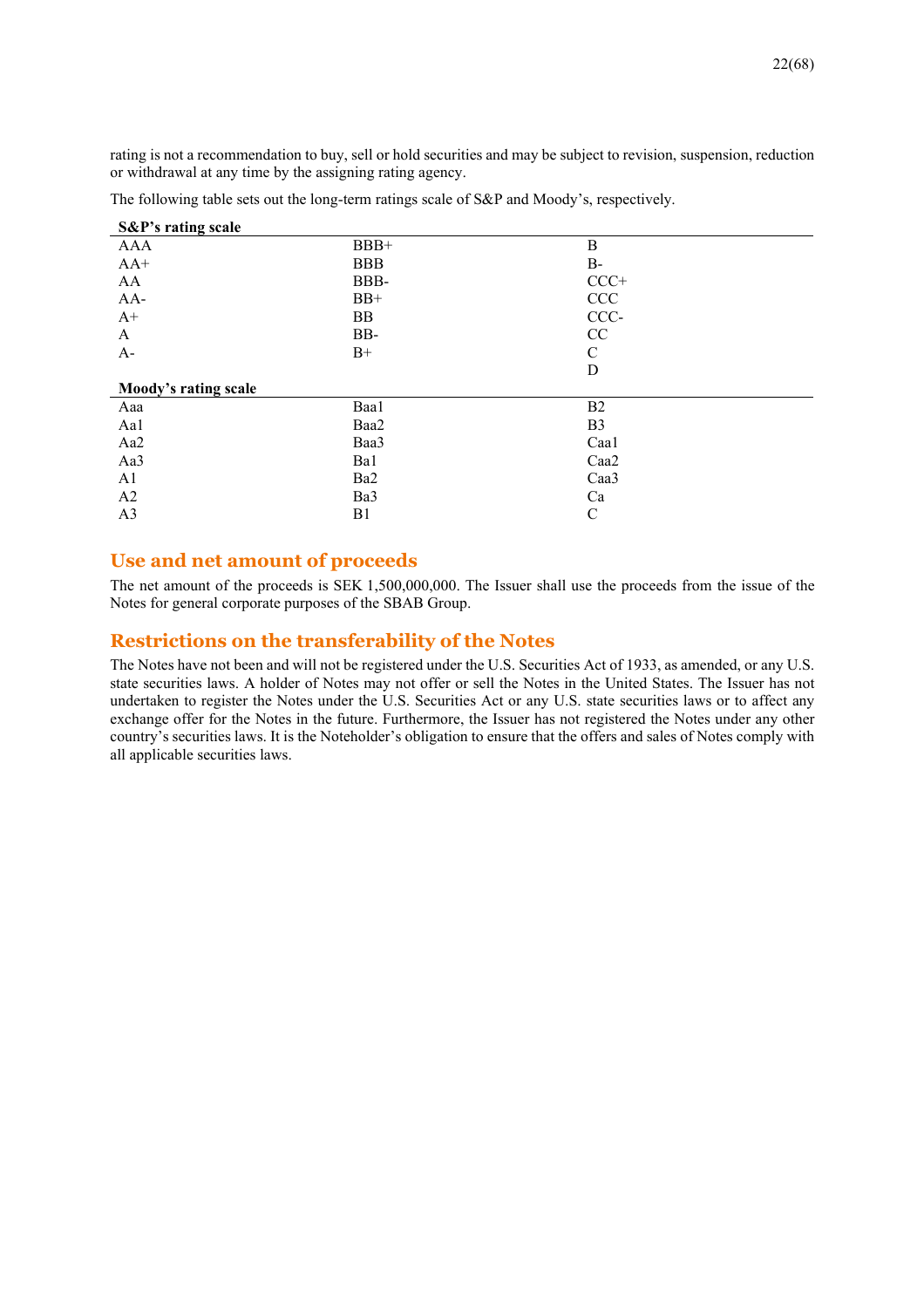rating is not a recommendation to buy, sell or hold securities and may be subject to revision, suspension, reduction or withdrawal at any time by the assigning rating agency.

The following table sets out the long-term ratings scale of S&P and Moody's, respectively.

| **S&P's rating scale** | | |
|---|---|---|
| AAA | BBB+ | B |
| AA+ | BBB | B- |
| AA | BBB- | CCC+ |
| AA- | BB+ | CCC |
| A+ | BB | CCC- |
| A | BB- | CC |
| A- | B+ | C |
| | | D |

| **Moody's rating scale** | | |
|---|---|---|
| Aaa | Baa1 | B2 |
| Aa1 | Baa2 | B3 |
| Aa2 | Baa3 | Caa1 |
| Aa3 | Ba1 | Caa2 |
| A1 | Ba2 | Caa3 |
| A2 | Ba3 | Ca |
| A3 | B1 | C |

## Use and net amount of proceeds

The net amount of the proceeds is SEK 1,500,000,000. The Issuer shall use the proceeds from the issue of the Notes for general corporate purposes of the SBAB Group.

## Restrictions on the transferability of the Notes

The Notes have not been and will not be registered under the U.S. Securities Act of 1933, as amended, or any U.S. state securities laws. A holder of Notes may not offer or sell the Notes in the United States. The Issuer has not undertaken to register the Notes under the U.S. Securities Act or any U.S. state securities laws or to affect any exchange offer for the Notes in the future. Furthermore, the Issuer has not registered the Notes under any other country's securities laws. It is the Noteholder's obligation to ensure that the offers and sales of Notes comply with all applicable securities laws.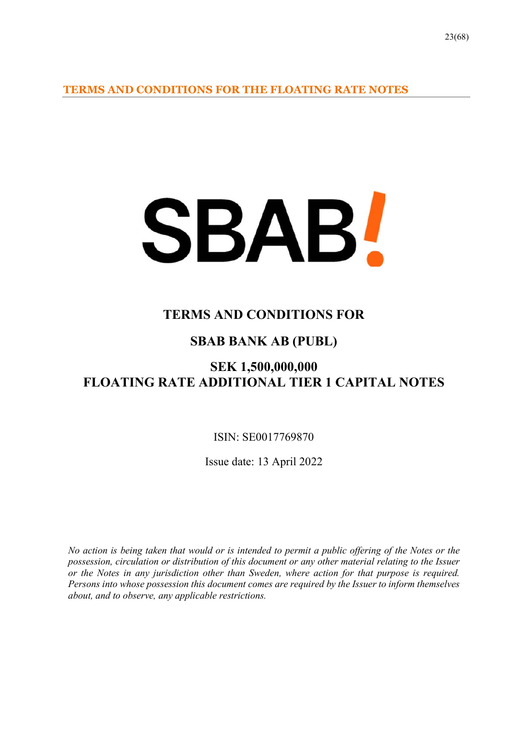# TERMS AND CONDITIONS FOR THE FLOATING RATE NOTES

SBAB!

## TERMS AND CONDITIONS FOR

## SBAB BANK AB (PUBL)

## SEK 1,500,000,000
## FLOATING RATE ADDITIONAL TIER 1 CAPITAL NOTES

ISIN: SE0017769870

Issue date: 13 April 2022

*No action is being taken that would or is intended to permit a public offering of the Notes or the possession, circulation or distribution of this document or any other material relating to the Issuer or the Notes in any jurisdiction other than Sweden, where action for that purpose is required. Persons into whose possession this document comes are required by the Issuer to inform themselves about, and to observe, any applicable restrictions.*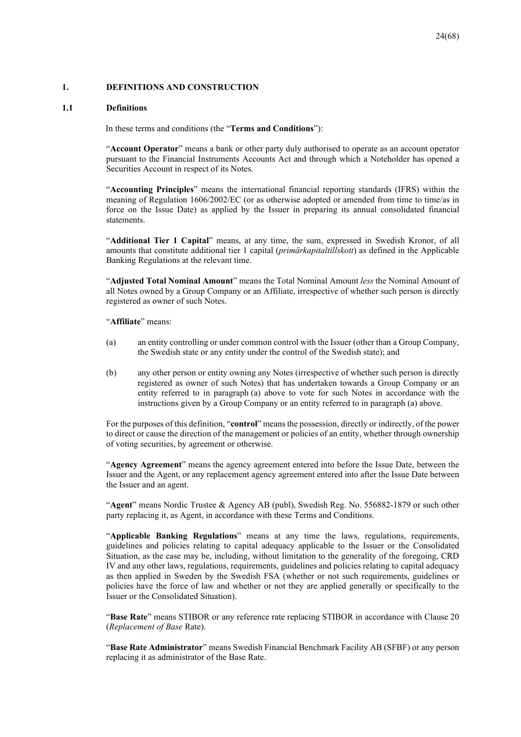## 1. DEFINITIONS AND CONSTRUCTION

### 1.1 Definitions

In these terms and conditions (the "**Terms and Conditions**"):

"**Account Operator**" means a bank or other party duly authorised to operate as an account operator pursuant to the Financial Instruments Accounts Act and through which a Noteholder has opened a Securities Account in respect of its Notes.

"**Accounting Principles**" means the international financial reporting standards (IFRS) within the meaning of Regulation 1606/2002/EC (or as otherwise adopted or amended from time to time/as in force on the Issue Date) as applied by the Issuer in preparing its annual consolidated financial statements.

"**Additional Tier 1 Capital**" means, at any time, the sum, expressed in Swedish Kronor, of all amounts that constitute additional tier 1 capital (*primärkapitaltillskott*) as defined in the Applicable Banking Regulations at the relevant time.

"**Adjusted Total Nominal Amount**" means the Total Nominal Amount *less* the Nominal Amount of all Notes owned by a Group Company or an Affiliate, irrespective of whether such person is directly registered as owner of such Notes.

"**Affiliate**" means:

(a) an entity controlling or under common control with the Issuer (other than a Group Company, the Swedish state or any entity under the control of the Swedish state); and

(b) any other person or entity owning any Notes (irrespective of whether such person is directly registered as owner of such Notes) that has undertaken towards a Group Company or an entity referred to in paragraph (a) above to vote for such Notes in accordance with the instructions given by a Group Company or an entity referred to in paragraph (a) above.

For the purposes of this definition, "**control**" means the possession, directly or indirectly, of the power to direct or cause the direction of the management or policies of an entity, whether through ownership of voting securities, by agreement or otherwise.

"**Agency Agreement**" means the agency agreement entered into before the Issue Date, between the Issuer and the Agent, or any replacement agency agreement entered into after the Issue Date between the Issuer and an agent.

"**Agent**" means Nordic Trustee & Agency AB (publ), Swedish Reg. No. 556882-1879 or such other party replacing it, as Agent, in accordance with these Terms and Conditions.

"**Applicable Banking Regulations**" means at any time the laws, regulations, requirements, guidelines and policies relating to capital adequacy applicable to the Issuer or the Consolidated Situation, as the case may be, including, without limitation to the generality of the foregoing, CRD IV and any other laws, regulations, requirements, guidelines and policies relating to capital adequacy as then applied in Sweden by the Swedish FSA (whether or not such requirements, guidelines or policies have the force of law and whether or not they are applied generally or specifically to the Issuer or the Consolidated Situation).

"**Base Rate**" means STIBOR or any reference rate replacing STIBOR in accordance with Clause 20 (*Replacement of Base* Rate).

"**Base Rate Administrator**" means Swedish Financial Benchmark Facility AB (SFBF) or any person replacing it as administrator of the Base Rate.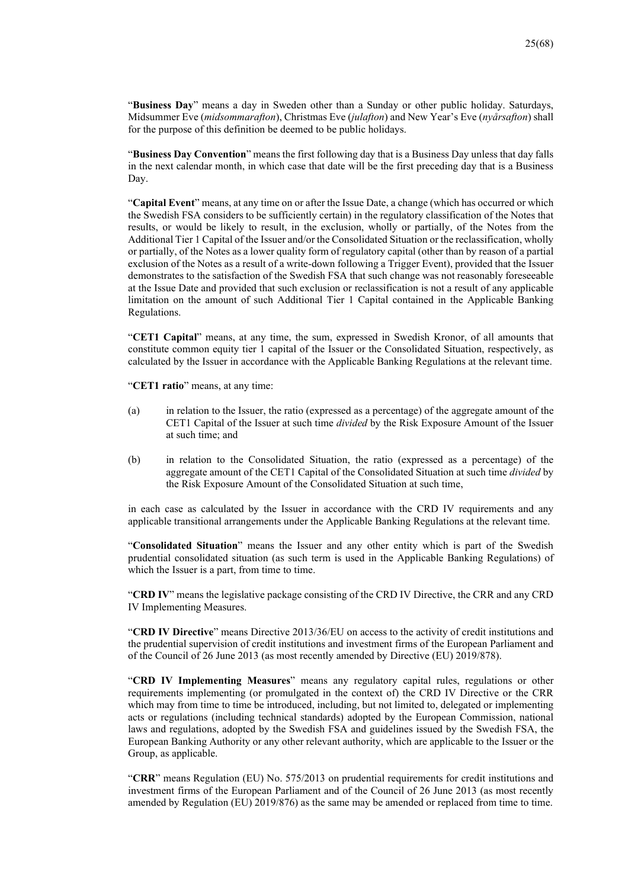"**Business Day**" means a day in Sweden other than a Sunday or other public holiday. Saturdays, Midsummer Eve (*midsommarafton*), Christmas Eve (*julafton*) and New Year's Eve (*nyårsafton*) shall for the purpose of this definition be deemed to be public holidays.

"**Business Day Convention**" means the first following day that is a Business Day unless that day falls in the next calendar month, in which case that date will be the first preceding day that is a Business Day.

"**Capital Event**" means, at any time on or after the Issue Date, a change (which has occurred or which the Swedish FSA considers to be sufficiently certain) in the regulatory classification of the Notes that results, or would be likely to result, in the exclusion, wholly or partially, of the Notes from the Additional Tier 1 Capital of the Issuer and/or the Consolidated Situation or the reclassification, wholly or partially, of the Notes as a lower quality form of regulatory capital (other than by reason of a partial exclusion of the Notes as a result of a write-down following a Trigger Event), provided that the Issuer demonstrates to the satisfaction of the Swedish FSA that such change was not reasonably foreseeable at the Issue Date and provided that such exclusion or reclassification is not a result of any applicable limitation on the amount of such Additional Tier 1 Capital contained in the Applicable Banking Regulations.

"**CET1 Capital**" means, at any time, the sum, expressed in Swedish Kronor, of all amounts that constitute common equity tier 1 capital of the Issuer or the Consolidated Situation, respectively, as calculated by the Issuer in accordance with the Applicable Banking Regulations at the relevant time.

"**CET1 ratio**" means, at any time:

(a) in relation to the Issuer, the ratio (expressed as a percentage) of the aggregate amount of the CET1 Capital of the Issuer at such time *divided* by the Risk Exposure Amount of the Issuer at such time; and

(b) in relation to the Consolidated Situation, the ratio (expressed as a percentage) of the aggregate amount of the CET1 Capital of the Consolidated Situation at such time *divided* by the Risk Exposure Amount of the Consolidated Situation at such time,

in each case as calculated by the Issuer in accordance with the CRD IV requirements and any applicable transitional arrangements under the Applicable Banking Regulations at the relevant time.

"**Consolidated Situation**" means the Issuer and any other entity which is part of the Swedish prudential consolidated situation (as such term is used in the Applicable Banking Regulations) of which the Issuer is a part, from time to time.

"**CRD IV**" means the legislative package consisting of the CRD IV Directive, the CRR and any CRD IV Implementing Measures.

"**CRD IV Directive**" means Directive 2013/36/EU on access to the activity of credit institutions and the prudential supervision of credit institutions and investment firms of the European Parliament and of the Council of 26 June 2013 (as most recently amended by Directive (EU) 2019/878).

"**CRD IV Implementing Measures**" means any regulatory capital rules, regulations or other requirements implementing (or promulgated in the context of) the CRD IV Directive or the CRR which may from time to time be introduced, including, but not limited to, delegated or implementing acts or regulations (including technical standards) adopted by the European Commission, national laws and regulations, adopted by the Swedish FSA and guidelines issued by the Swedish FSA, the European Banking Authority or any other relevant authority, which are applicable to the Issuer or the Group, as applicable.

"**CRR**" means Regulation (EU) No. 575/2013 on prudential requirements for credit institutions and investment firms of the European Parliament and of the Council of 26 June 2013 (as most recently amended by Regulation (EU) 2019/876) as the same may be amended or replaced from time to time.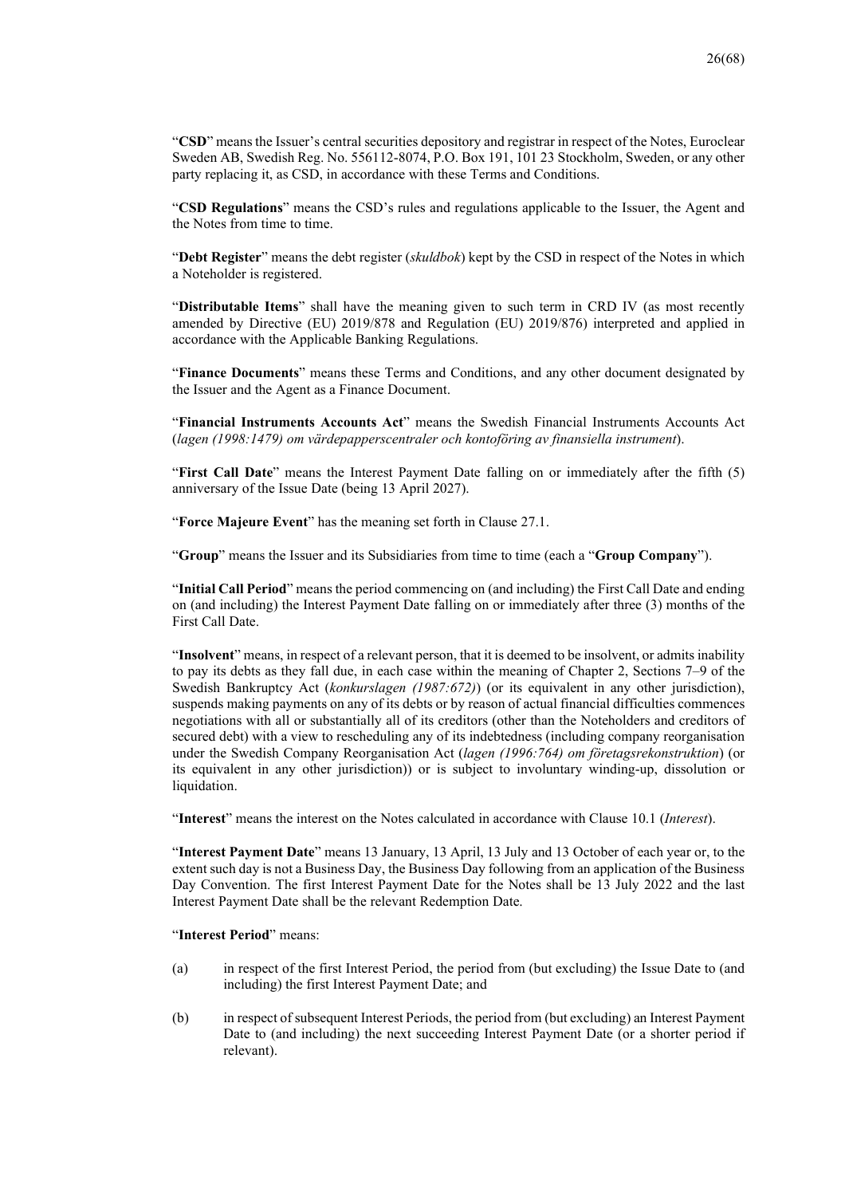"**CSD**" means the Issuer's central securities depository and registrar in respect of the Notes, Euroclear Sweden AB, Swedish Reg. No. 556112-8074, P.O. Box 191, 101 23 Stockholm, Sweden, or any other party replacing it, as CSD, in accordance with these Terms and Conditions.

"**CSD Regulations**" means the CSD's rules and regulations applicable to the Issuer, the Agent and the Notes from time to time.

"**Debt Register**" means the debt register (*skuldbok*) kept by the CSD in respect of the Notes in which a Noteholder is registered.

"**Distributable Items**" shall have the meaning given to such term in CRD IV (as most recently amended by Directive (EU) 2019/878 and Regulation (EU) 2019/876) interpreted and applied in accordance with the Applicable Banking Regulations.

"**Finance Documents**" means these Terms and Conditions, and any other document designated by the Issuer and the Agent as a Finance Document.

"**Financial Instruments Accounts Act**" means the Swedish Financial Instruments Accounts Act (*lagen (1998:1479) om värdepapperscentraler och kontoföring av finansiella instrument*).

"**First Call Date**" means the Interest Payment Date falling on or immediately after the fifth (5) anniversary of the Issue Date (being 13 April 2027).

"**Force Majeure Event**" has the meaning set forth in Clause 27.1.

"**Group**" means the Issuer and its Subsidiaries from time to time (each a "**Group Company**").

"**Initial Call Period**" means the period commencing on (and including) the First Call Date and ending on (and including) the Interest Payment Date falling on or immediately after three (3) months of the First Call Date.

"**Insolvent**" means, in respect of a relevant person, that it is deemed to be insolvent, or admits inability to pay its debts as they fall due, in each case within the meaning of Chapter 2, Sections 7–9 of the Swedish Bankruptcy Act (*konkurslagen (1987:672)*) (or its equivalent in any other jurisdiction), suspends making payments on any of its debts or by reason of actual financial difficulties commences negotiations with all or substantially all of its creditors (other than the Noteholders and creditors of secured debt) with a view to rescheduling any of its indebtedness (including company reorganisation under the Swedish Company Reorganisation Act (*lagen (1996:764) om företagsrekonstruktion*) (or its equivalent in any other jurisdiction)) or is subject to involuntary winding-up, dissolution or liquidation.

"**Interest**" means the interest on the Notes calculated in accordance with Clause 10.1 (*Interest*).

"**Interest Payment Date**" means 13 January, 13 April, 13 July and 13 October of each year or, to the extent such day is not a Business Day, the Business Day following from an application of the Business Day Convention. The first Interest Payment Date for the Notes shall be 13 July 2022 and the last Interest Payment Date shall be the relevant Redemption Date.

"**Interest Period**" means:

(a) in respect of the first Interest Period, the period from (but excluding) the Issue Date to (and including) the first Interest Payment Date; and

(b) in respect of subsequent Interest Periods, the period from (but excluding) an Interest Payment Date to (and including) the next succeeding Interest Payment Date (or a shorter period if relevant).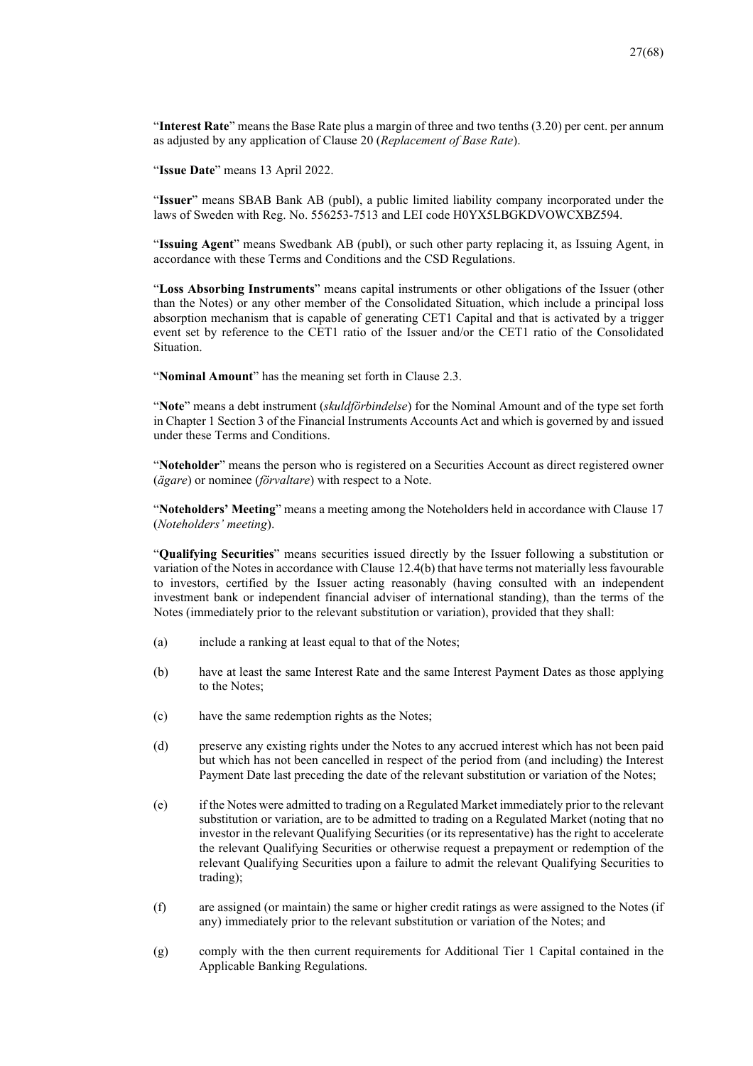"**Interest Rate**" means the Base Rate plus a margin of three and two tenths (3.20) per cent. per annum as adjusted by any application of Clause 20 (*Replacement of Base Rate*).

"**Issue Date**" means 13 April 2022.

"**Issuer**" means SBAB Bank AB (publ), a public limited liability company incorporated under the laws of Sweden with Reg. No. 556253-7513 and LEI code H0YX5LBGKDVOWCXBZ594.

"**Issuing Agent**" means Swedbank AB (publ), or such other party replacing it, as Issuing Agent, in accordance with these Terms and Conditions and the CSD Regulations.

"**Loss Absorbing Instruments**" means capital instruments or other obligations of the Issuer (other than the Notes) or any other member of the Consolidated Situation, which include a principal loss absorption mechanism that is capable of generating CET1 Capital and that is activated by a trigger event set by reference to the CET1 ratio of the Issuer and/or the CET1 ratio of the Consolidated Situation.

"**Nominal Amount**" has the meaning set forth in Clause 2.3.

"**Note**" means a debt instrument (*skuldförbindelse*) for the Nominal Amount and of the type set forth in Chapter 1 Section 3 of the Financial Instruments Accounts Act and which is governed by and issued under these Terms and Conditions.

"**Noteholder**" means the person who is registered on a Securities Account as direct registered owner (*ägare*) or nominee (*förvaltare*) with respect to a Note.

"**Noteholders' Meeting**" means a meeting among the Noteholders held in accordance with Clause 17 (*Noteholders' meeting*).

"**Qualifying Securities**" means securities issued directly by the Issuer following a substitution or variation of the Notes in accordance with Clause 12.4(b) that have terms not materially less favourable to investors, certified by the Issuer acting reasonably (having consulted with an independent investment bank or independent financial adviser of international standing), than the terms of the Notes (immediately prior to the relevant substitution or variation), provided that they shall:

(a) include a ranking at least equal to that of the Notes;

(b) have at least the same Interest Rate and the same Interest Payment Dates as those applying to the Notes;

(c) have the same redemption rights as the Notes;

(d) preserve any existing rights under the Notes to any accrued interest which has not been paid but which has not been cancelled in respect of the period from (and including) the Interest Payment Date last preceding the date of the relevant substitution or variation of the Notes;

(e) if the Notes were admitted to trading on a Regulated Market immediately prior to the relevant substitution or variation, are to be admitted to trading on a Regulated Market (noting that no investor in the relevant Qualifying Securities (or its representative) has the right to accelerate the relevant Qualifying Securities or otherwise request a prepayment or redemption of the relevant Qualifying Securities upon a failure to admit the relevant Qualifying Securities to trading);

(f) are assigned (or maintain) the same or higher credit ratings as were assigned to the Notes (if any) immediately prior to the relevant substitution or variation of the Notes; and

(g) comply with the then current requirements for Additional Tier 1 Capital contained in the Applicable Banking Regulations.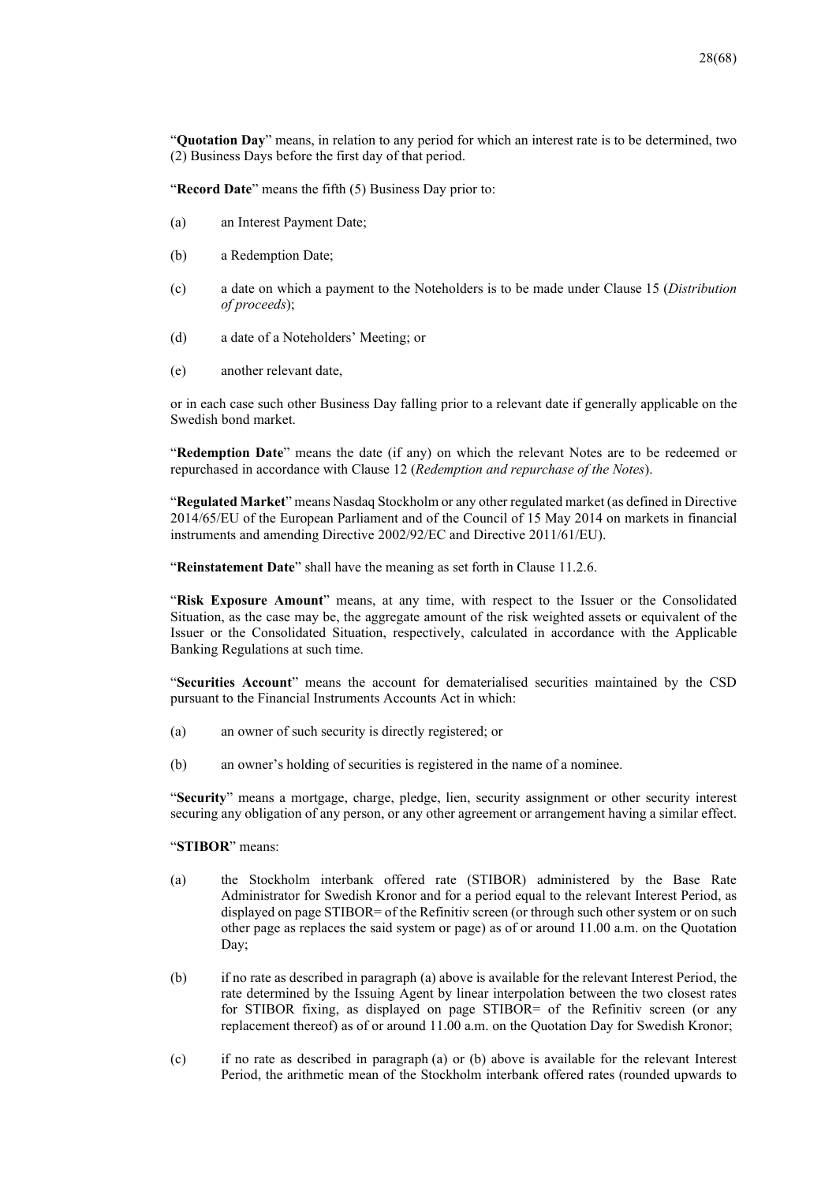"**Quotation Day**" means, in relation to any period for which an interest rate is to be determined, two (2) Business Days before the first day of that period.

"**Record Date**" means the fifth (5) Business Day prior to:

(a) an Interest Payment Date;

(b) a Redemption Date;

(c) a date on which a payment to the Noteholders is to be made under Clause 15 (*Distribution of proceeds*);

(d) a date of a Noteholders' Meeting; or

(e) another relevant date,

or in each case such other Business Day falling prior to a relevant date if generally applicable on the Swedish bond market.

"**Redemption Date**" means the date (if any) on which the relevant Notes are to be redeemed or repurchased in accordance with Clause 12 (*Redemption and repurchase of the Notes*).

"**Regulated Market**" means Nasdaq Stockholm or any other regulated market (as defined in Directive 2014/65/EU of the European Parliament and of the Council of 15 May 2014 on markets in financial instruments and amending Directive 2002/92/EC and Directive 2011/61/EU).

"**Reinstatement Date**" shall have the meaning as set forth in Clause 11.2.6.

"**Risk Exposure Amount**" means, at any time, with respect to the Issuer or the Consolidated Situation, as the case may be, the aggregate amount of the risk weighted assets or equivalent of the Issuer or the Consolidated Situation, respectively, calculated in accordance with the Applicable Banking Regulations at such time.

"**Securities Account**" means the account for dematerialised securities maintained by the CSD pursuant to the Financial Instruments Accounts Act in which:

(a) an owner of such security is directly registered; or

(b) an owner's holding of securities is registered in the name of a nominee.

"**Security**" means a mortgage, charge, pledge, lien, security assignment or other security interest securing any obligation of any person, or any other agreement or arrangement having a similar effect.

"**STIBOR**" means:

(a) the Stockholm interbank offered rate (STIBOR) administered by the Base Rate Administrator for Swedish Kronor and for a period equal to the relevant Interest Period, as displayed on page STIBOR= of the Refinitiv screen (or through such other system or on such other page as replaces the said system or page) as of or around 11.00 a.m. on the Quotation Day;

(b) if no rate as described in paragraph (a) above is available for the relevant Interest Period, the rate determined by the Issuing Agent by linear interpolation between the two closest rates for STIBOR fixing, as displayed on page STIBOR= of the Refinitiv screen (or any replacement thereof) as of or around 11.00 a.m. on the Quotation Day for Swedish Kronor;

(c) if no rate as described in paragraph (a) or (b) above is available for the relevant Interest Period, the arithmetic mean of the Stockholm interbank offered rates (rounded upwards to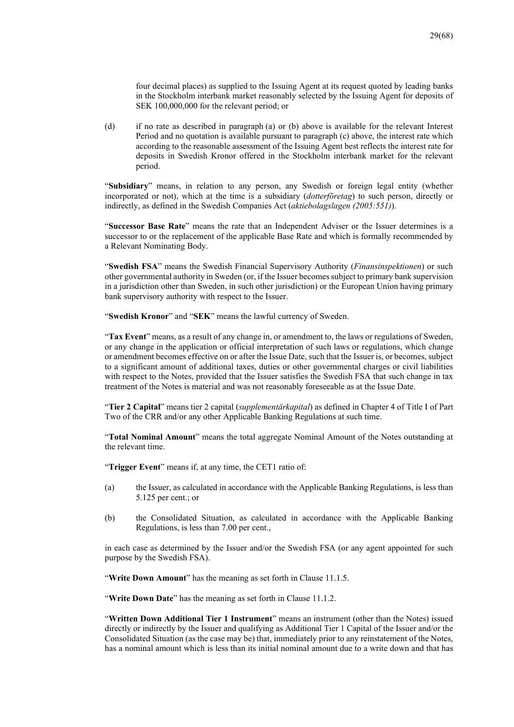four decimal places) as supplied to the Issuing Agent at its request quoted by leading banks in the Stockholm interbank market reasonably selected by the Issuing Agent for deposits of SEK 100,000,000 for the relevant period; or

(d) if no rate as described in paragraph (a) or (b) above is available for the relevant Interest Period and no quotation is available pursuant to paragraph (c) above, the interest rate which according to the reasonable assessment of the Issuing Agent best reflects the interest rate for deposits in Swedish Kronor offered in the Stockholm interbank market for the relevant period.

"**Subsidiary**" means, in relation to any person, any Swedish or foreign legal entity (whether incorporated or not), which at the time is a subsidiary (*dotterföretag*) to such person, directly or indirectly, as defined in the Swedish Companies Act (*aktiebolagslagen (2005:551)*).

"**Successor Base Rate**" means the rate that an Independent Adviser or the Issuer determines is a successor to or the replacement of the applicable Base Rate and which is formally recommended by a Relevant Nominating Body.

"**Swedish FSA**" means the Swedish Financial Supervisory Authority (*Finansinspektionen*) or such other governmental authority in Sweden (or, if the Issuer becomes subject to primary bank supervision in a jurisdiction other than Sweden, in such other jurisdiction) or the European Union having primary bank supervisory authority with respect to the Issuer.

"**Swedish Kronor**" and "**SEK**" means the lawful currency of Sweden.

"**Tax Event**" means, as a result of any change in, or amendment to, the laws or regulations of Sweden, or any change in the application or official interpretation of such laws or regulations, which change or amendment becomes effective on or after the Issue Date, such that the Issuer is, or becomes, subject to a significant amount of additional taxes, duties or other governmental charges or civil liabilities with respect to the Notes, provided that the Issuer satisfies the Swedish FSA that such change in tax treatment of the Notes is material and was not reasonably foreseeable as at the Issue Date.

"**Tier 2 Capital**" means tier 2 capital (*supplementärkapital*) as defined in Chapter 4 of Title I of Part Two of the CRR and/or any other Applicable Banking Regulations at such time.

"**Total Nominal Amount**" means the total aggregate Nominal Amount of the Notes outstanding at the relevant time.

"**Trigger Event**" means if, at any time, the CET1 ratio of:

(a) the Issuer, as calculated in accordance with the Applicable Banking Regulations, is less than 5.125 per cent.; or

(b) the Consolidated Situation, as calculated in accordance with the Applicable Banking Regulations, is less than 7.00 per cent.,

in each case as determined by the Issuer and/or the Swedish FSA (or any agent appointed for such purpose by the Swedish FSA).

"**Write Down Amount**" has the meaning as set forth in Clause 11.1.5.

"**Write Down Date**" has the meaning as set forth in Clause 11.1.2.

"**Written Down Additional Tier 1 Instrument**" means an instrument (other than the Notes) issued directly or indirectly by the Issuer and qualifying as Additional Tier 1 Capital of the Issuer and/or the Consolidated Situation (as the case may be) that, immediately prior to any reinstatement of the Notes, has a nominal amount which is less than its initial nominal amount due to a write down and that has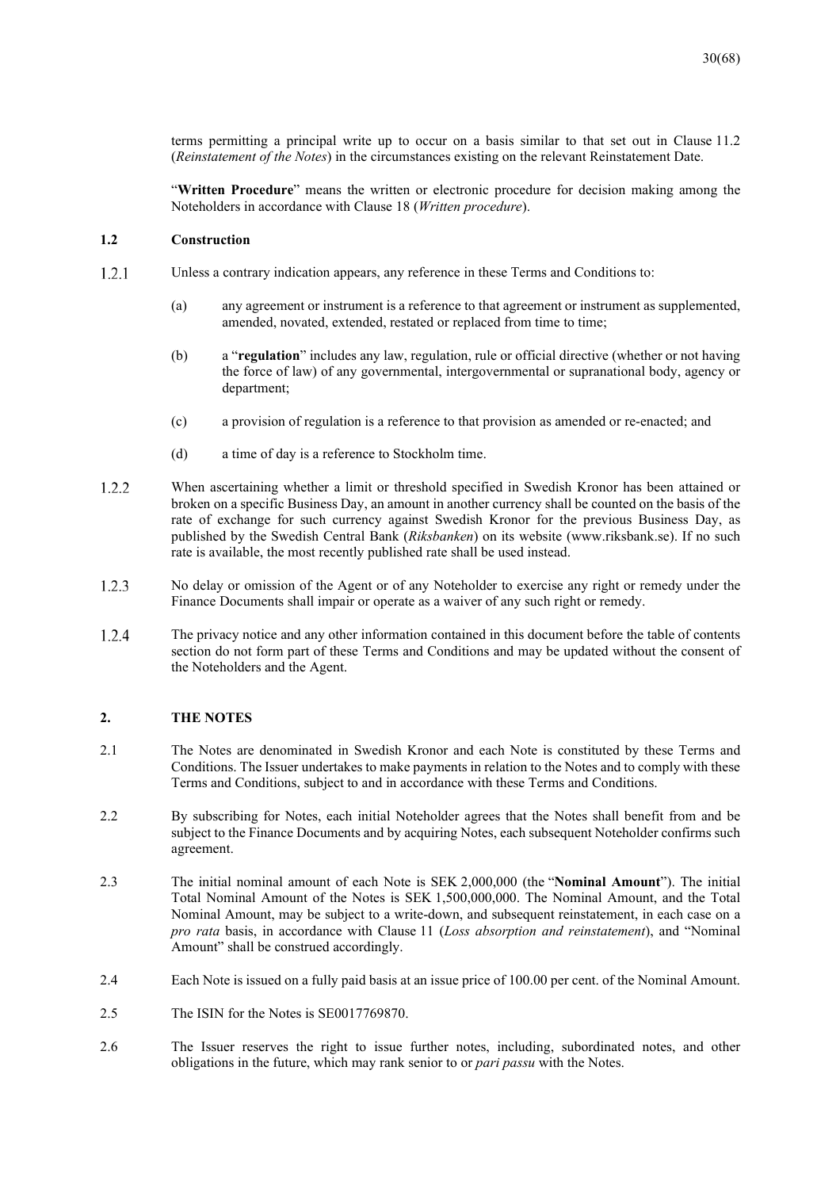terms permitting a principal write up to occur on a basis similar to that set out in Clause 11.2 (*Reinstatement of the Notes*) in the circumstances existing on the relevant Reinstatement Date.

"**Written Procedure**" means the written or electronic procedure for decision making among the Noteholders in accordance with Clause 18 (*Written procedure*).

### 1.2 Construction

1.2.1 Unless a contrary indication appears, any reference in these Terms and Conditions to:

(a) any agreement or instrument is a reference to that agreement or instrument as supplemented, amended, novated, extended, restated or replaced from time to time;

(b) a "**regulation**" includes any law, regulation, rule or official directive (whether or not having the force of law) of any governmental, intergovernmental or supranational body, agency or department;

(c) a provision of regulation is a reference to that provision as amended or re-enacted; and

(d) a time of day is a reference to Stockholm time.

1.2.2 When ascertaining whether a limit or threshold specified in Swedish Kronor has been attained or broken on a specific Business Day, an amount in another currency shall be counted on the basis of the rate of exchange for such currency against Swedish Kronor for the previous Business Day, as published by the Swedish Central Bank (*Riksbanken*) on its website (www.riksbank.se). If no such rate is available, the most recently published rate shall be used instead.

1.2.3 No delay or omission of the Agent or of any Noteholder to exercise any right or remedy under the Finance Documents shall impair or operate as a waiver of any such right or remedy.

1.2.4 The privacy notice and any other information contained in this document before the table of contents section do not form part of these Terms and Conditions and may be updated without the consent of the Noteholders and the Agent.

## 2. THE NOTES

2.1 The Notes are denominated in Swedish Kronor and each Note is constituted by these Terms and Conditions. The Issuer undertakes to make payments in relation to the Notes and to comply with these Terms and Conditions, subject to and in accordance with these Terms and Conditions.

2.2 By subscribing for Notes, each initial Noteholder agrees that the Notes shall benefit from and be subject to the Finance Documents and by acquiring Notes, each subsequent Noteholder confirms such agreement.

2.3 The initial nominal amount of each Note is SEK 2,000,000 (the "**Nominal Amount**"). The initial Total Nominal Amount of the Notes is SEK 1,500,000,000. The Nominal Amount, and the Total Nominal Amount, may be subject to a write-down, and subsequent reinstatement, in each case on a *pro rata* basis, in accordance with Clause 11 (*Loss absorption and reinstatement*), and "Nominal Amount" shall be construed accordingly.

2.4 Each Note is issued on a fully paid basis at an issue price of 100.00 per cent. of the Nominal Amount.

2.5 The ISIN for the Notes is SE0017769870.

2.6 The Issuer reserves the right to issue further notes, including, subordinated notes, and other obligations in the future, which may rank senior to or *pari passu* with the Notes.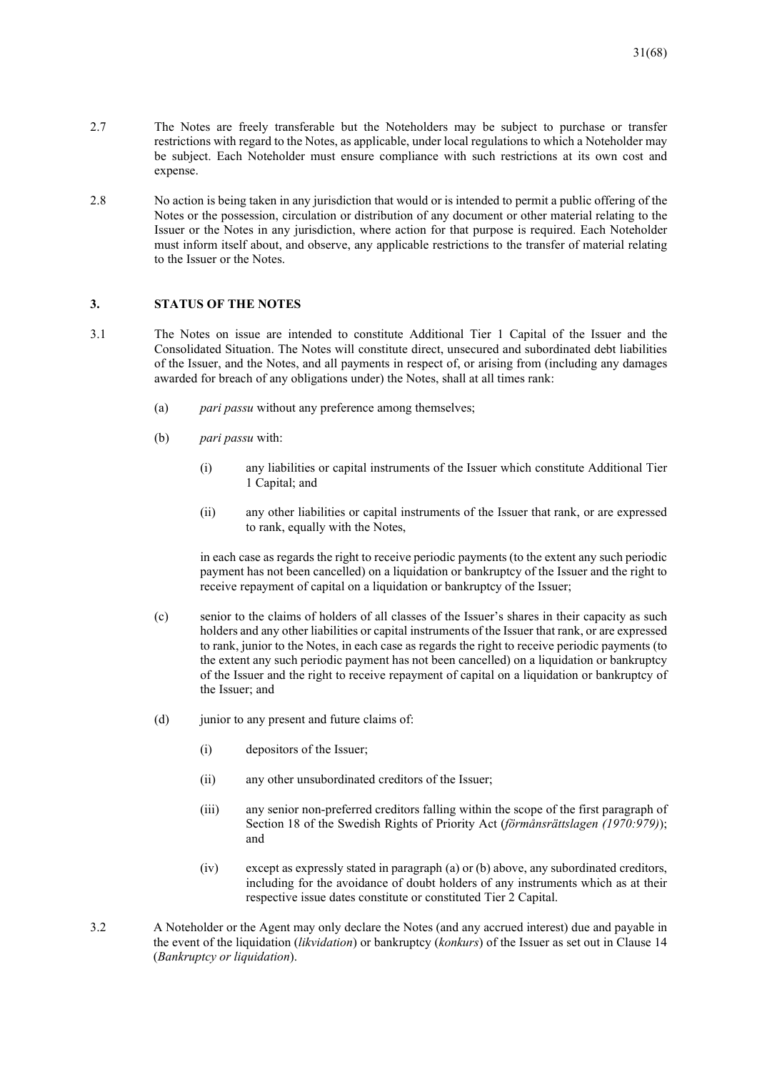2.7 The Notes are freely transferable but the Noteholders may be subject to purchase or transfer restrictions with regard to the Notes, as applicable, under local regulations to which a Noteholder may be subject. Each Noteholder must ensure compliance with such restrictions at its own cost and expense.

2.8 No action is being taken in any jurisdiction that would or is intended to permit a public offering of the Notes or the possession, circulation or distribution of any document or other material relating to the Issuer or the Notes in any jurisdiction, where action for that purpose is required. Each Noteholder must inform itself about, and observe, any applicable restrictions to the transfer of material relating to the Issuer or the Notes.

## 3. STATUS OF THE NOTES

3.1 The Notes on issue are intended to constitute Additional Tier 1 Capital of the Issuer and the Consolidated Situation. The Notes will constitute direct, unsecured and subordinated debt liabilities of the Issuer, and the Notes, and all payments in respect of, or arising from (including any damages awarded for breach of any obligations under) the Notes, shall at all times rank:

(a) *pari passu* without any preference among themselves;

(b) *pari passu* with:

(i) any liabilities or capital instruments of the Issuer which constitute Additional Tier 1 Capital; and

(ii) any other liabilities or capital instruments of the Issuer that rank, or are expressed to rank, equally with the Notes,

in each case as regards the right to receive periodic payments (to the extent any such periodic payment has not been cancelled) on a liquidation or bankruptcy of the Issuer and the right to receive repayment of capital on a liquidation or bankruptcy of the Issuer;

(c) senior to the claims of holders of all classes of the Issuer's shares in their capacity as such holders and any other liabilities or capital instruments of the Issuer that rank, or are expressed to rank, junior to the Notes, in each case as regards the right to receive periodic payments (to the extent any such periodic payment has not been cancelled) on a liquidation or bankruptcy of the Issuer and the right to receive repayment of capital on a liquidation or bankruptcy of the Issuer; and

(d) junior to any present and future claims of:

(i) depositors of the Issuer;

(ii) any other unsubordinated creditors of the Issuer;

(iii) any senior non-preferred creditors falling within the scope of the first paragraph of Section 18 of the Swedish Rights of Priority Act (*förmånsrättslagen (1970:979)*); and

(iv) except as expressly stated in paragraph (a) or (b) above, any subordinated creditors, including for the avoidance of doubt holders of any instruments which as at their respective issue dates constitute or constituted Tier 2 Capital.

3.2 A Noteholder or the Agent may only declare the Notes (and any accrued interest) due and payable in the event of the liquidation (*likvidation*) or bankruptcy (*konkurs*) of the Issuer as set out in Clause 14 (*Bankruptcy or liquidation*).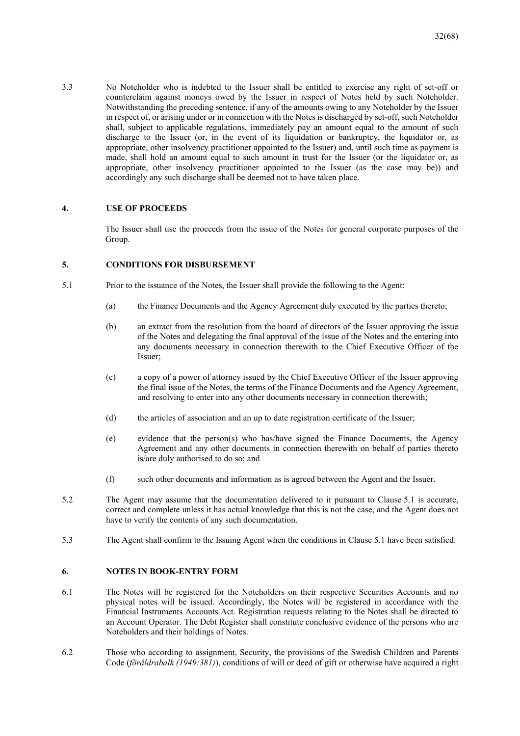3.3 No Noteholder who is indebted to the Issuer shall be entitled to exercise any right of set-off or counterclaim against moneys owed by the Issuer in respect of Notes held by such Noteholder. Notwithstanding the preceding sentence, if any of the amounts owing to any Noteholder by the Issuer in respect of, or arising under or in connection with the Notes is discharged by set-off, such Noteholder shall, subject to applicable regulations, immediately pay an amount equal to the amount of such discharge to the Issuer (or, in the event of its liquidation or bankruptcy, the liquidator or, as appropriate, other insolvency practitioner appointed to the Issuer) and, until such time as payment is made, shall hold an amount equal to such amount in trust for the Issuer (or the liquidator or, as appropriate, other insolvency practitioner appointed to the Issuer (as the case may be)) and accordingly any such discharge shall be deemed not to have taken place.

## 4. USE OF PROCEEDS

The Issuer shall use the proceeds from the issue of the Notes for general corporate purposes of the Group.

## 5. CONDITIONS FOR DISBURSEMENT

5.1 Prior to the issuance of the Notes, the Issuer shall provide the following to the Agent:

(a) the Finance Documents and the Agency Agreement duly executed by the parties thereto;

(b) an extract from the resolution from the board of directors of the Issuer approving the issue of the Notes and delegating the final approval of the issue of the Notes and the entering into any documents necessary in connection therewith to the Chief Executive Officer of the Issuer;

(c) a copy of a power of attorney issued by the Chief Executive Officer of the Issuer approving the final issue of the Notes, the terms of the Finance Documents and the Agency Agreement, and resolving to enter into any other documents necessary in connection therewith;

(d) the articles of association and an up to date registration certificate of the Issuer;

(e) evidence that the person(s) who has/have signed the Finance Documents, the Agency Agreement and any other documents in connection therewith on behalf of parties thereto is/are duly authorised to do so; and

(f) such other documents and information as is agreed between the Agent and the Issuer.

5.2 The Agent may assume that the documentation delivered to it pursuant to Clause 5.1 is accurate, correct and complete unless it has actual knowledge that this is not the case, and the Agent does not have to verify the contents of any such documentation.

5.3 The Agent shall confirm to the Issuing Agent when the conditions in Clause 5.1 have been satisfied.

## 6. NOTES IN BOOK-ENTRY FORM

6.1 The Notes will be registered for the Noteholders on their respective Securities Accounts and no physical notes will be issued. Accordingly, the Notes will be registered in accordance with the Financial Instruments Accounts Act. Registration requests relating to the Notes shall be directed to an Account Operator. The Debt Register shall constitute conclusive evidence of the persons who are Noteholders and their holdings of Notes.

6.2 Those who according to assignment, Security, the provisions of the Swedish Children and Parents Code (*föräldrabalk (1949:381)*), conditions of will or deed of gift or otherwise have acquired a right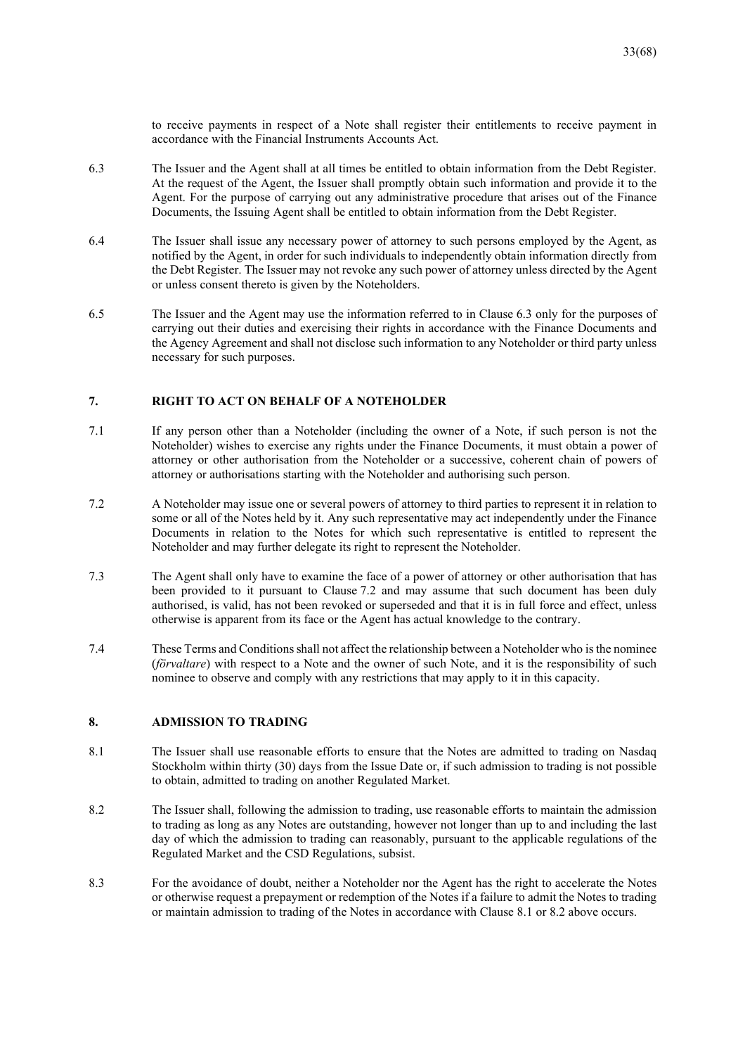to receive payments in respect of a Note shall register their entitlements to receive payment in accordance with the Financial Instruments Accounts Act.

6.3 The Issuer and the Agent shall at all times be entitled to obtain information from the Debt Register. At the request of the Agent, the Issuer shall promptly obtain such information and provide it to the Agent. For the purpose of carrying out any administrative procedure that arises out of the Finance Documents, the Issuing Agent shall be entitled to obtain information from the Debt Register.

6.4 The Issuer shall issue any necessary power of attorney to such persons employed by the Agent, as notified by the Agent, in order for such individuals to independently obtain information directly from the Debt Register. The Issuer may not revoke any such power of attorney unless directed by the Agent or unless consent thereto is given by the Noteholders.

6.5 The Issuer and the Agent may use the information referred to in Clause 6.3 only for the purposes of carrying out their duties and exercising their rights in accordance with the Finance Documents and the Agency Agreement and shall not disclose such information to any Noteholder or third party unless necessary for such purposes.

## 7. RIGHT TO ACT ON BEHALF OF A NOTEHOLDER

7.1 If any person other than a Noteholder (including the owner of a Note, if such person is not the Noteholder) wishes to exercise any rights under the Finance Documents, it must obtain a power of attorney or other authorisation from the Noteholder or a successive, coherent chain of powers of attorney or authorisations starting with the Noteholder and authorising such person.

7.2 A Noteholder may issue one or several powers of attorney to third parties to represent it in relation to some or all of the Notes held by it. Any such representative may act independently under the Finance Documents in relation to the Notes for which such representative is entitled to represent the Noteholder and may further delegate its right to represent the Noteholder.

7.3 The Agent shall only have to examine the face of a power of attorney or other authorisation that has been provided to it pursuant to Clause 7.2 and may assume that such document has been duly authorised, is valid, has not been revoked or superseded and that it is in full force and effect, unless otherwise is apparent from its face or the Agent has actual knowledge to the contrary.

7.4 These Terms and Conditions shall not affect the relationship between a Noteholder who is the nominee (*förvaltare*) with respect to a Note and the owner of such Note, and it is the responsibility of such nominee to observe and comply with any restrictions that may apply to it in this capacity.

## 8. ADMISSION TO TRADING

8.1 The Issuer shall use reasonable efforts to ensure that the Notes are admitted to trading on Nasdaq Stockholm within thirty (30) days from the Issue Date or, if such admission to trading is not possible to obtain, admitted to trading on another Regulated Market.

8.2 The Issuer shall, following the admission to trading, use reasonable efforts to maintain the admission to trading as long as any Notes are outstanding, however not longer than up to and including the last day of which the admission to trading can reasonably, pursuant to the applicable regulations of the Regulated Market and the CSD Regulations, subsist.

8.3 For the avoidance of doubt, neither a Noteholder nor the Agent has the right to accelerate the Notes or otherwise request a prepayment or redemption of the Notes if a failure to admit the Notes to trading or maintain admission to trading of the Notes in accordance with Clause 8.1 or 8.2 above occurs.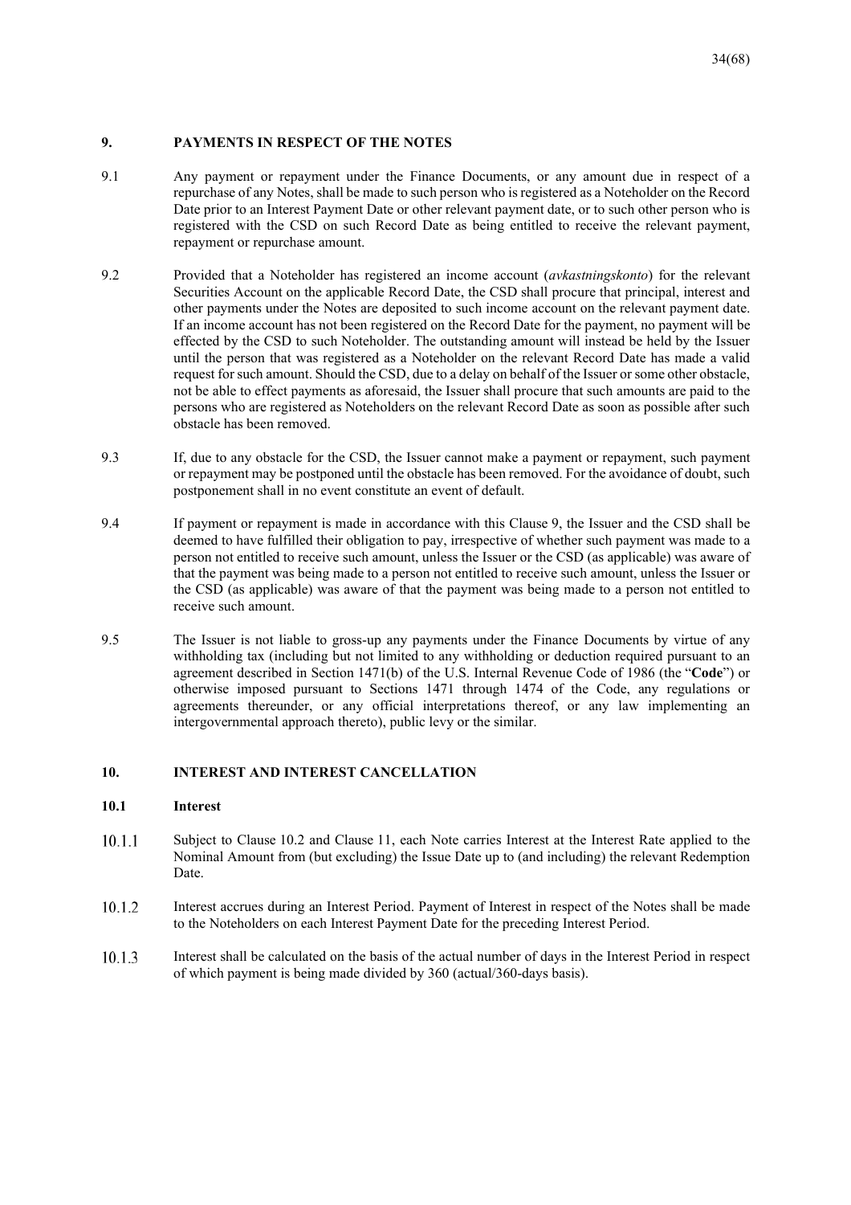## 9. PAYMENTS IN RESPECT OF THE NOTES

9.1 Any payment or repayment under the Finance Documents, or any amount due in respect of a repurchase of any Notes, shall be made to such person who is registered as a Noteholder on the Record Date prior to an Interest Payment Date or other relevant payment date, or to such other person who is registered with the CSD on such Record Date as being entitled to receive the relevant payment, repayment or repurchase amount.

9.2 Provided that a Noteholder has registered an income account (*avkastningskonto*) for the relevant Securities Account on the applicable Record Date, the CSD shall procure that principal, interest and other payments under the Notes are deposited to such income account on the relevant payment date. If an income account has not been registered on the Record Date for the payment, no payment will be effected by the CSD to such Noteholder. The outstanding amount will instead be held by the Issuer until the person that was registered as a Noteholder on the relevant Record Date has made a valid request for such amount. Should the CSD, due to a delay on behalf of the Issuer or some other obstacle, not be able to effect payments as aforesaid, the Issuer shall procure that such amounts are paid to the persons who are registered as Noteholders on the relevant Record Date as soon as possible after such obstacle has been removed.

9.3 If, due to any obstacle for the CSD, the Issuer cannot make a payment or repayment, such payment or repayment may be postponed until the obstacle has been removed. For the avoidance of doubt, such postponement shall in no event constitute an event of default.

9.4 If payment or repayment is made in accordance with this Clause 9, the Issuer and the CSD shall be deemed to have fulfilled their obligation to pay, irrespective of whether such payment was made to a person not entitled to receive such amount, unless the Issuer or the CSD (as applicable) was aware of that the payment was being made to a person not entitled to receive such amount, unless the Issuer or the CSD (as applicable) was aware of that the payment was being made to a person not entitled to receive such amount.

9.5 The Issuer is not liable to gross-up any payments under the Finance Documents by virtue of any withholding tax (including but not limited to any withholding or deduction required pursuant to an agreement described in Section 1471(b) of the U.S. Internal Revenue Code of 1986 (the "**Code**") or otherwise imposed pursuant to Sections 1471 through 1474 of the Code, any regulations or agreements thereunder, or any official interpretations thereof, or any law implementing an intergovernmental approach thereto), public levy or the similar.

## 10. INTEREST AND INTEREST CANCELLATION

### 10.1 Interest

10.1.1 Subject to Clause 10.2 and Clause 11, each Note carries Interest at the Interest Rate applied to the Nominal Amount from (but excluding) the Issue Date up to (and including) the relevant Redemption Date.

10.1.2 Interest accrues during an Interest Period. Payment of Interest in respect of the Notes shall be made to the Noteholders on each Interest Payment Date for the preceding Interest Period.

10.1.3 Interest shall be calculated on the basis of the actual number of days in the Interest Period in respect of which payment is being made divided by 360 (actual/360-days basis).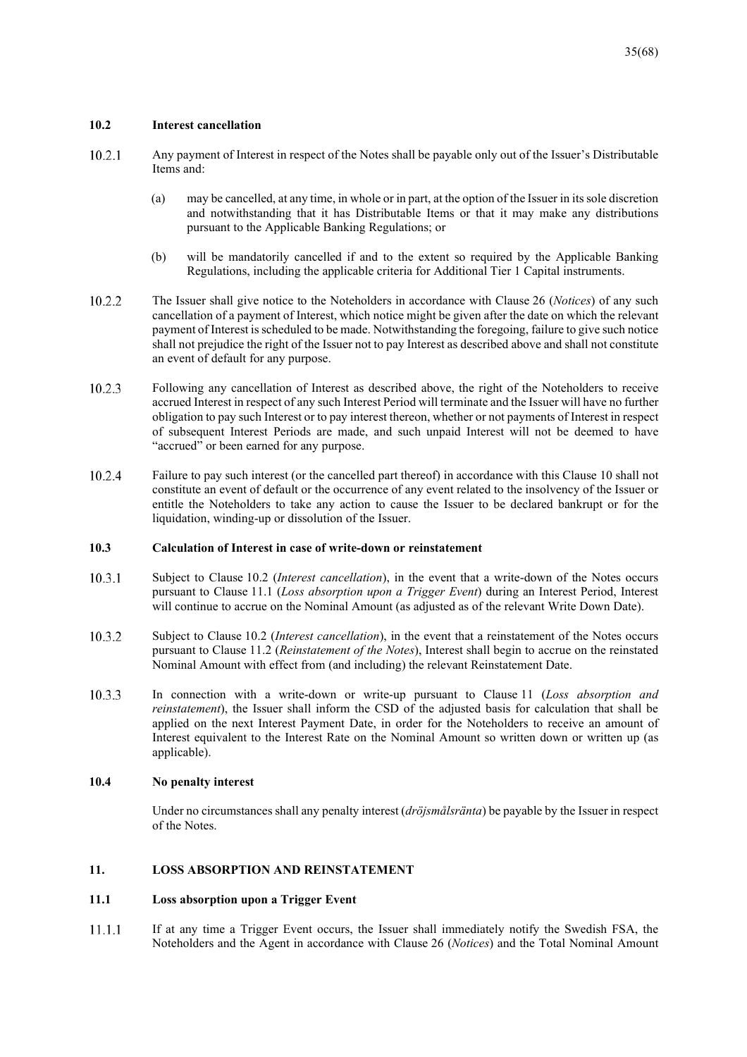### 10.2 Interest cancellation

10.2.1 Any payment of Interest in respect of the Notes shall be payable only out of the Issuer's Distributable Items and:

(a) may be cancelled, at any time, in whole or in part, at the option of the Issuer in its sole discretion and notwithstanding that it has Distributable Items or that it may make any distributions pursuant to the Applicable Banking Regulations; or

(b) will be mandatorily cancelled if and to the extent so required by the Applicable Banking Regulations, including the applicable criteria for Additional Tier 1 Capital instruments.

10.2.2 The Issuer shall give notice to the Noteholders in accordance with Clause 26 (*Notices*) of any such cancellation of a payment of Interest, which notice might be given after the date on which the relevant payment of Interest is scheduled to be made. Notwithstanding the foregoing, failure to give such notice shall not prejudice the right of the Issuer not to pay Interest as described above and shall not constitute an event of default for any purpose.

10.2.3 Following any cancellation of Interest as described above, the right of the Noteholders to receive accrued Interest in respect of any such Interest Period will terminate and the Issuer will have no further obligation to pay such Interest or to pay interest thereon, whether or not payments of Interest in respect of subsequent Interest Periods are made, and such unpaid Interest will not be deemed to have "accrued" or been earned for any purpose.

10.2.4 Failure to pay such interest (or the cancelled part thereof) in accordance with this Clause 10 shall not constitute an event of default or the occurrence of any event related to the insolvency of the Issuer or entitle the Noteholders to take any action to cause the Issuer to be declared bankrupt or for the liquidation, winding-up or dissolution of the Issuer.

### 10.3 Calculation of Interest in case of write-down or reinstatement

10.3.1 Subject to Clause 10.2 (*Interest cancellation*), in the event that a write-down of the Notes occurs pursuant to Clause 11.1 (*Loss absorption upon a Trigger Event*) during an Interest Period, Interest will continue to accrue on the Nominal Amount (as adjusted as of the relevant Write Down Date).

10.3.2 Subject to Clause 10.2 (*Interest cancellation*), in the event that a reinstatement of the Notes occurs pursuant to Clause 11.2 (*Reinstatement of the Notes*), Interest shall begin to accrue on the reinstated Nominal Amount with effect from (and including) the relevant Reinstatement Date.

10.3.3 In connection with a write-down or write-up pursuant to Clause 11 (*Loss absorption and reinstatement*), the Issuer shall inform the CSD of the adjusted basis for calculation that shall be applied on the next Interest Payment Date, in order for the Noteholders to receive an amount of Interest equivalent to the Interest Rate on the Nominal Amount so written down or written up (as applicable).

### 10.4 No penalty interest

Under no circumstances shall any penalty interest (*dröjsmålsränta*) be payable by the Issuer in respect of the Notes.

## 11. LOSS ABSORPTION AND REINSTATEMENT

### 11.1 Loss absorption upon a Trigger Event

11.1.1 If at any time a Trigger Event occurs, the Issuer shall immediately notify the Swedish FSA, the Noteholders and the Agent in accordance with Clause 26 (*Notices*) and the Total Nominal Amount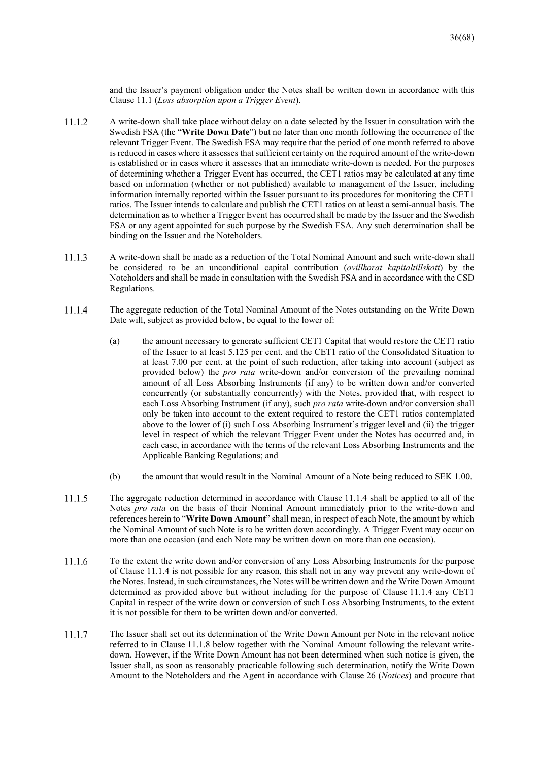and the Issuer's payment obligation under the Notes shall be written down in accordance with this Clause 11.1 (*Loss absorption upon a Trigger Event*).

11.1.2 A write-down shall take place without delay on a date selected by the Issuer in consultation with the Swedish FSA (the "**Write Down Date**") but no later than one month following the occurrence of the relevant Trigger Event. The Swedish FSA may require that the period of one month referred to above is reduced in cases where it assesses that sufficient certainty on the required amount of the write-down is established or in cases where it assesses that an immediate write-down is needed. For the purposes of determining whether a Trigger Event has occurred, the CET1 ratios may be calculated at any time based on information (whether or not published) available to management of the Issuer, including information internally reported within the Issuer pursuant to its procedures for monitoring the CET1 ratios. The Issuer intends to calculate and publish the CET1 ratios on at least a semi-annual basis. The determination as to whether a Trigger Event has occurred shall be made by the Issuer and the Swedish FSA or any agent appointed for such purpose by the Swedish FSA. Any such determination shall be binding on the Issuer and the Noteholders.

11.1.3 A write-down shall be made as a reduction of the Total Nominal Amount and such write-down shall be considered to be an unconditional capital contribution (*ovillkorat kapitaltillskott*) by the Noteholders and shall be made in consultation with the Swedish FSA and in accordance with the CSD Regulations.

11.1.4 The aggregate reduction of the Total Nominal Amount of the Notes outstanding on the Write Down Date will, subject as provided below, be equal to the lower of:

(a) the amount necessary to generate sufficient CET1 Capital that would restore the CET1 ratio of the Issuer to at least 5.125 per cent. and the CET1 ratio of the Consolidated Situation to at least 7.00 per cent. at the point of such reduction, after taking into account (subject as provided below) the *pro rata* write-down and/or conversion of the prevailing nominal amount of all Loss Absorbing Instruments (if any) to be written down and/or converted concurrently (or substantially concurrently) with the Notes, provided that, with respect to each Loss Absorbing Instrument (if any), such *pro rata* write-down and/or conversion shall only be taken into account to the extent required to restore the CET1 ratios contemplated above to the lower of (i) such Loss Absorbing Instrument's trigger level and (ii) the trigger level in respect of which the relevant Trigger Event under the Notes has occurred and, in each case, in accordance with the terms of the relevant Loss Absorbing Instruments and the Applicable Banking Regulations; and

(b) the amount that would result in the Nominal Amount of a Note being reduced to SEK 1.00.

11.1.5 The aggregate reduction determined in accordance with Clause 11.1.4 shall be applied to all of the Notes *pro rata* on the basis of their Nominal Amount immediately prior to the write-down and references herein to "**Write Down Amount**" shall mean, in respect of each Note, the amount by which the Nominal Amount of such Note is to be written down accordingly. A Trigger Event may occur on more than one occasion (and each Note may be written down on more than one occasion).

11.1.6 To the extent the write down and/or conversion of any Loss Absorbing Instruments for the purpose of Clause 11.1.4 is not possible for any reason, this shall not in any way prevent any write-down of the Notes. Instead, in such circumstances, the Notes will be written down and the Write Down Amount determined as provided above but without including for the purpose of Clause 11.1.4 any CET1 Capital in respect of the write down or conversion of such Loss Absorbing Instruments, to the extent it is not possible for them to be written down and/or converted.

11.1.7 The Issuer shall set out its determination of the Write Down Amount per Note in the relevant notice referred to in Clause 11.1.8 below together with the Nominal Amount following the relevant write-down. However, if the Write Down Amount has not been determined when such notice is given, the Issuer shall, as soon as reasonably practicable following such determination, notify the Write Down Amount to the Noteholders and the Agent in accordance with Clause 26 (*Notices*) and procure that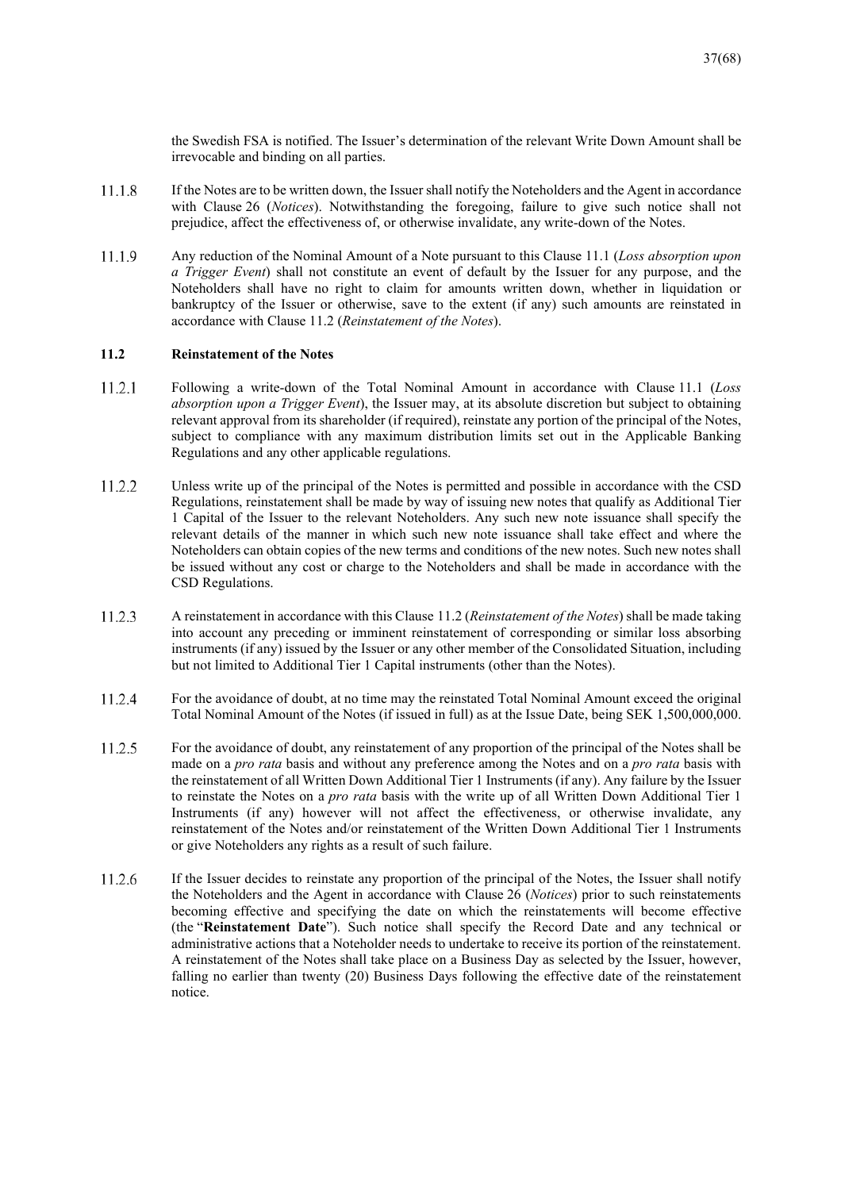the Swedish FSA is notified. The Issuer's determination of the relevant Write Down Amount shall be irrevocable and binding on all parties.

11.1.8 If the Notes are to be written down, the Issuer shall notify the Noteholders and the Agent in accordance with Clause 26 (*Notices*). Notwithstanding the foregoing, failure to give such notice shall not prejudice, affect the effectiveness of, or otherwise invalidate, any write-down of the Notes.

11.1.9 Any reduction of the Nominal Amount of a Note pursuant to this Clause 11.1 (*Loss absorption upon a Trigger Event*) shall not constitute an event of default by the Issuer for any purpose, and the Noteholders shall have no right to claim for amounts written down, whether in liquidation or bankruptcy of the Issuer or otherwise, save to the extent (if any) such amounts are reinstated in accordance with Clause 11.2 (*Reinstatement of the Notes*).

### 11.2 Reinstatement of the Notes

11.2.1 Following a write-down of the Total Nominal Amount in accordance with Clause 11.1 (*Loss absorption upon a Trigger Event*), the Issuer may, at its absolute discretion but subject to obtaining relevant approval from its shareholder (if required), reinstate any portion of the principal of the Notes, subject to compliance with any maximum distribution limits set out in the Applicable Banking Regulations and any other applicable regulations.

11.2.2 Unless write up of the principal of the Notes is permitted and possible in accordance with the CSD Regulations, reinstatement shall be made by way of issuing new notes that qualify as Additional Tier 1 Capital of the Issuer to the relevant Noteholders. Any such new note issuance shall specify the relevant details of the manner in which such new note issuance shall take effect and where the Noteholders can obtain copies of the new terms and conditions of the new notes. Such new notes shall be issued without any cost or charge to the Noteholders and shall be made in accordance with the CSD Regulations.

11.2.3 A reinstatement in accordance with this Clause 11.2 (*Reinstatement of the Notes*) shall be made taking into account any preceding or imminent reinstatement of corresponding or similar loss absorbing instruments (if any) issued by the Issuer or any other member of the Consolidated Situation, including but not limited to Additional Tier 1 Capital instruments (other than the Notes).

11.2.4 For the avoidance of doubt, at no time may the reinstated Total Nominal Amount exceed the original Total Nominal Amount of the Notes (if issued in full) as at the Issue Date, being SEK 1,500,000,000.

11.2.5 For the avoidance of doubt, any reinstatement of any proportion of the principal of the Notes shall be made on a *pro rata* basis and without any preference among the Notes and on a *pro rata* basis with the reinstatement of all Written Down Additional Tier 1 Instruments (if any). Any failure by the Issuer to reinstate the Notes on a *pro rata* basis with the write up of all Written Down Additional Tier 1 Instruments (if any) however will not affect the effectiveness, or otherwise invalidate, any reinstatement of the Notes and/or reinstatement of the Written Down Additional Tier 1 Instruments or give Noteholders any rights as a result of such failure.

11.2.6 If the Issuer decides to reinstate any proportion of the principal of the Notes, the Issuer shall notify the Noteholders and the Agent in accordance with Clause 26 (*Notices*) prior to such reinstatements becoming effective and specifying the date on which the reinstatements will become effective (the "**Reinstatement Date**"). Such notice shall specify the Record Date and any technical or administrative actions that a Noteholder needs to undertake to receive its portion of the reinstatement. A reinstatement of the Notes shall take place on a Business Day as selected by the Issuer, however, falling no earlier than twenty (20) Business Days following the effective date of the reinstatement notice.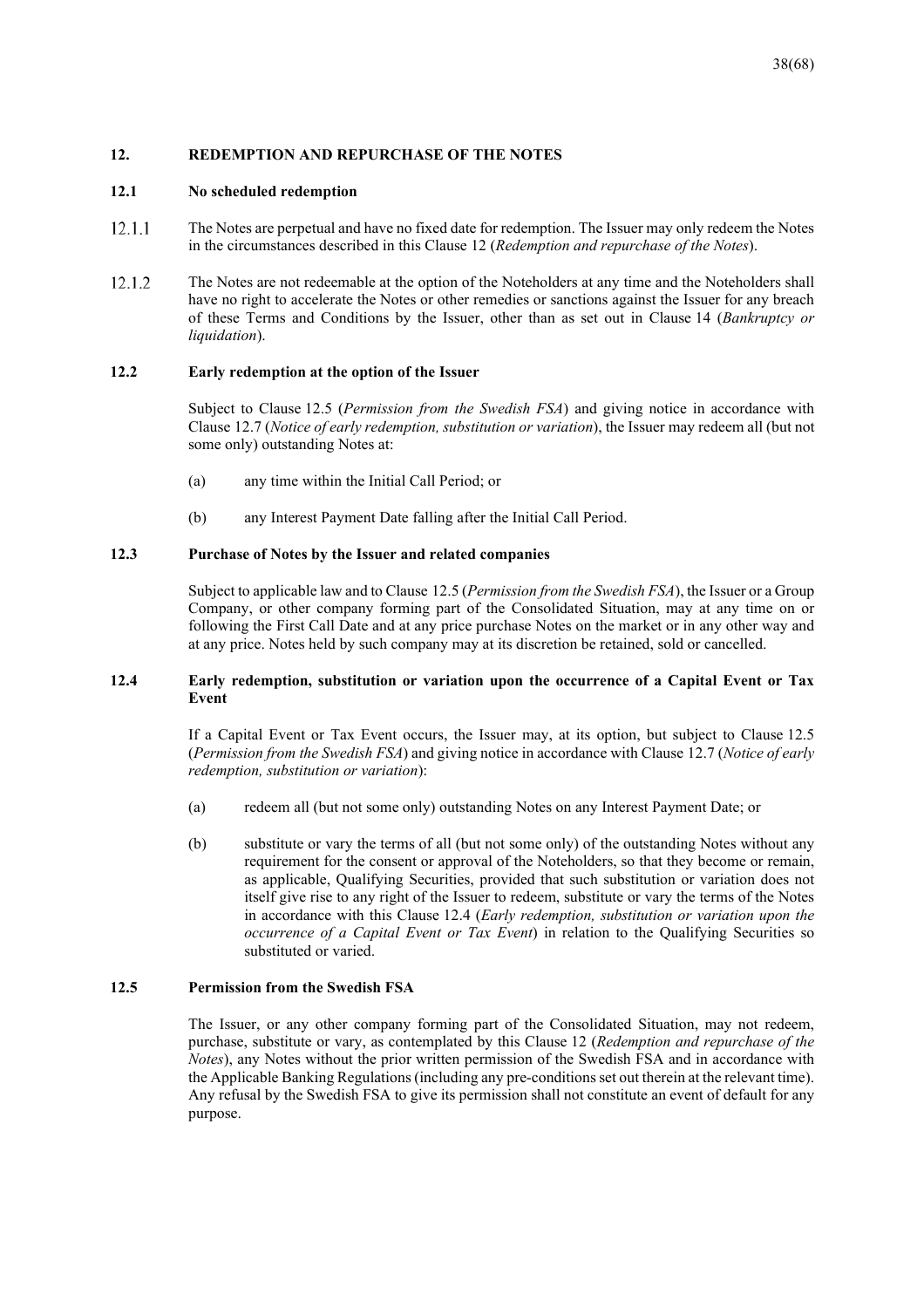## 12. REDEMPTION AND REPURCHASE OF THE NOTES

### 12.1 No scheduled redemption

12.1.1 The Notes are perpetual and have no fixed date for redemption. The Issuer may only redeem the Notes in the circumstances described in this Clause 12 (*Redemption and repurchase of the Notes*).

12.1.2 The Notes are not redeemable at the option of the Noteholders at any time and the Noteholders shall have no right to accelerate the Notes or other remedies or sanctions against the Issuer for any breach of these Terms and Conditions by the Issuer, other than as set out in Clause 14 (*Bankruptcy or liquidation*).

### 12.2 Early redemption at the option of the Issuer

Subject to Clause 12.5 (*Permission from the Swedish FSA*) and giving notice in accordance with Clause 12.7 (*Notice of early redemption, substitution or variation*), the Issuer may redeem all (but not some only) outstanding Notes at:

(a) any time within the Initial Call Period; or

(b) any Interest Payment Date falling after the Initial Call Period.

### 12.3 Purchase of Notes by the Issuer and related companies

Subject to applicable law and to Clause 12.5 (*Permission from the Swedish FSA*), the Issuer or a Group Company, or other company forming part of the Consolidated Situation, may at any time on or following the First Call Date and at any price purchase Notes on the market or in any other way and at any price. Notes held by such company may at its discretion be retained, sold or cancelled.

### 12.4 Early redemption, substitution or variation upon the occurrence of a Capital Event or Tax Event

If a Capital Event or Tax Event occurs, the Issuer may, at its option, but subject to Clause 12.5 (*Permission from the Swedish FSA*) and giving notice in accordance with Clause 12.7 (*Notice of early redemption, substitution or variation*):

(a) redeem all (but not some only) outstanding Notes on any Interest Payment Date; or

(b) substitute or vary the terms of all (but not some only) of the outstanding Notes without any requirement for the consent or approval of the Noteholders, so that they become or remain, as applicable, Qualifying Securities, provided that such substitution or variation does not itself give rise to any right of the Issuer to redeem, substitute or vary the terms of the Notes in accordance with this Clause 12.4 (*Early redemption, substitution or variation upon the occurrence of a Capital Event or Tax Event*) in relation to the Qualifying Securities so substituted or varied.

### 12.5 Permission from the Swedish FSA

The Issuer, or any other company forming part of the Consolidated Situation, may not redeem, purchase, substitute or vary, as contemplated by this Clause 12 (*Redemption and repurchase of the Notes*), any Notes without the prior written permission of the Swedish FSA and in accordance with the Applicable Banking Regulations (including any pre-conditions set out therein at the relevant time). Any refusal by the Swedish FSA to give its permission shall not constitute an event of default for any purpose.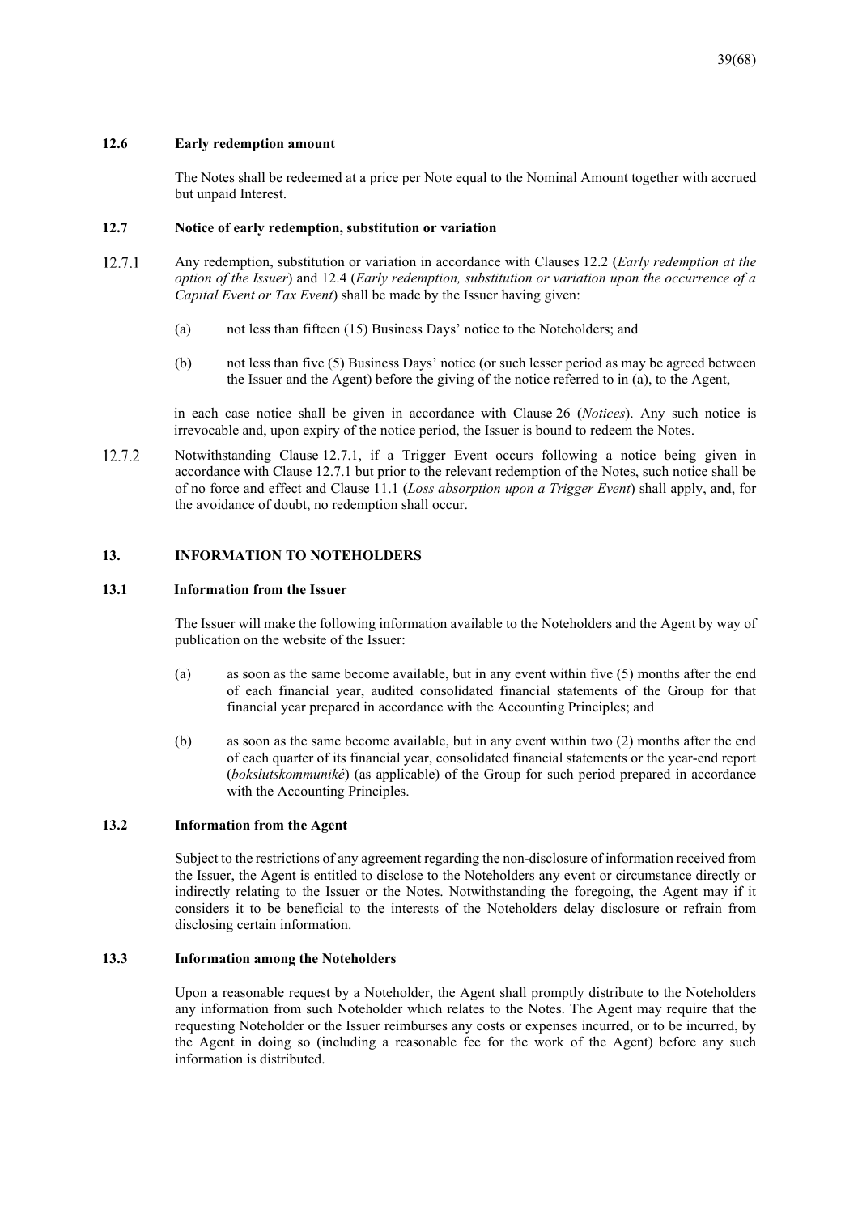### 12.6 Early redemption amount

The Notes shall be redeemed at a price per Note equal to the Nominal Amount together with accrued but unpaid Interest.

### 12.7 Notice of early redemption, substitution or variation

12.7.1 Any redemption, substitution or variation in accordance with Clauses 12.2 (*Early redemption at the option of the Issuer*) and 12.4 (*Early redemption, substitution or variation upon the occurrence of a Capital Event or Tax Event*) shall be made by the Issuer having given:

(a) not less than fifteen (15) Business Days' notice to the Noteholders; and

(b) not less than five (5) Business Days' notice (or such lesser period as may be agreed between the Issuer and the Agent) before the giving of the notice referred to in (a), to the Agent,

in each case notice shall be given in accordance with Clause 26 (*Notices*). Any such notice is irrevocable and, upon expiry of the notice period, the Issuer is bound to redeem the Notes.

12.7.2 Notwithstanding Clause 12.7.1, if a Trigger Event occurs following a notice being given in accordance with Clause 12.7.1 but prior to the relevant redemption of the Notes, such notice shall be of no force and effect and Clause 11.1 (*Loss absorption upon a Trigger Event*) shall apply, and, for the avoidance of doubt, no redemption shall occur.

## 13. INFORMATION TO NOTEHOLDERS

### 13.1 Information from the Issuer

The Issuer will make the following information available to the Noteholders and the Agent by way of publication on the website of the Issuer:

(a) as soon as the same become available, but in any event within five (5) months after the end of each financial year, audited consolidated financial statements of the Group for that financial year prepared in accordance with the Accounting Principles; and

(b) as soon as the same become available, but in any event within two (2) months after the end of each quarter of its financial year, consolidated financial statements or the year-end report (*bokslutskommuniké*) (as applicable) of the Group for such period prepared in accordance with the Accounting Principles.

### 13.2 Information from the Agent

Subject to the restrictions of any agreement regarding the non-disclosure of information received from the Issuer, the Agent is entitled to disclose to the Noteholders any event or circumstance directly or indirectly relating to the Issuer or the Notes. Notwithstanding the foregoing, the Agent may if it considers it to be beneficial to the interests of the Noteholders delay disclosure or refrain from disclosing certain information.

### 13.3 Information among the Noteholders

Upon a reasonable request by a Noteholder, the Agent shall promptly distribute to the Noteholders any information from such Noteholder which relates to the Notes. The Agent may require that the requesting Noteholder or the Issuer reimburses any costs or expenses incurred, or to be incurred, by the Agent in doing so (including a reasonable fee for the work of the Agent) before any such information is distributed.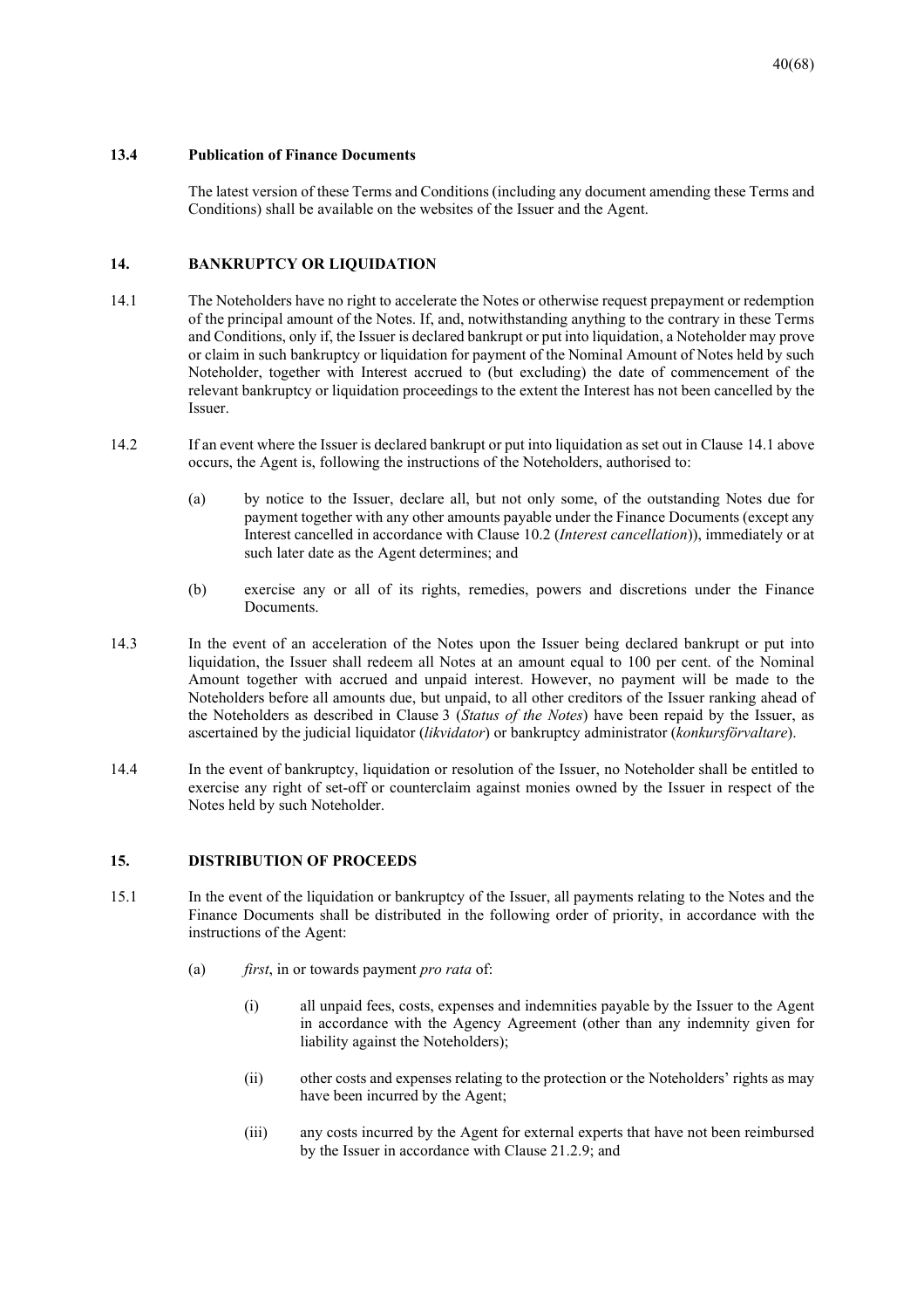### 13.4 Publication of Finance Documents

The latest version of these Terms and Conditions (including any document amending these Terms and Conditions) shall be available on the websites of the Issuer and the Agent.

## 14. BANKRUPTCY OR LIQUIDATION

14.1 The Noteholders have no right to accelerate the Notes or otherwise request prepayment or redemption of the principal amount of the Notes. If, and, notwithstanding anything to the contrary in these Terms and Conditions, only if, the Issuer is declared bankrupt or put into liquidation, a Noteholder may prove or claim in such bankruptcy or liquidation for payment of the Nominal Amount of Notes held by such Noteholder, together with Interest accrued to (but excluding) the date of commencement of the relevant bankruptcy or liquidation proceedings to the extent the Interest has not been cancelled by the Issuer.

14.2 If an event where the Issuer is declared bankrupt or put into liquidation as set out in Clause 14.1 above occurs, the Agent is, following the instructions of the Noteholders, authorised to:

(a) by notice to the Issuer, declare all, but not only some, of the outstanding Notes due for payment together with any other amounts payable under the Finance Documents (except any Interest cancelled in accordance with Clause 10.2 (*Interest cancellation*)), immediately or at such later date as the Agent determines; and

(b) exercise any or all of its rights, remedies, powers and discretions under the Finance Documents.

14.3 In the event of an acceleration of the Notes upon the Issuer being declared bankrupt or put into liquidation, the Issuer shall redeem all Notes at an amount equal to 100 per cent. of the Nominal Amount together with accrued and unpaid interest. However, no payment will be made to the Noteholders before all amounts due, but unpaid, to all other creditors of the Issuer ranking ahead of the Noteholders as described in Clause 3 (*Status of the Notes*) have been repaid by the Issuer, as ascertained by the judicial liquidator (*likvidator*) or bankruptcy administrator (*konkursförvaltare*).

14.4 In the event of bankruptcy, liquidation or resolution of the Issuer, no Noteholder shall be entitled to exercise any right of set-off or counterclaim against monies owned by the Issuer in respect of the Notes held by such Noteholder.

## 15. DISTRIBUTION OF PROCEEDS

15.1 In the event of the liquidation or bankruptcy of the Issuer, all payments relating to the Notes and the Finance Documents shall be distributed in the following order of priority, in accordance with the instructions of the Agent:

(a) *first*, in or towards payment *pro rata* of:

(i) all unpaid fees, costs, expenses and indemnities payable by the Issuer to the Agent in accordance with the Agency Agreement (other than any indemnity given for liability against the Noteholders);

(ii) other costs and expenses relating to the protection or the Noteholders' rights as may have been incurred by the Agent;

(iii) any costs incurred by the Agent for external experts that have not been reimbursed by the Issuer in accordance with Clause 21.2.9; and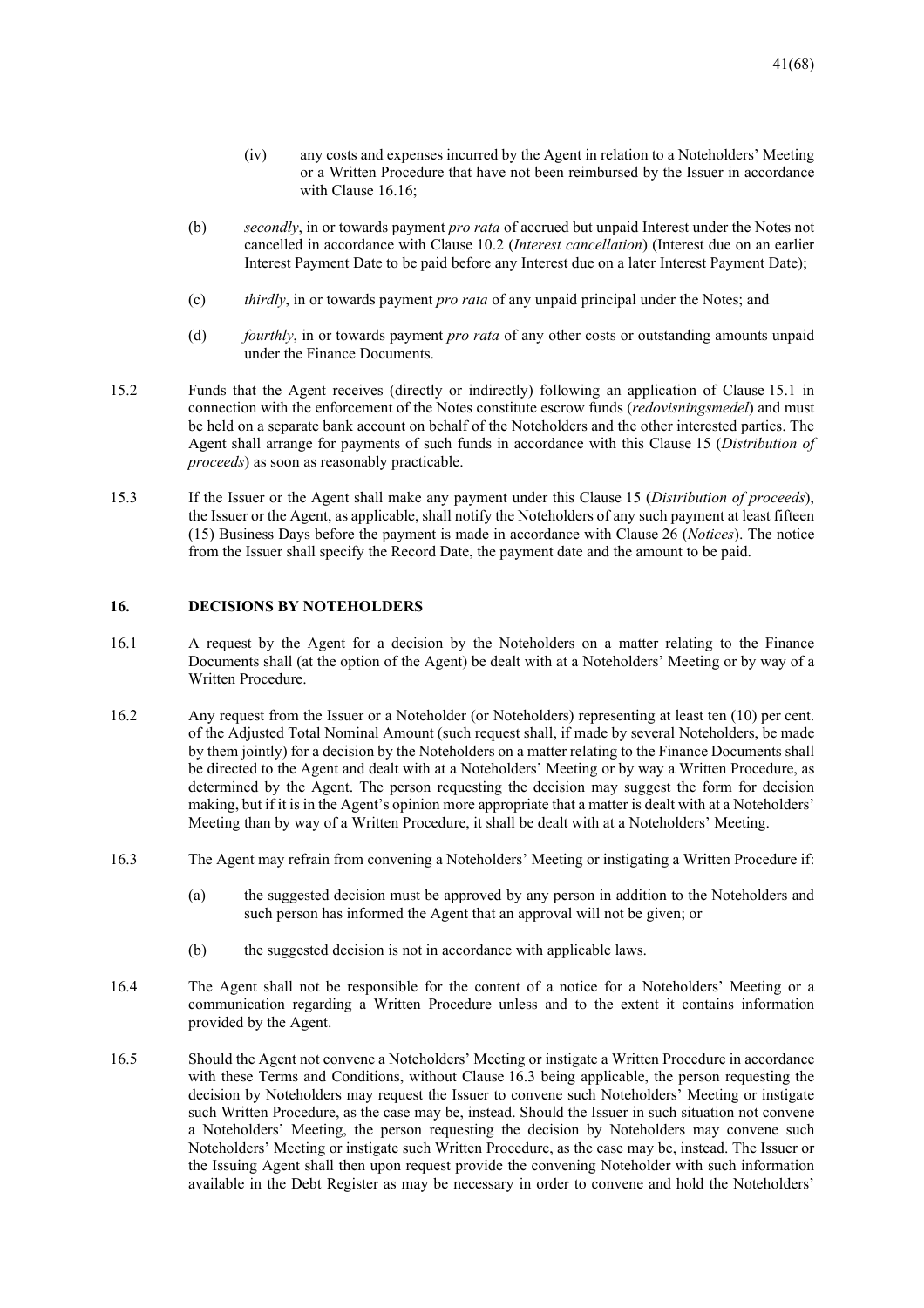(iv) any costs and expenses incurred by the Agent in relation to a Noteholders' Meeting or a Written Procedure that have not been reimbursed by the Issuer in accordance with Clause 16.16;

(b) *secondly*, in or towards payment *pro rata* of accrued but unpaid Interest under the Notes not cancelled in accordance with Clause 10.2 (*Interest cancellation*) (Interest due on an earlier Interest Payment Date to be paid before any Interest due on a later Interest Payment Date);

(c) *thirdly*, in or towards payment *pro rata* of any unpaid principal under the Notes; and

(d) *fourthly*, in or towards payment *pro rata* of any other costs or outstanding amounts unpaid under the Finance Documents.

15.2 Funds that the Agent receives (directly or indirectly) following an application of Clause 15.1 in connection with the enforcement of the Notes constitute escrow funds (*redovisningsmedel*) and must be held on a separate bank account on behalf of the Noteholders and the other interested parties. The Agent shall arrange for payments of such funds in accordance with this Clause 15 (*Distribution of proceeds*) as soon as reasonably practicable.

15.3 If the Issuer or the Agent shall make any payment under this Clause 15 (*Distribution of proceeds*), the Issuer or the Agent, as applicable, shall notify the Noteholders of any such payment at least fifteen (15) Business Days before the payment is made in accordance with Clause 26 (*Notices*). The notice from the Issuer shall specify the Record Date, the payment date and the amount to be paid.

## 16. DECISIONS BY NOTEHOLDERS

16.1 A request by the Agent for a decision by the Noteholders on a matter relating to the Finance Documents shall (at the option of the Agent) be dealt with at a Noteholders' Meeting or by way of a Written Procedure.

16.2 Any request from the Issuer or a Noteholder (or Noteholders) representing at least ten (10) per cent. of the Adjusted Total Nominal Amount (such request shall, if made by several Noteholders, be made by them jointly) for a decision by the Noteholders on a matter relating to the Finance Documents shall be directed to the Agent and dealt with at a Noteholders' Meeting or by way a Written Procedure, as determined by the Agent. The person requesting the decision may suggest the form for decision making, but if it is in the Agent's opinion more appropriate that a matter is dealt with at a Noteholders' Meeting than by way of a Written Procedure, it shall be dealt with at a Noteholders' Meeting.

16.3 The Agent may refrain from convening a Noteholders' Meeting or instigating a Written Procedure if:

(a) the suggested decision must be approved by any person in addition to the Noteholders and such person has informed the Agent that an approval will not be given; or

(b) the suggested decision is not in accordance with applicable laws.

16.4 The Agent shall not be responsible for the content of a notice for a Noteholders' Meeting or a communication regarding a Written Procedure unless and to the extent it contains information provided by the Agent.

16.5 Should the Agent not convene a Noteholders' Meeting or instigate a Written Procedure in accordance with these Terms and Conditions, without Clause 16.3 being applicable, the person requesting the decision by Noteholders may request the Issuer to convene such Noteholders' Meeting or instigate such Written Procedure, as the case may be, instead. Should the Issuer in such situation not convene a Noteholders' Meeting, the person requesting the decision by Noteholders may convene such Noteholders' Meeting or instigate such Written Procedure, as the case may be, instead. The Issuer or the Issuing Agent shall then upon request provide the convening Noteholder with such information available in the Debt Register as may be necessary in order to convene and hold the Noteholders'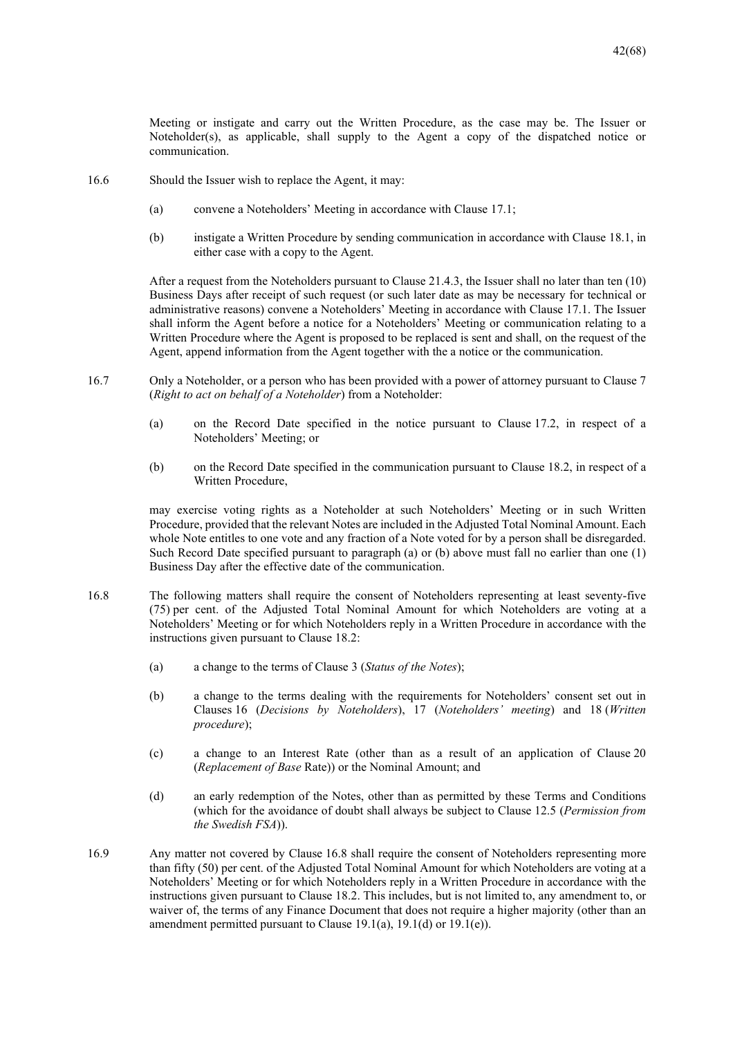Meeting or instigate and carry out the Written Procedure, as the case may be. The Issuer or Noteholder(s), as applicable, shall supply to the Agent a copy of the dispatched notice or communication.

16.6 Should the Issuer wish to replace the Agent, it may:

(a) convene a Noteholders' Meeting in accordance with Clause 17.1;

(b) instigate a Written Procedure by sending communication in accordance with Clause 18.1, in either case with a copy to the Agent.

After a request from the Noteholders pursuant to Clause 21.4.3, the Issuer shall no later than ten (10) Business Days after receipt of such request (or such later date as may be necessary for technical or administrative reasons) convene a Noteholders' Meeting in accordance with Clause 17.1. The Issuer shall inform the Agent before a notice for a Noteholders' Meeting or communication relating to a Written Procedure where the Agent is proposed to be replaced is sent and shall, on the request of the Agent, append information from the Agent together with the a notice or the communication.

16.7 Only a Noteholder, or a person who has been provided with a power of attorney pursuant to Clause 7 (*Right to act on behalf of a Noteholder*) from a Noteholder:

(a) on the Record Date specified in the notice pursuant to Clause 17.2, in respect of a Noteholders' Meeting; or

(b) on the Record Date specified in the communication pursuant to Clause 18.2, in respect of a Written Procedure,

may exercise voting rights as a Noteholder at such Noteholders' Meeting or in such Written Procedure, provided that the relevant Notes are included in the Adjusted Total Nominal Amount. Each whole Note entitles to one vote and any fraction of a Note voted for by a person shall be disregarded. Such Record Date specified pursuant to paragraph (a) or (b) above must fall no earlier than one (1) Business Day after the effective date of the communication.

16.8 The following matters shall require the consent of Noteholders representing at least seventy-five (75) per cent. of the Adjusted Total Nominal Amount for which Noteholders are voting at a Noteholders' Meeting or for which Noteholders reply in a Written Procedure in accordance with the instructions given pursuant to Clause 18.2:

(a) a change to the terms of Clause 3 (*Status of the Notes*);

(b) a change to the terms dealing with the requirements for Noteholders' consent set out in Clauses 16 (*Decisions by Noteholders*), 17 (*Noteholders' meeting*) and 18 (*Written procedure*);

(c) a change to an Interest Rate (other than as a result of an application of Clause 20 (*Replacement of Base* Rate)) or the Nominal Amount; and

(d) an early redemption of the Notes, other than as permitted by these Terms and Conditions (which for the avoidance of doubt shall always be subject to Clause 12.5 (*Permission from the Swedish FSA*)).

16.9 Any matter not covered by Clause 16.8 shall require the consent of Noteholders representing more than fifty (50) per cent. of the Adjusted Total Nominal Amount for which Noteholders are voting at a Noteholders' Meeting or for which Noteholders reply in a Written Procedure in accordance with the instructions given pursuant to Clause 18.2. This includes, but is not limited to, any amendment to, or waiver of, the terms of any Finance Document that does not require a higher majority (other than an amendment permitted pursuant to Clause 19.1(a), 19.1(d) or 19.1(e)).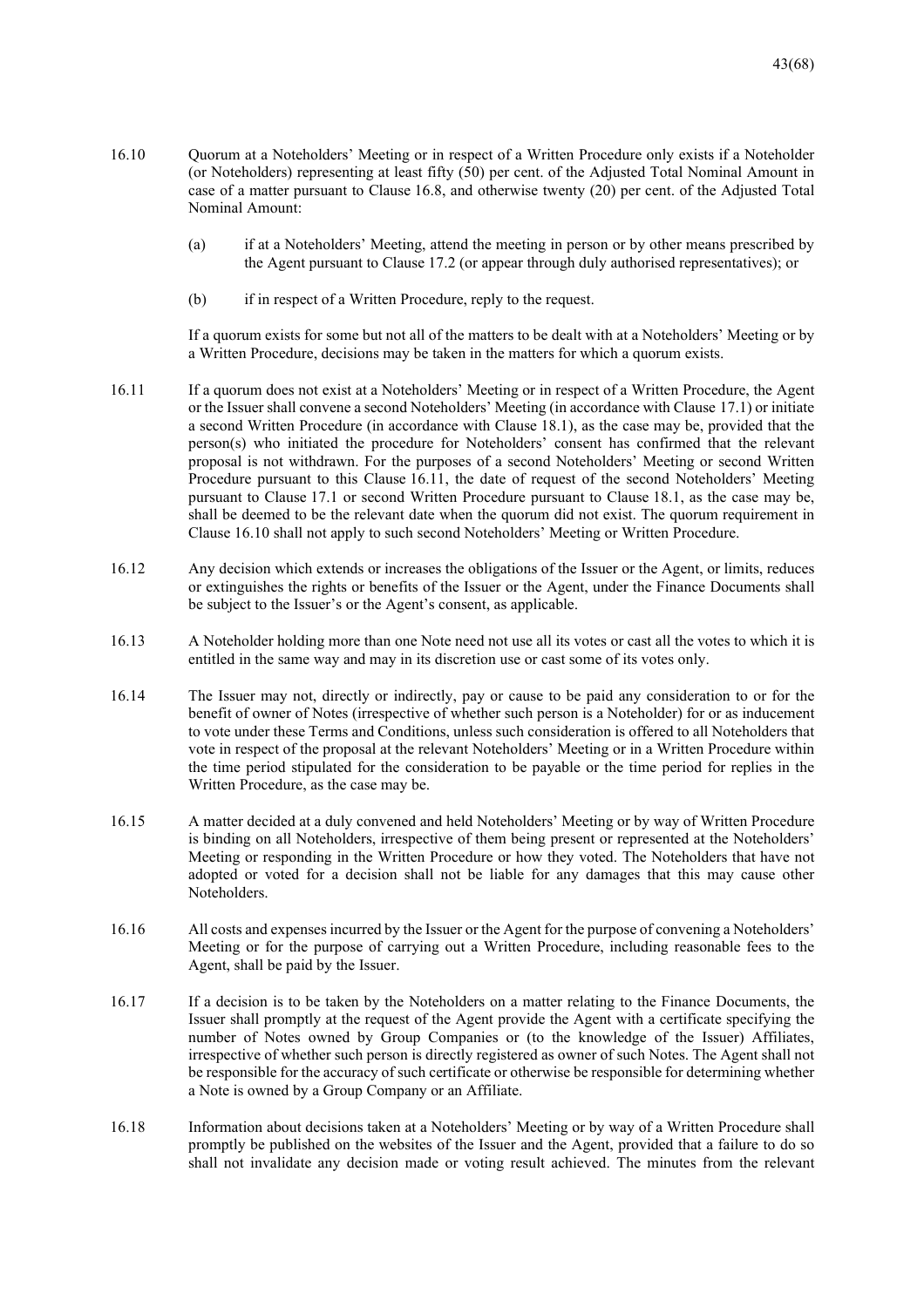16.10 Quorum at a Noteholders' Meeting or in respect of a Written Procedure only exists if a Noteholder (or Noteholders) representing at least fifty (50) per cent. of the Adjusted Total Nominal Amount in case of a matter pursuant to Clause 16.8, and otherwise twenty (20) per cent. of the Adjusted Total Nominal Amount:

(a) if at a Noteholders' Meeting, attend the meeting in person or by other means prescribed by the Agent pursuant to Clause 17.2 (or appear through duly authorised representatives); or

(b) if in respect of a Written Procedure, reply to the request.

If a quorum exists for some but not all of the matters to be dealt with at a Noteholders' Meeting or by a Written Procedure, decisions may be taken in the matters for which a quorum exists.

16.11 If a quorum does not exist at a Noteholders' Meeting or in respect of a Written Procedure, the Agent or the Issuer shall convene a second Noteholders' Meeting (in accordance with Clause 17.1) or initiate a second Written Procedure (in accordance with Clause 18.1), as the case may be, provided that the person(s) who initiated the procedure for Noteholders' consent has confirmed that the relevant proposal is not withdrawn. For the purposes of a second Noteholders' Meeting or second Written Procedure pursuant to this Clause 16.11, the date of request of the second Noteholders' Meeting pursuant to Clause 17.1 or second Written Procedure pursuant to Clause 18.1, as the case may be, shall be deemed to be the relevant date when the quorum did not exist. The quorum requirement in Clause 16.10 shall not apply to such second Noteholders' Meeting or Written Procedure.

16.12 Any decision which extends or increases the obligations of the Issuer or the Agent, or limits, reduces or extinguishes the rights or benefits of the Issuer or the Agent, under the Finance Documents shall be subject to the Issuer's or the Agent's consent, as applicable.

16.13 A Noteholder holding more than one Note need not use all its votes or cast all the votes to which it is entitled in the same way and may in its discretion use or cast some of its votes only.

16.14 The Issuer may not, directly or indirectly, pay or cause to be paid any consideration to or for the benefit of owner of Notes (irrespective of whether such person is a Noteholder) for or as inducement to vote under these Terms and Conditions, unless such consideration is offered to all Noteholders that vote in respect of the proposal at the relevant Noteholders' Meeting or in a Written Procedure within the time period stipulated for the consideration to be payable or the time period for replies in the Written Procedure, as the case may be.

16.15 A matter decided at a duly convened and held Noteholders' Meeting or by way of Written Procedure is binding on all Noteholders, irrespective of them being present or represented at the Noteholders' Meeting or responding in the Written Procedure or how they voted. The Noteholders that have not adopted or voted for a decision shall not be liable for any damages that this may cause other Noteholders.

16.16 All costs and expenses incurred by the Issuer or the Agent for the purpose of convening a Noteholders' Meeting or for the purpose of carrying out a Written Procedure, including reasonable fees to the Agent, shall be paid by the Issuer.

16.17 If a decision is to be taken by the Noteholders on a matter relating to the Finance Documents, the Issuer shall promptly at the request of the Agent provide the Agent with a certificate specifying the number of Notes owned by Group Companies or (to the knowledge of the Issuer) Affiliates, irrespective of whether such person is directly registered as owner of such Notes. The Agent shall not be responsible for the accuracy of such certificate or otherwise be responsible for determining whether a Note is owned by a Group Company or an Affiliate.

16.18 Information about decisions taken at a Noteholders' Meeting or by way of a Written Procedure shall promptly be published on the websites of the Issuer and the Agent, provided that a failure to do so shall not invalidate any decision made or voting result achieved. The minutes from the relevant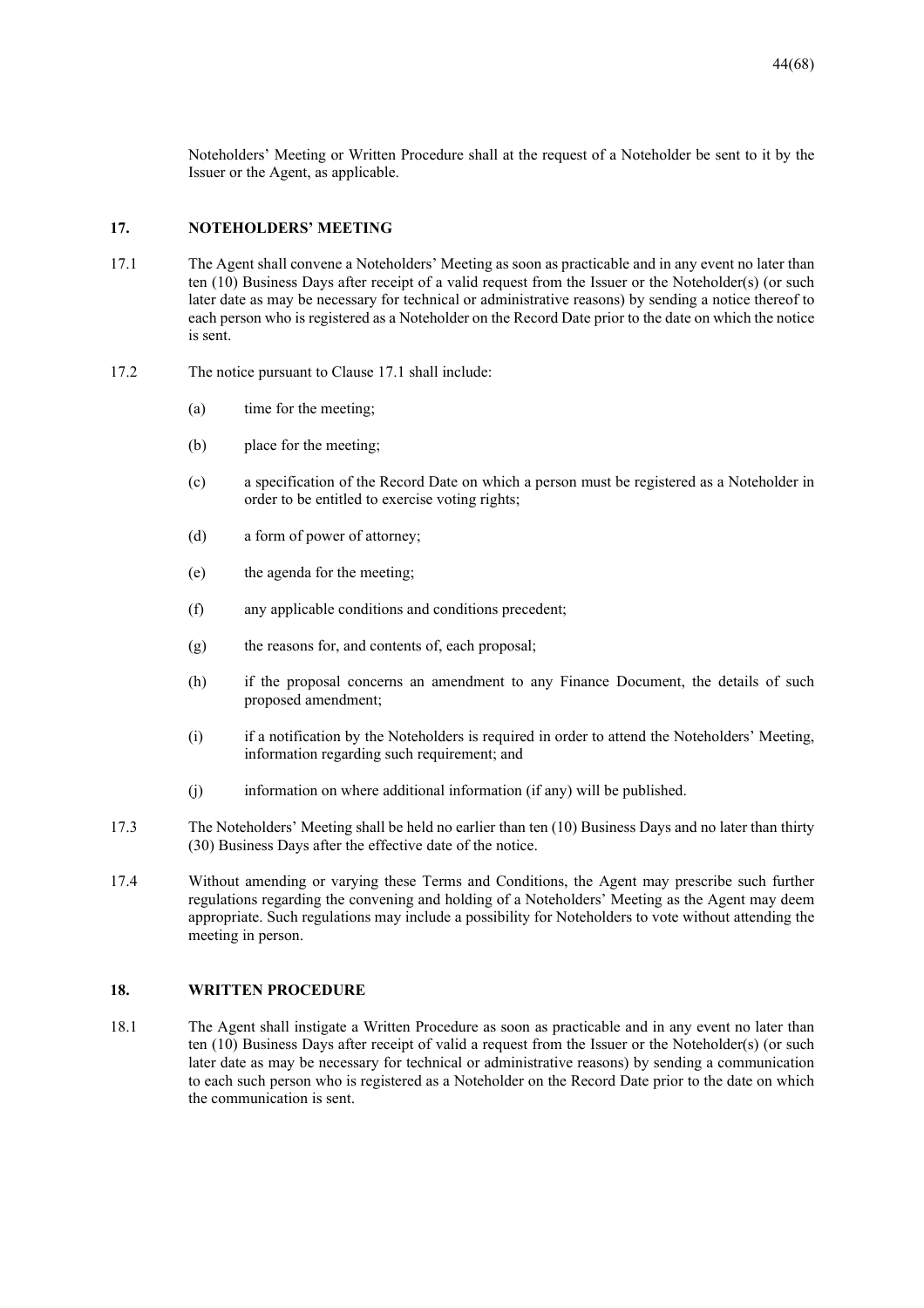Noteholders' Meeting or Written Procedure shall at the request of a Noteholder be sent to it by the Issuer or the Agent, as applicable.

## 17. NOTEHOLDERS' MEETING

17.1 The Agent shall convene a Noteholders' Meeting as soon as practicable and in any event no later than ten (10) Business Days after receipt of a valid request from the Issuer or the Noteholder(s) (or such later date as may be necessary for technical or administrative reasons) by sending a notice thereof to each person who is registered as a Noteholder on the Record Date prior to the date on which the notice is sent.

17.2 The notice pursuant to Clause 17.1 shall include:

(a) time for the meeting;

(b) place for the meeting;

(c) a specification of the Record Date on which a person must be registered as a Noteholder in order to be entitled to exercise voting rights;

(d) a form of power of attorney;

(e) the agenda for the meeting;

(f) any applicable conditions and conditions precedent;

(g) the reasons for, and contents of, each proposal;

(h) if the proposal concerns an amendment to any Finance Document, the details of such proposed amendment;

(i) if a notification by the Noteholders is required in order to attend the Noteholders' Meeting, information regarding such requirement; and

(j) information on where additional information (if any) will be published.

17.3 The Noteholders' Meeting shall be held no earlier than ten (10) Business Days and no later than thirty (30) Business Days after the effective date of the notice.

17.4 Without amending or varying these Terms and Conditions, the Agent may prescribe such further regulations regarding the convening and holding of a Noteholders' Meeting as the Agent may deem appropriate. Such regulations may include a possibility for Noteholders to vote without attending the meeting in person.

## 18. WRITTEN PROCEDURE

18.1 The Agent shall instigate a Written Procedure as soon as practicable and in any event no later than ten (10) Business Days after receipt of valid a request from the Issuer or the Noteholder(s) (or such later date as may be necessary for technical or administrative reasons) by sending a communication to each such person who is registered as a Noteholder on the Record Date prior to the date on which the communication is sent.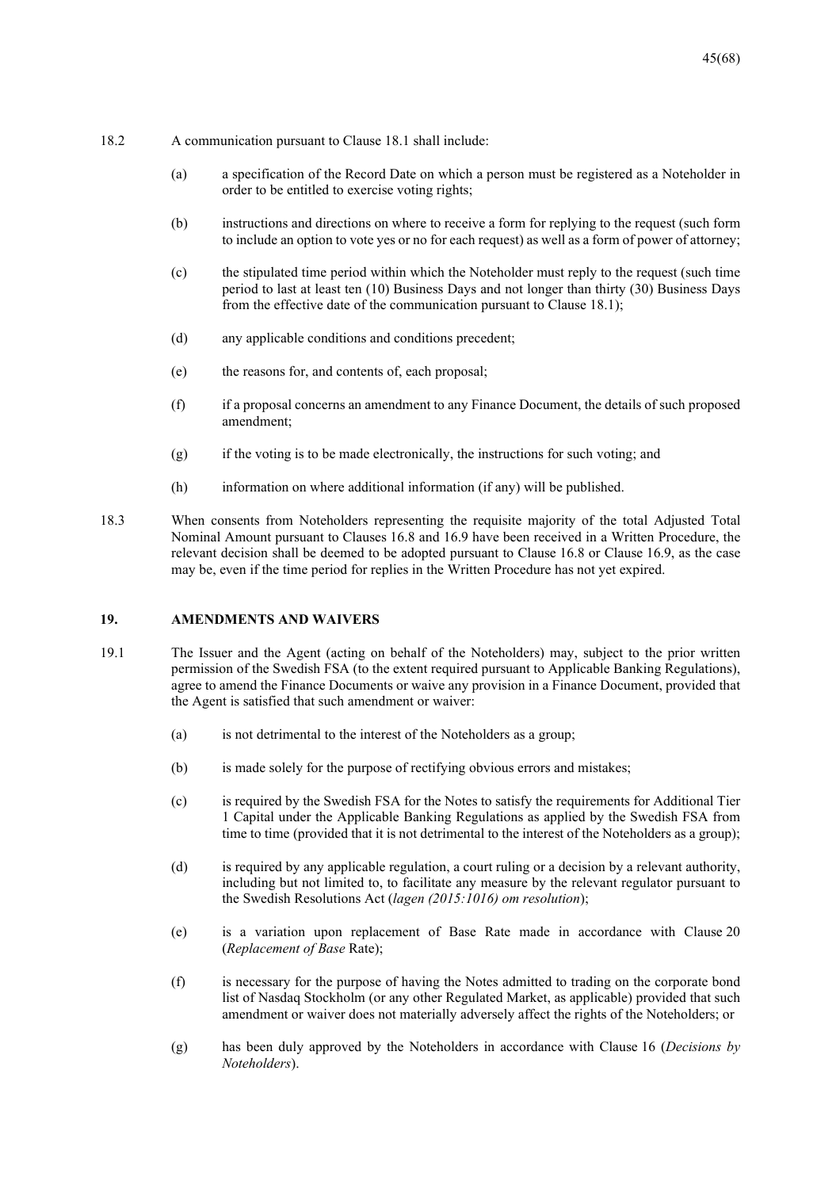18.2 A communication pursuant to Clause 18.1 shall include:

(a) a specification of the Record Date on which a person must be registered as a Noteholder in order to be entitled to exercise voting rights;

(b) instructions and directions on where to receive a form for replying to the request (such form to include an option to vote yes or no for each request) as well as a form of power of attorney;

(c) the stipulated time period within which the Noteholder must reply to the request (such time period to last at least ten (10) Business Days and not longer than thirty (30) Business Days from the effective date of the communication pursuant to Clause 18.1);

(d) any applicable conditions and conditions precedent;

(e) the reasons for, and contents of, each proposal;

(f) if a proposal concerns an amendment to any Finance Document, the details of such proposed amendment;

(g) if the voting is to be made electronically, the instructions for such voting; and

(h) information on where additional information (if any) will be published.

18.3 When consents from Noteholders representing the requisite majority of the total Adjusted Total Nominal Amount pursuant to Clauses 16.8 and 16.9 have been received in a Written Procedure, the relevant decision shall be deemed to be adopted pursuant to Clause 16.8 or Clause 16.9, as the case may be, even if the time period for replies in the Written Procedure has not yet expired.

## 19. AMENDMENTS AND WAIVERS

19.1 The Issuer and the Agent (acting on behalf of the Noteholders) may, subject to the prior written permission of the Swedish FSA (to the extent required pursuant to Applicable Banking Regulations), agree to amend the Finance Documents or waive any provision in a Finance Document, provided that the Agent is satisfied that such amendment or waiver:

(a) is not detrimental to the interest of the Noteholders as a group;

(b) is made solely for the purpose of rectifying obvious errors and mistakes;

(c) is required by the Swedish FSA for the Notes to satisfy the requirements for Additional Tier 1 Capital under the Applicable Banking Regulations as applied by the Swedish FSA from time to time (provided that it is not detrimental to the interest of the Noteholders as a group);

(d) is required by any applicable regulation, a court ruling or a decision by a relevant authority, including but not limited to, to facilitate any measure by the relevant regulator pursuant to the Swedish Resolutions Act (*lagen (2015:1016) om resolution*);

(e) is a variation upon replacement of Base Rate made in accordance with Clause 20 (*Replacement of Base* Rate);

(f) is necessary for the purpose of having the Notes admitted to trading on the corporate bond list of Nasdaq Stockholm (or any other Regulated Market, as applicable) provided that such amendment or waiver does not materially adversely affect the rights of the Noteholders; or

(g) has been duly approved by the Noteholders in accordance with Clause 16 (*Decisions by Noteholders*).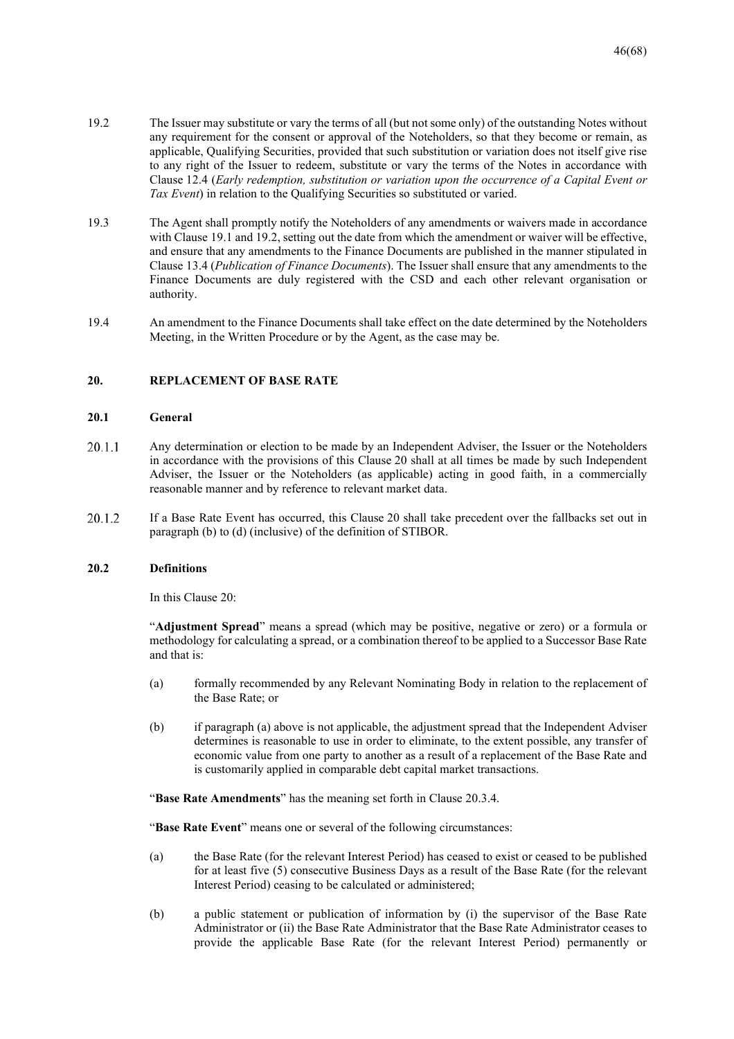19.2 The Issuer may substitute or vary the terms of all (but not some only) of the outstanding Notes without any requirement for the consent or approval of the Noteholders, so that they become or remain, as applicable, Qualifying Securities, provided that such substitution or variation does not itself give rise to any right of the Issuer to redeem, substitute or vary the terms of the Notes in accordance with Clause 12.4 (*Early redemption, substitution or variation upon the occurrence of a Capital Event or Tax Event*) in relation to the Qualifying Securities so substituted or varied.

19.3 The Agent shall promptly notify the Noteholders of any amendments or waivers made in accordance with Clause 19.1 and 19.2, setting out the date from which the amendment or waiver will be effective, and ensure that any amendments to the Finance Documents are published in the manner stipulated in Clause 13.4 (*Publication of Finance Documents*). The Issuer shall ensure that any amendments to the Finance Documents are duly registered with the CSD and each other relevant organisation or authority.

19.4 An amendment to the Finance Documents shall take effect on the date determined by the Noteholders Meeting, in the Written Procedure or by the Agent, as the case may be.

## 20. REPLACEMENT OF BASE RATE

### 20.1 General

20.1.1 Any determination or election to be made by an Independent Adviser, the Issuer or the Noteholders in accordance with the provisions of this Clause 20 shall at all times be made by such Independent Adviser, the Issuer or the Noteholders (as applicable) acting in good faith, in a commercially reasonable manner and by reference to relevant market data.

20.1.2 If a Base Rate Event has occurred, this Clause 20 shall take precedent over the fallbacks set out in paragraph (b) to (d) (inclusive) of the definition of STIBOR.

### 20.2 Definitions

In this Clause 20:

"**Adjustment Spread**" means a spread (which may be positive, negative or zero) or a formula or methodology for calculating a spread, or a combination thereof to be applied to a Successor Base Rate and that is:

(a) formally recommended by any Relevant Nominating Body in relation to the replacement of the Base Rate; or

(b) if paragraph (a) above is not applicable, the adjustment spread that the Independent Adviser determines is reasonable to use in order to eliminate, to the extent possible, any transfer of economic value from one party to another as a result of a replacement of the Base Rate and is customarily applied in comparable debt capital market transactions.

"**Base Rate Amendments**" has the meaning set forth in Clause 20.3.4.

"**Base Rate Event**" means one or several of the following circumstances:

(a) the Base Rate (for the relevant Interest Period) has ceased to exist or ceased to be published for at least five (5) consecutive Business Days as a result of the Base Rate (for the relevant Interest Period) ceasing to be calculated or administered;

(b) a public statement or publication of information by (i) the supervisor of the Base Rate Administrator or (ii) the Base Rate Administrator that the Base Rate Administrator ceases to provide the applicable Base Rate (for the relevant Interest Period) permanently or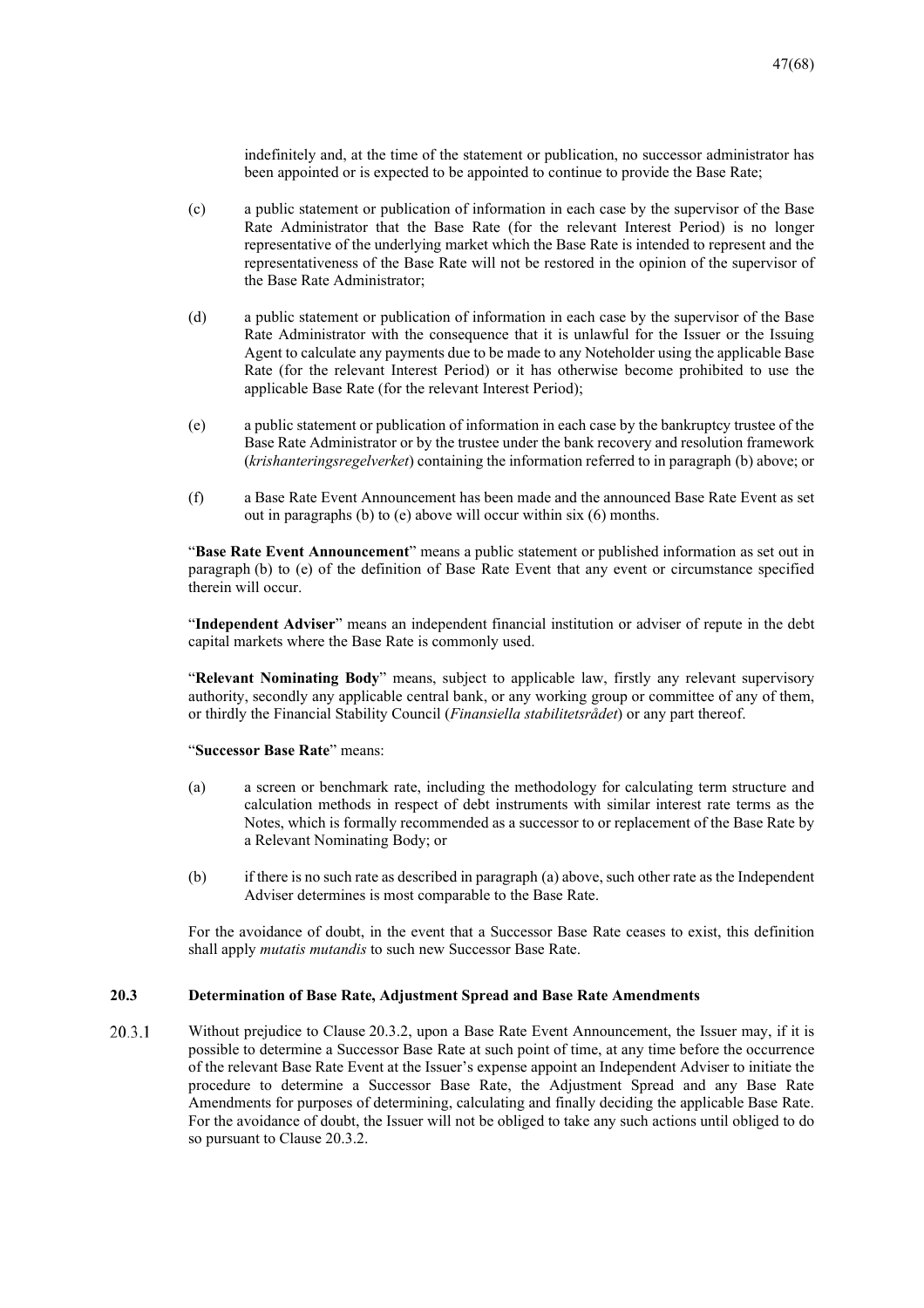indefinitely and, at the time of the statement or publication, no successor administrator has been appointed or is expected to be appointed to continue to provide the Base Rate;

(c) a public statement or publication of information in each case by the supervisor of the Base Rate Administrator that the Base Rate (for the relevant Interest Period) is no longer representative of the underlying market which the Base Rate is intended to represent and the representativeness of the Base Rate will not be restored in the opinion of the supervisor of the Base Rate Administrator;

(d) a public statement or publication of information in each case by the supervisor of the Base Rate Administrator with the consequence that it is unlawful for the Issuer or the Issuing Agent to calculate any payments due to be made to any Noteholder using the applicable Base Rate (for the relevant Interest Period) or it has otherwise become prohibited to use the applicable Base Rate (for the relevant Interest Period);

(e) a public statement or publication of information in each case by the bankruptcy trustee of the Base Rate Administrator or by the trustee under the bank recovery and resolution framework (*krishanteringsregelverket*) containing the information referred to in paragraph (b) above; or

(f) a Base Rate Event Announcement has been made and the announced Base Rate Event as set out in paragraphs (b) to (e) above will occur within six (6) months.

"**Base Rate Event Announcement**" means a public statement or published information as set out in paragraph (b) to (e) of the definition of Base Rate Event that any event or circumstance specified therein will occur.

"**Independent Adviser**" means an independent financial institution or adviser of repute in the debt capital markets where the Base Rate is commonly used.

"**Relevant Nominating Body**" means, subject to applicable law, firstly any relevant supervisory authority, secondly any applicable central bank, or any working group or committee of any of them, or thirdly the Financial Stability Council (*Finansiella stabilitetsrådet*) or any part thereof.

"**Successor Base Rate**" means:

(a) a screen or benchmark rate, including the methodology for calculating term structure and calculation methods in respect of debt instruments with similar interest rate terms as the Notes, which is formally recommended as a successor to or replacement of the Base Rate by a Relevant Nominating Body; or

(b) if there is no such rate as described in paragraph (a) above, such other rate as the Independent Adviser determines is most comparable to the Base Rate.

For the avoidance of doubt, in the event that a Successor Base Rate ceases to exist, this definition shall apply *mutatis mutandis* to such new Successor Base Rate.

### 20.3 Determination of Base Rate, Adjustment Spread and Base Rate Amendments

20.3.1 Without prejudice to Clause 20.3.2, upon a Base Rate Event Announcement, the Issuer may, if it is possible to determine a Successor Base Rate at such point of time, at any time before the occurrence of the relevant Base Rate Event at the Issuer's expense appoint an Independent Adviser to initiate the procedure to determine a Successor Base Rate, the Adjustment Spread and any Base Rate Amendments for purposes of determining, calculating and finally deciding the applicable Base Rate. For the avoidance of doubt, the Issuer will not be obliged to take any such actions until obliged to do so pursuant to Clause 20.3.2.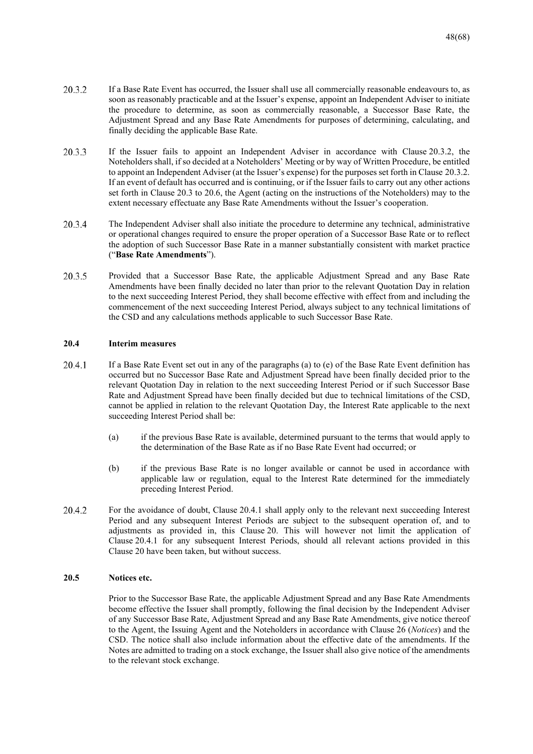20.3.2 If a Base Rate Event has occurred, the Issuer shall use all commercially reasonable endeavours to, as soon as reasonably practicable and at the Issuer's expense, appoint an Independent Adviser to initiate the procedure to determine, as soon as commercially reasonable, a Successor Base Rate, the Adjustment Spread and any Base Rate Amendments for purposes of determining, calculating, and finally deciding the applicable Base Rate.

20.3.3 If the Issuer fails to appoint an Independent Adviser in accordance with Clause 20.3.2, the Noteholders shall, if so decided at a Noteholders' Meeting or by way of Written Procedure, be entitled to appoint an Independent Adviser (at the Issuer's expense) for the purposes set forth in Clause 20.3.2. If an event of default has occurred and is continuing, or if the Issuer fails to carry out any other actions set forth in Clause 20.3 to 20.6, the Agent (acting on the instructions of the Noteholders) may to the extent necessary effectuate any Base Rate Amendments without the Issuer's cooperation.

20.3.4 The Independent Adviser shall also initiate the procedure to determine any technical, administrative or operational changes required to ensure the proper operation of a Successor Base Rate or to reflect the adoption of such Successor Base Rate in a manner substantially consistent with market practice ("**Base Rate Amendments**").

20.3.5 Provided that a Successor Base Rate, the applicable Adjustment Spread and any Base Rate Amendments have been finally decided no later than prior to the relevant Quotation Day in relation to the next succeeding Interest Period, they shall become effective with effect from and including the commencement of the next succeeding Interest Period, always subject to any technical limitations of the CSD and any calculations methods applicable to such Successor Base Rate.

### 20.4 Interim measures

20.4.1 If a Base Rate Event set out in any of the paragraphs (a) to (e) of the Base Rate Event definition has occurred but no Successor Base Rate and Adjustment Spread have been finally decided prior to the relevant Quotation Day in relation to the next succeeding Interest Period or if such Successor Base Rate and Adjustment Spread have been finally decided but due to technical limitations of the CSD, cannot be applied in relation to the relevant Quotation Day, the Interest Rate applicable to the next succeeding Interest Period shall be:

(a) if the previous Base Rate is available, determined pursuant to the terms that would apply to the determination of the Base Rate as if no Base Rate Event had occurred; or

(b) if the previous Base Rate is no longer available or cannot be used in accordance with applicable law or regulation, equal to the Interest Rate determined for the immediately preceding Interest Period.

20.4.2 For the avoidance of doubt, Clause 20.4.1 shall apply only to the relevant next succeeding Interest Period and any subsequent Interest Periods are subject to the subsequent operation of, and to adjustments as provided in, this Clause 20. This will however not limit the application of Clause 20.4.1 for any subsequent Interest Periods, should all relevant actions provided in this Clause 20 have been taken, but without success.

### 20.5 Notices etc.

Prior to the Successor Base Rate, the applicable Adjustment Spread and any Base Rate Amendments become effective the Issuer shall promptly, following the final decision by the Independent Adviser of any Successor Base Rate, Adjustment Spread and any Base Rate Amendments, give notice thereof to the Agent, the Issuing Agent and the Noteholders in accordance with Clause 26 (*Notices*) and the CSD. The notice shall also include information about the effective date of the amendments. If the Notes are admitted to trading on a stock exchange, the Issuer shall also give notice of the amendments to the relevant stock exchange.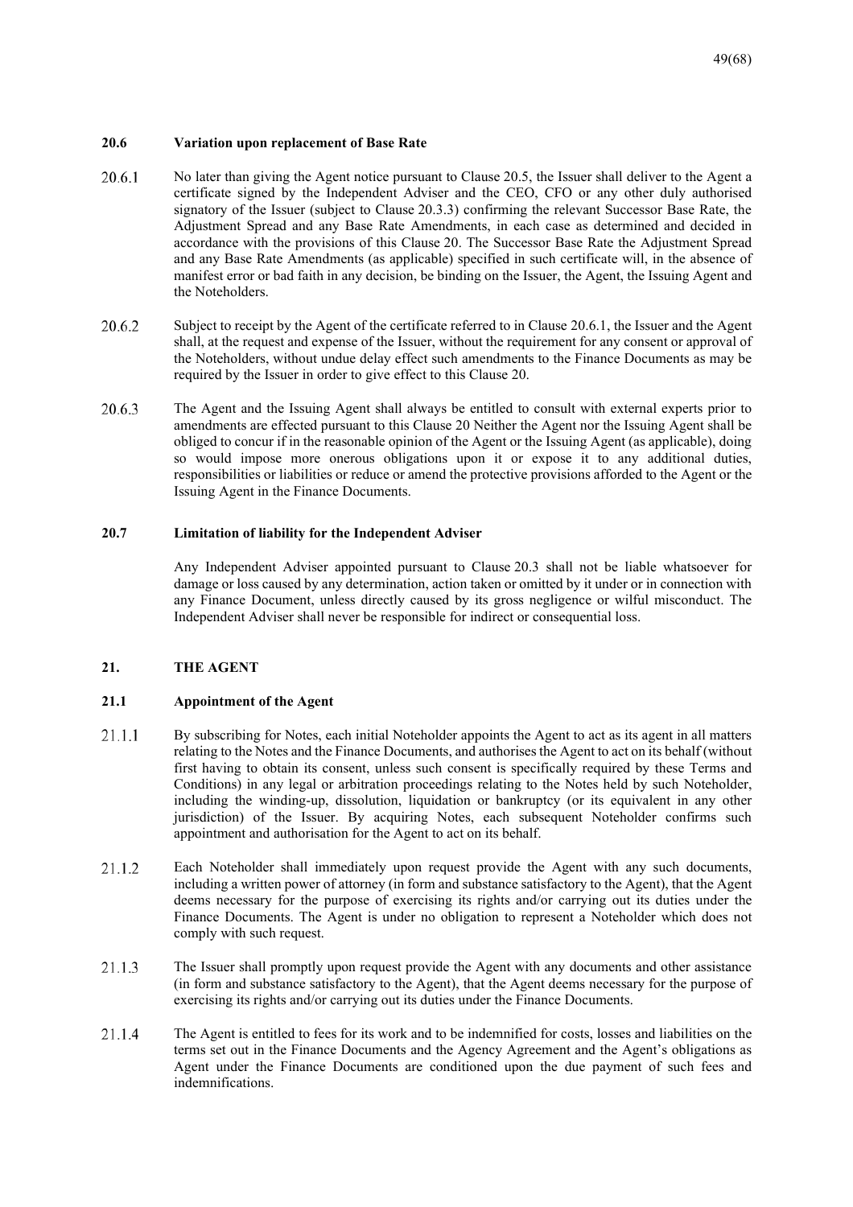### 20.6 Variation upon replacement of Base Rate

20.6.1 No later than giving the Agent notice pursuant to Clause 20.5, the Issuer shall deliver to the Agent a certificate signed by the Independent Adviser and the CEO, CFO or any other duly authorised signatory of the Issuer (subject to Clause 20.3.3) confirming the relevant Successor Base Rate, the Adjustment Spread and any Base Rate Amendments, in each case as determined and decided in accordance with the provisions of this Clause 20. The Successor Base Rate the Adjustment Spread and any Base Rate Amendments (as applicable) specified in such certificate will, in the absence of manifest error or bad faith in any decision, be binding on the Issuer, the Agent, the Issuing Agent and the Noteholders.

20.6.2 Subject to receipt by the Agent of the certificate referred to in Clause 20.6.1, the Issuer and the Agent shall, at the request and expense of the Issuer, without the requirement for any consent or approval of the Noteholders, without undue delay effect such amendments to the Finance Documents as may be required by the Issuer in order to give effect to this Clause 20.

20.6.3 The Agent and the Issuing Agent shall always be entitled to consult with external experts prior to amendments are effected pursuant to this Clause 20 Neither the Agent nor the Issuing Agent shall be obliged to concur if in the reasonable opinion of the Agent or the Issuing Agent (as applicable), doing so would impose more onerous obligations upon it or expose it to any additional duties, responsibilities or liabilities or reduce or amend the protective provisions afforded to the Agent or the Issuing Agent in the Finance Documents.

### 20.7 Limitation of liability for the Independent Adviser

Any Independent Adviser appointed pursuant to Clause 20.3 shall not be liable whatsoever for damage or loss caused by any determination, action taken or omitted by it under or in connection with any Finance Document, unless directly caused by its gross negligence or wilful misconduct. The Independent Adviser shall never be responsible for indirect or consequential loss.

## 21. THE AGENT

### 21.1 Appointment of the Agent

21.1.1 By subscribing for Notes, each initial Noteholder appoints the Agent to act as its agent in all matters relating to the Notes and the Finance Documents, and authorises the Agent to act on its behalf (without first having to obtain its consent, unless such consent is specifically required by these Terms and Conditions) in any legal or arbitration proceedings relating to the Notes held by such Noteholder, including the winding-up, dissolution, liquidation or bankruptcy (or its equivalent in any other jurisdiction) of the Issuer. By acquiring Notes, each subsequent Noteholder confirms such appointment and authorisation for the Agent to act on its behalf.

21.1.2 Each Noteholder shall immediately upon request provide the Agent with any such documents, including a written power of attorney (in form and substance satisfactory to the Agent), that the Agent deems necessary for the purpose of exercising its rights and/or carrying out its duties under the Finance Documents. The Agent is under no obligation to represent a Noteholder which does not comply with such request.

21.1.3 The Issuer shall promptly upon request provide the Agent with any documents and other assistance (in form and substance satisfactory to the Agent), that the Agent deems necessary for the purpose of exercising its rights and/or carrying out its duties under the Finance Documents.

21.1.4 The Agent is entitled to fees for its work and to be indemnified for costs, losses and liabilities on the terms set out in the Finance Documents and the Agency Agreement and the Agent's obligations as Agent under the Finance Documents are conditioned upon the due payment of such fees and indemnifications.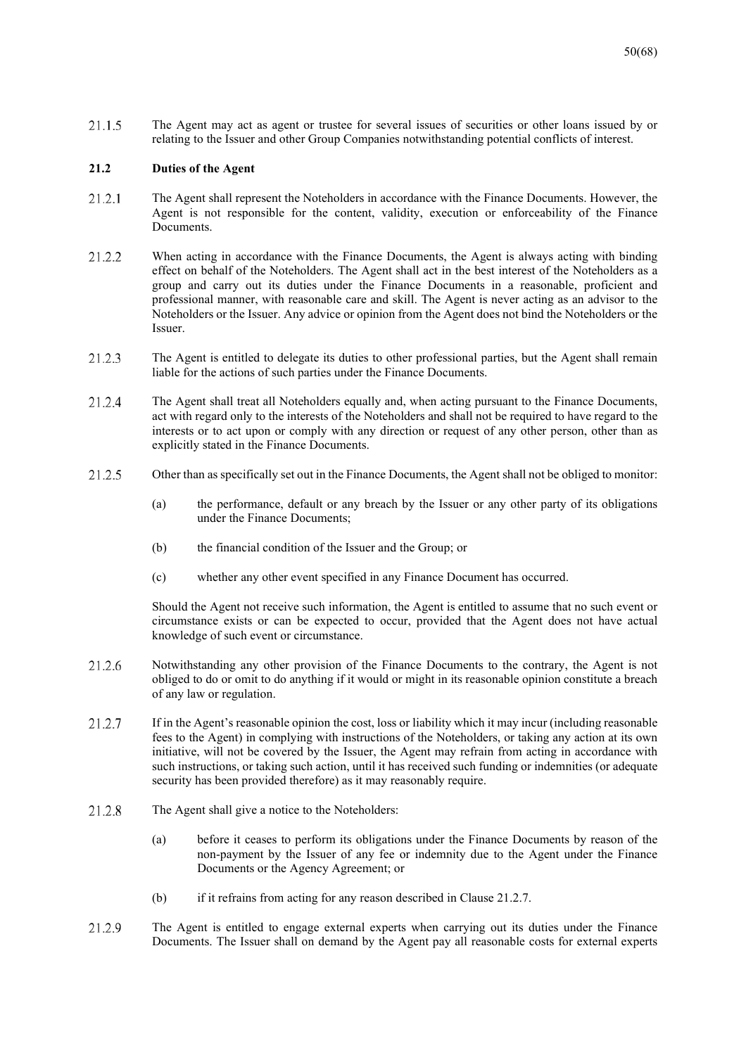21.1.5 The Agent may act as agent or trustee for several issues of securities or other loans issued by or relating to the Issuer and other Group Companies notwithstanding potential conflicts of interest.

**21.2 Duties of the Agent**

21.2.1 The Agent shall represent the Noteholders in accordance with the Finance Documents. However, the Agent is not responsible for the content, validity, execution or enforceability of the Finance Documents.

21.2.2 When acting in accordance with the Finance Documents, the Agent is always acting with binding effect on behalf of the Noteholders. The Agent shall act in the best interest of the Noteholders as a group and carry out its duties under the Finance Documents in a reasonable, proficient and professional manner, with reasonable care and skill. The Agent is never acting as an advisor to the Noteholders or the Issuer. Any advice or opinion from the Agent does not bind the Noteholders or the Issuer.

21.2.3 The Agent is entitled to delegate its duties to other professional parties, but the Agent shall remain liable for the actions of such parties under the Finance Documents.

21.2.4 The Agent shall treat all Noteholders equally and, when acting pursuant to the Finance Documents, act with regard only to the interests of the Noteholders and shall not be required to have regard to the interests or to act upon or comply with any direction or request of any other person, other than as explicitly stated in the Finance Documents.

21.2.5 Other than as specifically set out in the Finance Documents, the Agent shall not be obliged to monitor:

(a) the performance, default or any breach by the Issuer or any other party of its obligations under the Finance Documents;

(b) the financial condition of the Issuer and the Group; or

(c) whether any other event specified in any Finance Document has occurred.

Should the Agent not receive such information, the Agent is entitled to assume that no such event or circumstance exists or can be expected to occur, provided that the Agent does not have actual knowledge of such event or circumstance.

21.2.6 Notwithstanding any other provision of the Finance Documents to the contrary, the Agent is not obliged to do or omit to do anything if it would or might in its reasonable opinion constitute a breach of any law or regulation.

21.2.7 If in the Agent's reasonable opinion the cost, loss or liability which it may incur (including reasonable fees to the Agent) in complying with instructions of the Noteholders, or taking any action at its own initiative, will not be covered by the Issuer, the Agent may refrain from acting in accordance with such instructions, or taking such action, until it has received such funding or indemnities (or adequate security has been provided therefore) as it may reasonably require.

21.2.8 The Agent shall give a notice to the Noteholders:

(a) before it ceases to perform its obligations under the Finance Documents by reason of the non-payment by the Issuer of any fee or indemnity due to the Agent under the Finance Documents or the Agency Agreement; or

(b) if it refrains from acting for any reason described in Clause 21.2.7.

21.2.9 The Agent is entitled to engage external experts when carrying out its duties under the Finance Documents. The Issuer shall on demand by the Agent pay all reasonable costs for external experts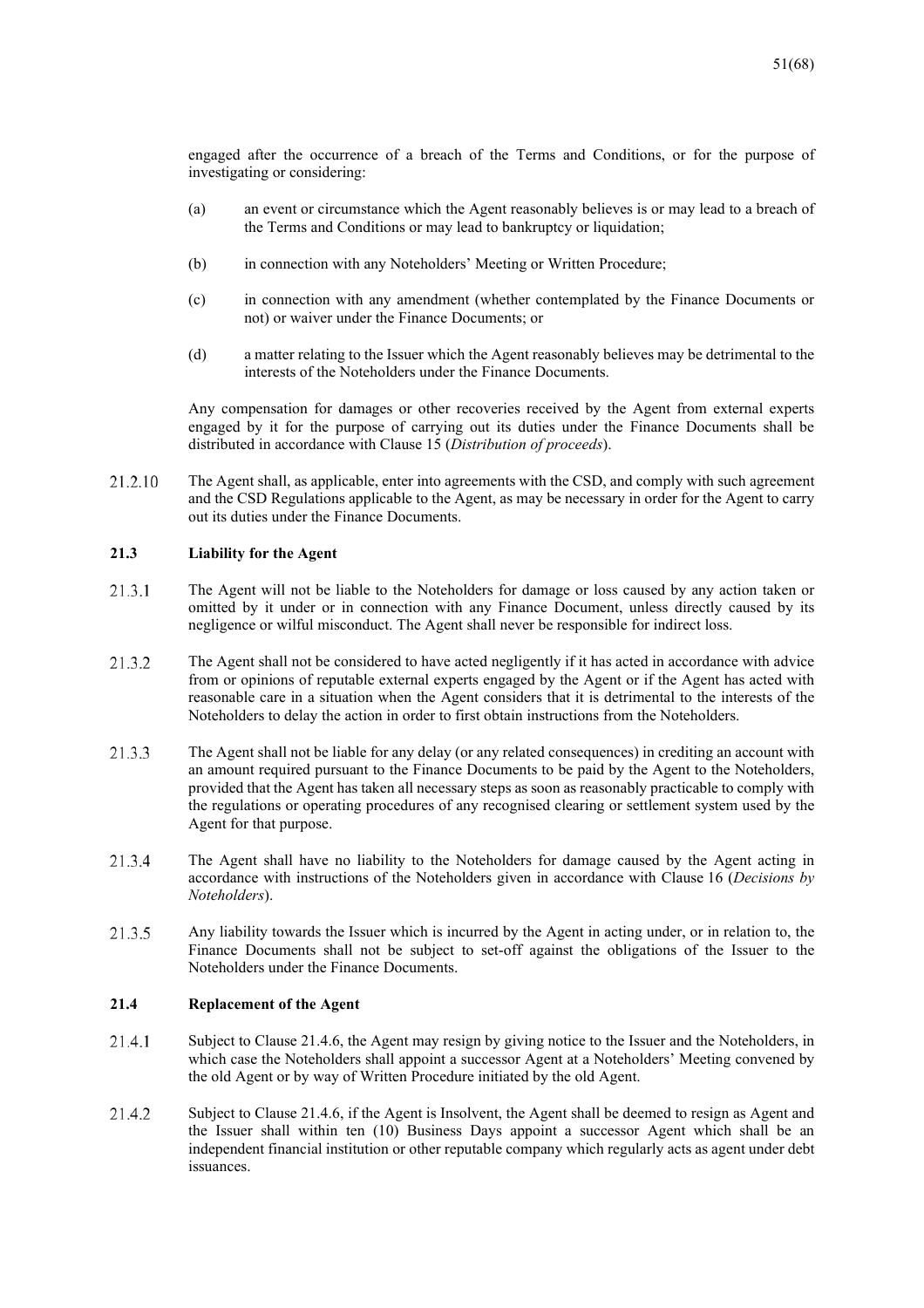engaged after the occurrence of a breach of the Terms and Conditions, or for the purpose of investigating or considering:

(a) an event or circumstance which the Agent reasonably believes is or may lead to a breach of the Terms and Conditions or may lead to bankruptcy or liquidation;

(b) in connection with any Noteholders' Meeting or Written Procedure;

(c) in connection with any amendment (whether contemplated by the Finance Documents or not) or waiver under the Finance Documents; or

(d) a matter relating to the Issuer which the Agent reasonably believes may be detrimental to the interests of the Noteholders under the Finance Documents.

Any compensation for damages or other recoveries received by the Agent from external experts engaged by it for the purpose of carrying out its duties under the Finance Documents shall be distributed in accordance with Clause 15 (*Distribution of proceeds*).

21.2.10 The Agent shall, as applicable, enter into agreements with the CSD, and comply with such agreement and the CSD Regulations applicable to the Agent, as may be necessary in order for the Agent to carry out its duties under the Finance Documents.

**21.3 Liability for the Agent**

21.3.1 The Agent will not be liable to the Noteholders for damage or loss caused by any action taken or omitted by it under or in connection with any Finance Document, unless directly caused by its negligence or wilful misconduct. The Agent shall never be responsible for indirect loss.

21.3.2 The Agent shall not be considered to have acted negligently if it has acted in accordance with advice from or opinions of reputable external experts engaged by the Agent or if the Agent has acted with reasonable care in a situation when the Agent considers that it is detrimental to the interests of the Noteholders to delay the action in order to first obtain instructions from the Noteholders.

21.3.3 The Agent shall not be liable for any delay (or any related consequences) in crediting an account with an amount required pursuant to the Finance Documents to be paid by the Agent to the Noteholders, provided that the Agent has taken all necessary steps as soon as reasonably practicable to comply with the regulations or operating procedures of any recognised clearing or settlement system used by the Agent for that purpose.

21.3.4 The Agent shall have no liability to the Noteholders for damage caused by the Agent acting in accordance with instructions of the Noteholders given in accordance with Clause 16 (*Decisions by Noteholders*).

21.3.5 Any liability towards the Issuer which is incurred by the Agent in acting under, or in relation to, the Finance Documents shall not be subject to set-off against the obligations of the Issuer to the Noteholders under the Finance Documents.

**21.4 Replacement of the Agent**

21.4.1 Subject to Clause 21.4.6, the Agent may resign by giving notice to the Issuer and the Noteholders, in which case the Noteholders shall appoint a successor Agent at a Noteholders' Meeting convened by the old Agent or by way of Written Procedure initiated by the old Agent.

21.4.2 Subject to Clause 21.4.6, if the Agent is Insolvent, the Agent shall be deemed to resign as Agent and the Issuer shall within ten (10) Business Days appoint a successor Agent which shall be an independent financial institution or other reputable company which regularly acts as agent under debt issuances.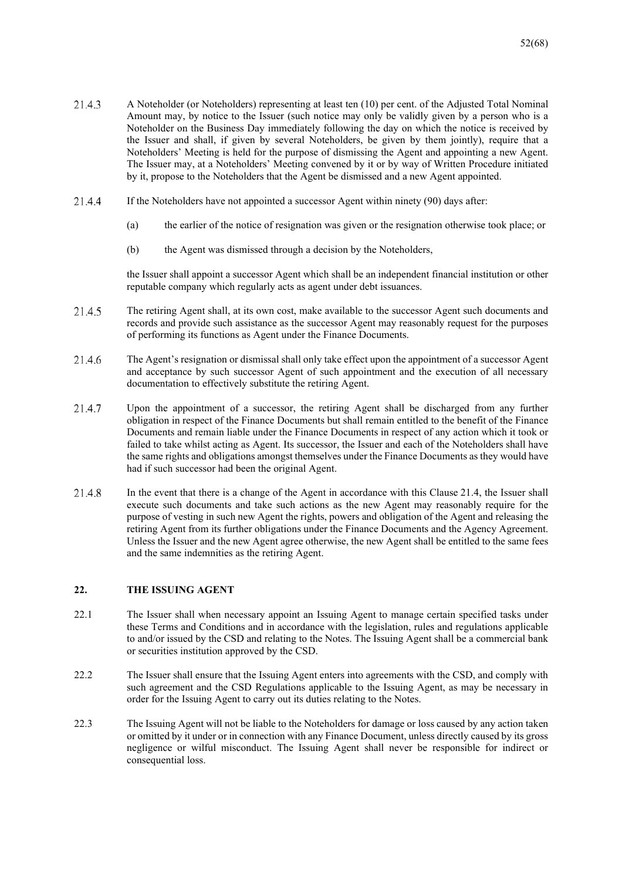21.4.3 A Noteholder (or Noteholders) representing at least ten (10) per cent. of the Adjusted Total Nominal Amount may, by notice to the Issuer (such notice may only be validly given by a person who is a Noteholder on the Business Day immediately following the day on which the notice is received by the Issuer and shall, if given by several Noteholders, be given by them jointly), require that a Noteholders' Meeting is held for the purpose of dismissing the Agent and appointing a new Agent. The Issuer may, at a Noteholders' Meeting convened by it or by way of Written Procedure initiated by it, propose to the Noteholders that the Agent be dismissed and a new Agent appointed.

21.4.4 If the Noteholders have not appointed a successor Agent within ninety (90) days after:

(a) the earlier of the notice of resignation was given or the resignation otherwise took place; or

(b) the Agent was dismissed through a decision by the Noteholders,

the Issuer shall appoint a successor Agent which shall be an independent financial institution or other reputable company which regularly acts as agent under debt issuances.

21.4.5 The retiring Agent shall, at its own cost, make available to the successor Agent such documents and records and provide such assistance as the successor Agent may reasonably request for the purposes of performing its functions as Agent under the Finance Documents.

21.4.6 The Agent's resignation or dismissal shall only take effect upon the appointment of a successor Agent and acceptance by such successor Agent of such appointment and the execution of all necessary documentation to effectively substitute the retiring Agent.

21.4.7 Upon the appointment of a successor, the retiring Agent shall be discharged from any further obligation in respect of the Finance Documents but shall remain entitled to the benefit of the Finance Documents and remain liable under the Finance Documents in respect of any action which it took or failed to take whilst acting as Agent. Its successor, the Issuer and each of the Noteholders shall have the same rights and obligations amongst themselves under the Finance Documents as they would have had if such successor had been the original Agent.

21.4.8 In the event that there is a change of the Agent in accordance with this Clause 21.4, the Issuer shall execute such documents and take such actions as the new Agent may reasonably require for the purpose of vesting in such new Agent the rights, powers and obligation of the Agent and releasing the retiring Agent from its further obligations under the Finance Documents and the Agency Agreement. Unless the Issuer and the new Agent agree otherwise, the new Agent shall be entitled to the same fees and the same indemnities as the retiring Agent.

## 22. THE ISSUING AGENT

22.1 The Issuer shall when necessary appoint an Issuing Agent to manage certain specified tasks under these Terms and Conditions and in accordance with the legislation, rules and regulations applicable to and/or issued by the CSD and relating to the Notes. The Issuing Agent shall be a commercial bank or securities institution approved by the CSD.

22.2 The Issuer shall ensure that the Issuing Agent enters into agreements with the CSD, and comply with such agreement and the CSD Regulations applicable to the Issuing Agent, as may be necessary in order for the Issuing Agent to carry out its duties relating to the Notes.

22.3 The Issuing Agent will not be liable to the Noteholders for damage or loss caused by any action taken or omitted by it under or in connection with any Finance Document, unless directly caused by its gross negligence or wilful misconduct. The Issuing Agent shall never be responsible for indirect or consequential loss.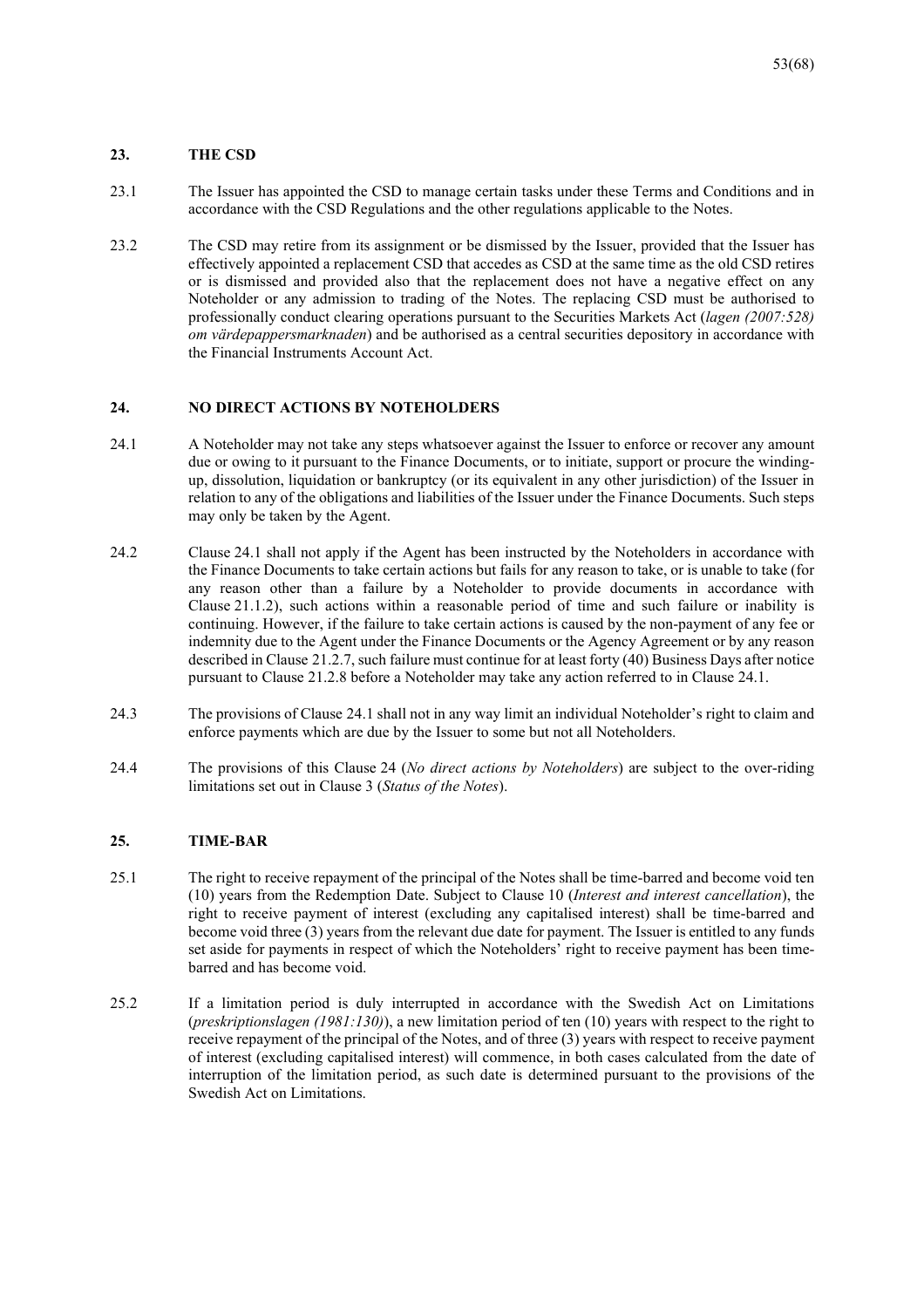## 23. THE CSD

23.1 The Issuer has appointed the CSD to manage certain tasks under these Terms and Conditions and in accordance with the CSD Regulations and the other regulations applicable to the Notes.

23.2 The CSD may retire from its assignment or be dismissed by the Issuer, provided that the Issuer has effectively appointed a replacement CSD that accedes as CSD at the same time as the old CSD retires or is dismissed and provided also that the replacement does not have a negative effect on any Noteholder or any admission to trading of the Notes. The replacing CSD must be authorised to professionally conduct clearing operations pursuant to the Securities Markets Act (*lagen (2007:528) om värdepappersmarknaden*) and be authorised as a central securities depository in accordance with the Financial Instruments Account Act.

## 24. NO DIRECT ACTIONS BY NOTEHOLDERS

24.1 A Noteholder may not take any steps whatsoever against the Issuer to enforce or recover any amount due or owing to it pursuant to the Finance Documents, or to initiate, support or procure the winding-up, dissolution, liquidation or bankruptcy (or its equivalent in any other jurisdiction) of the Issuer in relation to any of the obligations and liabilities of the Issuer under the Finance Documents. Such steps may only be taken by the Agent.

24.2 Clause 24.1 shall not apply if the Agent has been instructed by the Noteholders in accordance with the Finance Documents to take certain actions but fails for any reason to take, or is unable to take (for any reason other than a failure by a Noteholder to provide documents in accordance with Clause 21.1.2), such actions within a reasonable period of time and such failure or inability is continuing. However, if the failure to take certain actions is caused by the non-payment of any fee or indemnity due to the Agent under the Finance Documents or the Agency Agreement or by any reason described in Clause 21.2.7, such failure must continue for at least forty (40) Business Days after notice pursuant to Clause 21.2.8 before a Noteholder may take any action referred to in Clause 24.1.

24.3 The provisions of Clause 24.1 shall not in any way limit an individual Noteholder's right to claim and enforce payments which are due by the Issuer to some but not all Noteholders.

24.4 The provisions of this Clause 24 (*No direct actions by Noteholders*) are subject to the over-riding limitations set out in Clause 3 (*Status of the Notes*).

## 25. TIME-BAR

25.1 The right to receive repayment of the principal of the Notes shall be time-barred and become void ten (10) years from the Redemption Date. Subject to Clause 10 (*Interest and interest cancellation*), the right to receive payment of interest (excluding any capitalised interest) shall be time-barred and become void three (3) years from the relevant due date for payment. The Issuer is entitled to any funds set aside for payments in respect of which the Noteholders' right to receive payment has been time-barred and has become void.

25.2 If a limitation period is duly interrupted in accordance with the Swedish Act on Limitations (*preskriptionslagen (1981:130)*), a new limitation period of ten (10) years with respect to the right to receive repayment of the principal of the Notes, and of three (3) years with respect to receive payment of interest (excluding capitalised interest) will commence, in both cases calculated from the date of interruption of the limitation period, as such date is determined pursuant to the provisions of the Swedish Act on Limitations.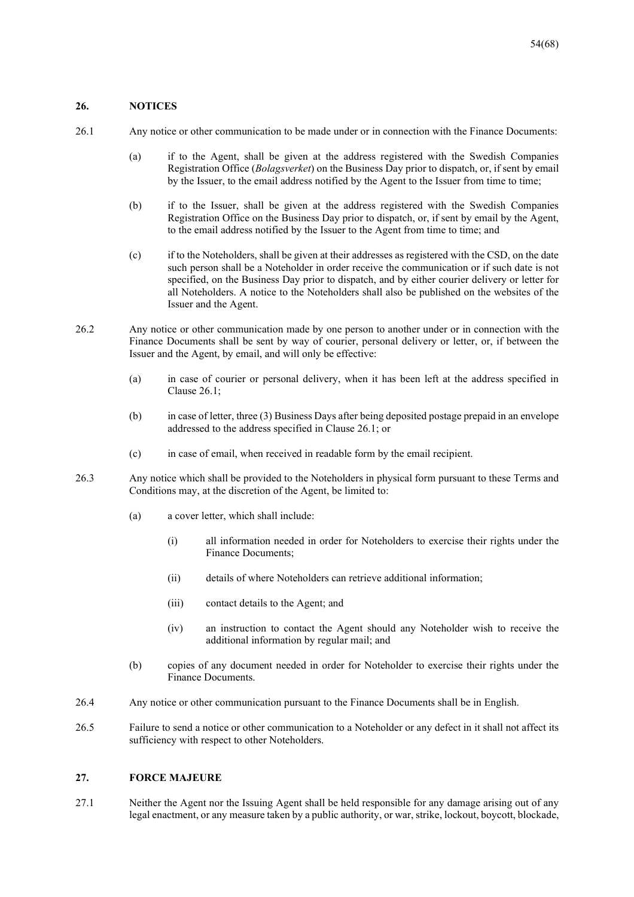## 26. NOTICES

26.1 Any notice or other communication to be made under or in connection with the Finance Documents:

(a) if to the Agent, shall be given at the address registered with the Swedish Companies Registration Office (*Bolagsverket*) on the Business Day prior to dispatch, or, if sent by email by the Issuer, to the email address notified by the Agent to the Issuer from time to time;

(b) if to the Issuer, shall be given at the address registered with the Swedish Companies Registration Office on the Business Day prior to dispatch, or, if sent by email by the Agent, to the email address notified by the Issuer to the Agent from time to time; and

(c) if to the Noteholders, shall be given at their addresses as registered with the CSD, on the date such person shall be a Noteholder in order receive the communication or if such date is not specified, on the Business Day prior to dispatch, and by either courier delivery or letter for all Noteholders. A notice to the Noteholders shall also be published on the websites of the Issuer and the Agent.

26.2 Any notice or other communication made by one person to another under or in connection with the Finance Documents shall be sent by way of courier, personal delivery or letter, or, if between the Issuer and the Agent, by email, and will only be effective:

(a) in case of courier or personal delivery, when it has been left at the address specified in Clause 26.1;

(b) in case of letter, three (3) Business Days after being deposited postage prepaid in an envelope addressed to the address specified in Clause 26.1; or

(c) in case of email, when received in readable form by the email recipient.

26.3 Any notice which shall be provided to the Noteholders in physical form pursuant to these Terms and Conditions may, at the discretion of the Agent, be limited to:

(a) a cover letter, which shall include:

(i) all information needed in order for Noteholders to exercise their rights under the Finance Documents;

(ii) details of where Noteholders can retrieve additional information;

(iii) contact details to the Agent; and

(iv) an instruction to contact the Agent should any Noteholder wish to receive the additional information by regular mail; and

(b) copies of any document needed in order for Noteholder to exercise their rights under the Finance Documents.

26.4 Any notice or other communication pursuant to the Finance Documents shall be in English.

26.5 Failure to send a notice or other communication to a Noteholder or any defect in it shall not affect its sufficiency with respect to other Noteholders.

## 27. FORCE MAJEURE

27.1 Neither the Agent nor the Issuing Agent shall be held responsible for any damage arising out of any legal enactment, or any measure taken by a public authority, or war, strike, lockout, boycott, blockade,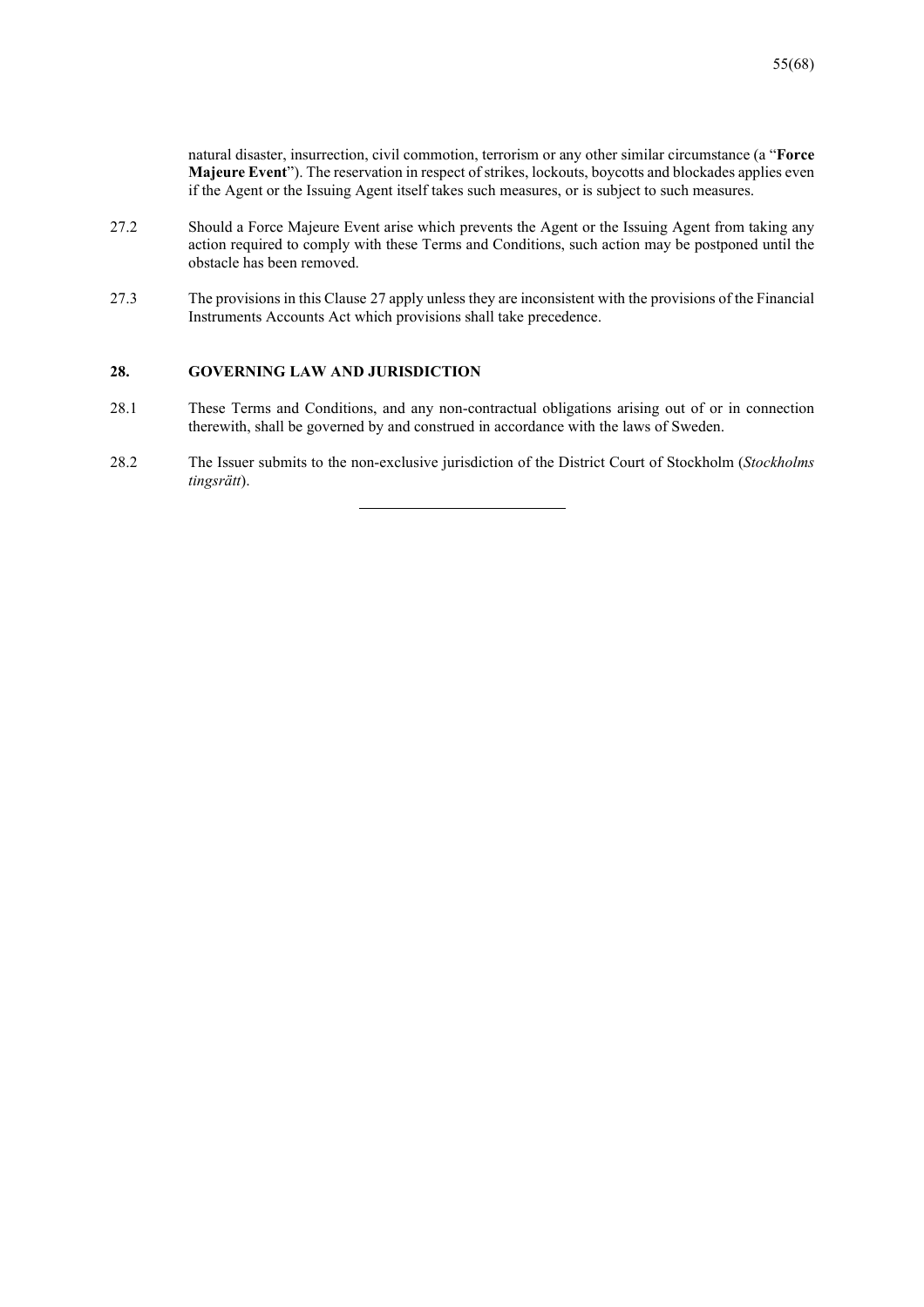natural disaster, insurrection, civil commotion, terrorism or any other similar circumstance (a "**Force Majeure Event**"). The reservation in respect of strikes, lockouts, boycotts and blockades applies even if the Agent or the Issuing Agent itself takes such measures, or is subject to such measures.

27.2 Should a Force Majeure Event arise which prevents the Agent or the Issuing Agent from taking any action required to comply with these Terms and Conditions, such action may be postponed until the obstacle has been removed.

27.3 The provisions in this Clause 27 apply unless they are inconsistent with the provisions of the Financial Instruments Accounts Act which provisions shall take precedence.

## 28. GOVERNING LAW AND JURISDICTION

28.1 These Terms and Conditions, and any non-contractual obligations arising out of or in connection therewith, shall be governed by and construed in accordance with the laws of Sweden.

28.2 The Issuer submits to the non-exclusive jurisdiction of the District Court of Stockholm (*Stockholms tingsrätt*).

---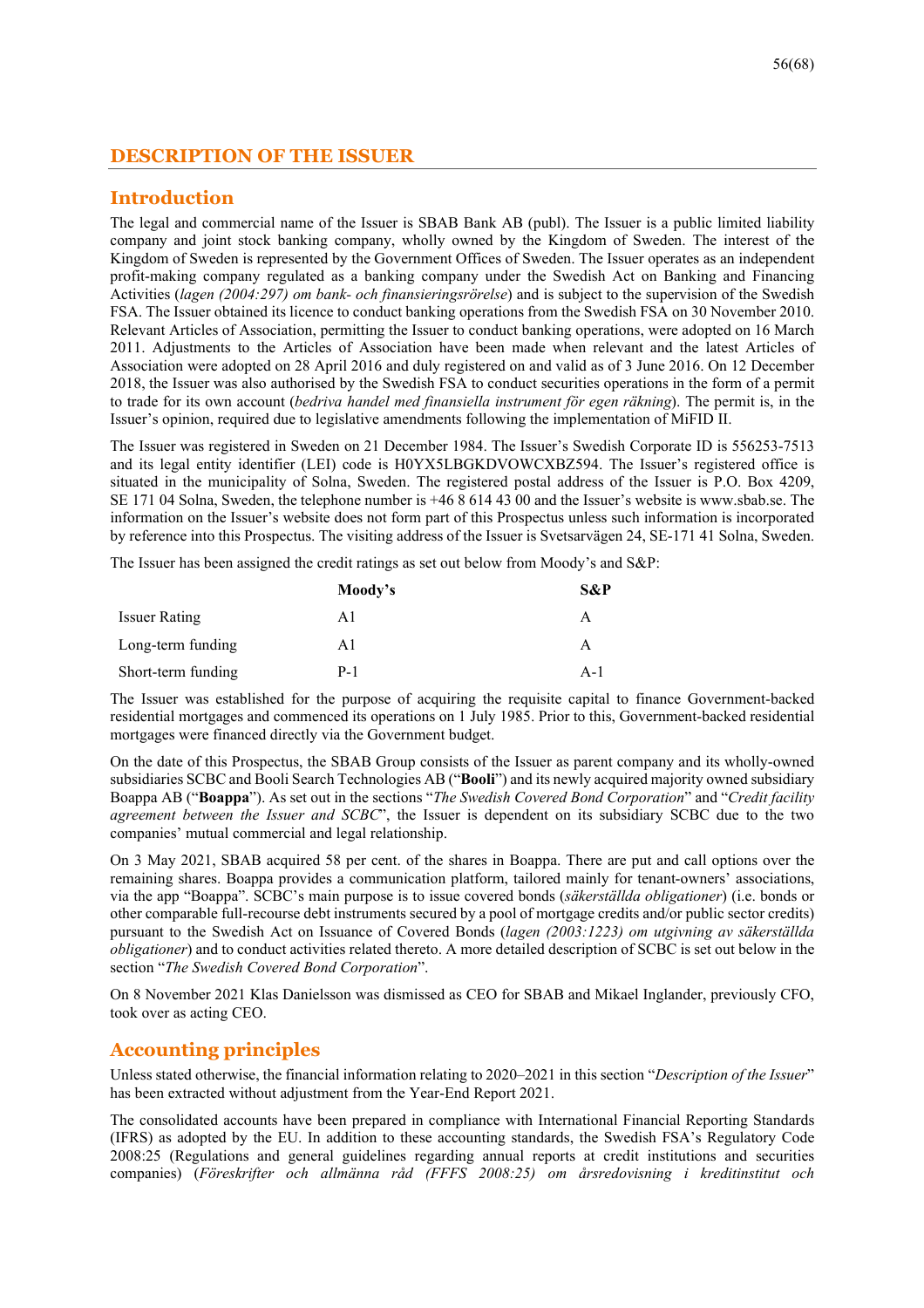# DESCRIPTION OF THE ISSUER

## Introduction

The legal and commercial name of the Issuer is SBAB Bank AB (publ). The Issuer is a public limited liability company and joint stock banking company, wholly owned by the Kingdom of Sweden. The interest of the Kingdom of Sweden is represented by the Government Offices of Sweden. The Issuer operates as an independent profit-making company regulated as a banking company under the Swedish Act on Banking and Financing Activities (*lagen (2004:297) om bank- och finansieringsrörelse*) and is subject to the supervision of the Swedish FSA. The Issuer obtained its licence to conduct banking operations from the Swedish FSA on 30 November 2010. Relevant Articles of Association, permitting the Issuer to conduct banking operations, were adopted on 16 March 2011. Adjustments to the Articles of Association have been made when relevant and the latest Articles of Association were adopted on 28 April 2016 and duly registered on and valid as of 3 June 2016. On 12 December 2018, the Issuer was also authorised by the Swedish FSA to conduct securities operations in the form of a permit to trade for its own account (*bedriva handel med finansiella instrument för egen räkning*). The permit is, in the Issuer's opinion, required due to legislative amendments following the implementation of MiFID II.

The Issuer was registered in Sweden on 21 December 1984. The Issuer's Swedish Corporate ID is 556253-7513 and its legal entity identifier (LEI) code is H0YX5LBGKDVOWCXBZ594. The Issuer's registered office is situated in the municipality of Solna, Sweden. The registered postal address of the Issuer is P.O. Box 4209, SE 171 04 Solna, Sweden, the telephone number is +46 8 614 43 00 and the Issuer's website is www.sbab.se. The information on the Issuer's website does not form part of this Prospectus unless such information is incorporated by reference into this Prospectus. The visiting address of the Issuer is Svetsarvägen 24, SE-171 41 Solna, Sweden.

The Issuer has been assigned the credit ratings as set out below from Moody's and S&P:

| | **Moody's** | **S&P** |
|---|---|---|
| Issuer Rating | A1 | A |
| Long-term funding | A1 | A |
| Short-term funding | P-1 | A-1 |

The Issuer was established for the purpose of acquiring the requisite capital to finance Government-backed residential mortgages and commenced its operations on 1 July 1985. Prior to this, Government-backed residential mortgages were financed directly via the Government budget.

On the date of this Prospectus, the SBAB Group consists of the Issuer as parent company and its wholly-owned subsidiaries SCBC and Booli Search Technologies AB ("**Booli**") and its newly acquired majority owned subsidiary Boappa AB ("**Boappa**"). As set out in the sections "*The Swedish Covered Bond Corporation*" and "*Credit facility agreement between the Issuer and SCBC*", the Issuer is dependent on its subsidiary SCBC due to the two companies' mutual commercial and legal relationship.

On 3 May 2021, SBAB acquired 58 per cent. of the shares in Boappa. There are put and call options over the remaining shares. Boappa provides a communication platform, tailored mainly for tenant-owners' associations, via the app "Boappa". SCBC's main purpose is to issue covered bonds (*säkerställda obligationer*) (i.e. bonds or other comparable full-recourse debt instruments secured by a pool of mortgage credits and/or public sector credits) pursuant to the Swedish Act on Issuance of Covered Bonds (*lagen (2003:1223) om utgivning av säkerställda obligationer*) and to conduct activities related thereto. A more detailed description of SCBC is set out below in the section "*The Swedish Covered Bond Corporation*".

On 8 November 2021 Klas Danielsson was dismissed as CEO for SBAB and Mikael Inglander, previously CFO, took over as acting CEO.

## Accounting principles

Unless stated otherwise, the financial information relating to 2020–2021 in this section "*Description of the Issuer*" has been extracted without adjustment from the Year-End Report 2021.

The consolidated accounts have been prepared in compliance with International Financial Reporting Standards (IFRS) as adopted by the EU. In addition to these accounting standards, the Swedish FSA's Regulatory Code 2008:25 (Regulations and general guidelines regarding annual reports at credit institutions and securities companies) (*Föreskrifter och allmänna råd (FFFS 2008:25) om årsredovisning i kreditinstitut och*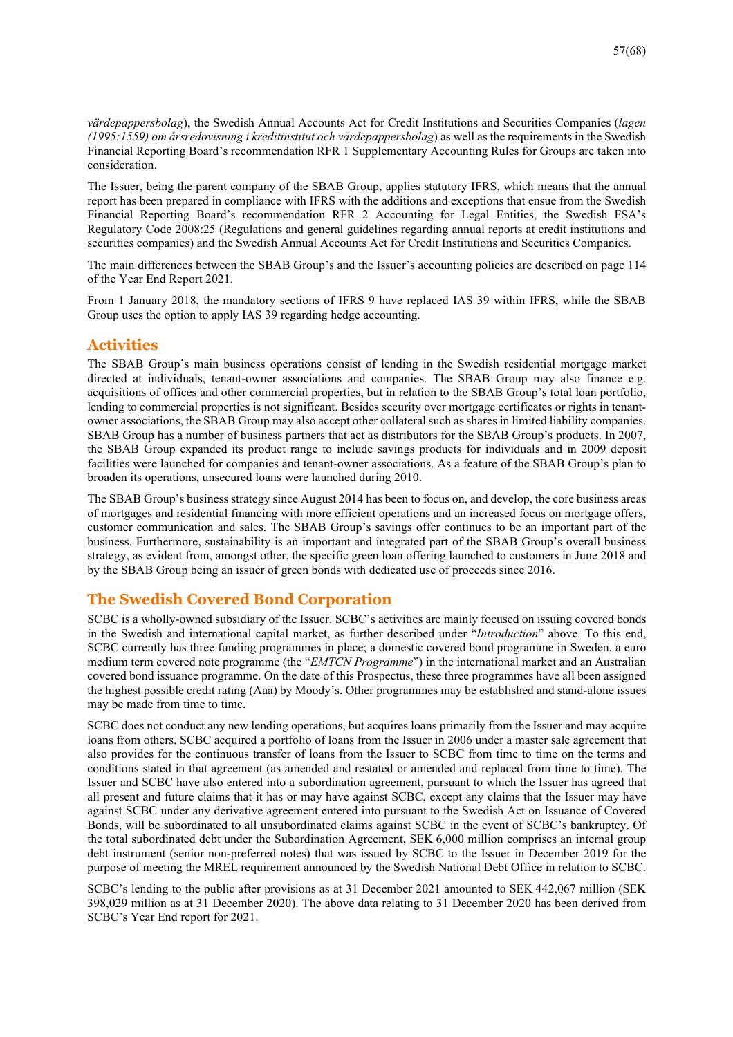*värdepappersbolag*), the Swedish Annual Accounts Act for Credit Institutions and Securities Companies (*lagen (1995:1559) om årsredovisning i kreditinstitut och värdepappersbolag*) as well as the requirements in the Swedish Financial Reporting Board's recommendation RFR 1 Supplementary Accounting Rules for Groups are taken into consideration.

The Issuer, being the parent company of the SBAB Group, applies statutory IFRS, which means that the annual report has been prepared in compliance with IFRS with the additions and exceptions that ensue from the Swedish Financial Reporting Board's recommendation RFR 2 Accounting for Legal Entities, the Swedish FSA's Regulatory Code 2008:25 (Regulations and general guidelines regarding annual reports at credit institutions and securities companies) and the Swedish Annual Accounts Act for Credit Institutions and Securities Companies.

The main differences between the SBAB Group's and the Issuer's accounting policies are described on page 114 of the Year End Report 2021.

From 1 January 2018, the mandatory sections of IFRS 9 have replaced IAS 39 within IFRS, while the SBAB Group uses the option to apply IAS 39 regarding hedge accounting.

## Activities

The SBAB Group's main business operations consist of lending in the Swedish residential mortgage market directed at individuals, tenant-owner associations and companies. The SBAB Group may also finance e.g. acquisitions of offices and other commercial properties, but in relation to the SBAB Group's total loan portfolio, lending to commercial properties is not significant. Besides security over mortgage certificates or rights in tenant-owner associations, the SBAB Group may also accept other collateral such as shares in limited liability companies. SBAB Group has a number of business partners that act as distributors for the SBAB Group's products. In 2007, the SBAB Group expanded its product range to include savings products for individuals and in 2009 deposit facilities were launched for companies and tenant-owner associations. As a feature of the SBAB Group's plan to broaden its operations, unsecured loans were launched during 2010.

The SBAB Group's business strategy since August 2014 has been to focus on, and develop, the core business areas of mortgages and residential financing with more efficient operations and an increased focus on mortgage offers, customer communication and sales. The SBAB Group's savings offer continues to be an important part of the business. Furthermore, sustainability is an important and integrated part of the SBAB Group's overall business strategy, as evident from, amongst other, the specific green loan offering launched to customers in June 2018 and by the SBAB Group being an issuer of green bonds with dedicated use of proceeds since 2016.

## The Swedish Covered Bond Corporation

SCBC is a wholly-owned subsidiary of the Issuer. SCBC's activities are mainly focused on issuing covered bonds in the Swedish and international capital market, as further described under "*Introduction*" above. To this end, SCBC currently has three funding programmes in place; a domestic covered bond programme in Sweden, a euro medium term covered note programme (the "*EMTCN Programme*") in the international market and an Australian covered bond issuance programme. On the date of this Prospectus, these three programmes have all been assigned the highest possible credit rating (Aaa) by Moody's. Other programmes may be established and stand-alone issues may be made from time to time.

SCBC does not conduct any new lending operations, but acquires loans primarily from the Issuer and may acquire loans from others. SCBC acquired a portfolio of loans from the Issuer in 2006 under a master sale agreement that also provides for the continuous transfer of loans from the Issuer to SCBC from time to time on the terms and conditions stated in that agreement (as amended and restated or amended and replaced from time to time). The Issuer and SCBC have also entered into a subordination agreement, pursuant to which the Issuer has agreed that all present and future claims that it has or may have against SCBC, except any claims that the Issuer may have against SCBC under any derivative agreement entered into pursuant to the Swedish Act on Issuance of Covered Bonds, will be subordinated to all unsubordinated claims against SCBC in the event of SCBC's bankruptcy. Of the total subordinated debt under the Subordination Agreement, SEK 6,000 million comprises an internal group debt instrument (senior non-preferred notes) that was issued by SCBC to the Issuer in December 2019 for the purpose of meeting the MREL requirement announced by the Swedish National Debt Office in relation to SCBC.

SCBC's lending to the public after provisions as at 31 December 2021 amounted to SEK 442,067 million (SEK 398,029 million as at 31 December 2020). The above data relating to 31 December 2020 has been derived from SCBC's Year End report for 2021.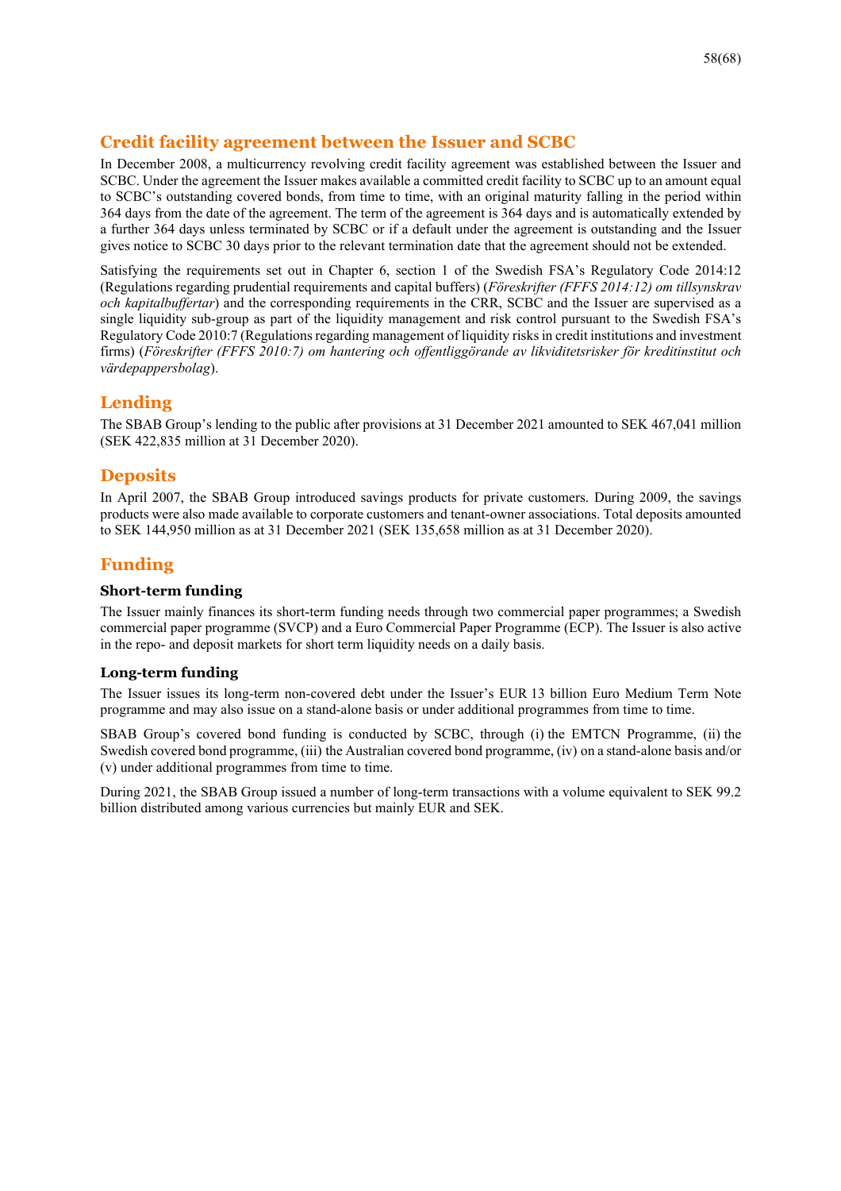## Credit facility agreement between the Issuer and SCBC

In December 2008, a multicurrency revolving credit facility agreement was established between the Issuer and SCBC. Under the agreement the Issuer makes available a committed credit facility to SCBC up to an amount equal to SCBC's outstanding covered bonds, from time to time, with an original maturity falling in the period within 364 days from the date of the agreement. The term of the agreement is 364 days and is automatically extended by a further 364 days unless terminated by SCBC or if a default under the agreement is outstanding and the Issuer gives notice to SCBC 30 days prior to the relevant termination date that the agreement should not be extended.

Satisfying the requirements set out in Chapter 6, section 1 of the Swedish FSA's Regulatory Code 2014:12 (Regulations regarding prudential requirements and capital buffers) (*Föreskrifter (FFFS 2014:12) om tillsynskrav och kapitalbuffertar*) and the corresponding requirements in the CRR, SCBC and the Issuer are supervised as a single liquidity sub-group as part of the liquidity management and risk control pursuant to the Swedish FSA's Regulatory Code 2010:7 (Regulations regarding management of liquidity risks in credit institutions and investment firms) (*Föreskrifter (FFFS 2010:7) om hantering och offentliggörande av likviditetsrisker för kreditinstitut och värdepappersbolag*).

## Lending

The SBAB Group's lending to the public after provisions at 31 December 2021 amounted to SEK 467,041 million (SEK 422,835 million at 31 December 2020).

## Deposits

In April 2007, the SBAB Group introduced savings products for private customers. During 2009, the savings products were also made available to corporate customers and tenant-owner associations. Total deposits amounted to SEK 144,950 million as at 31 December 2021 (SEK 135,658 million as at 31 December 2020).

## Funding

### Short-term funding

The Issuer mainly finances its short-term funding needs through two commercial paper programmes; a Swedish commercial paper programme (SVCP) and a Euro Commercial Paper Programme (ECP). The Issuer is also active in the repo- and deposit markets for short term liquidity needs on a daily basis.

### Long-term funding

The Issuer issues its long-term non-covered debt under the Issuer's EUR 13 billion Euro Medium Term Note programme and may also issue on a stand-alone basis or under additional programmes from time to time.

SBAB Group's covered bond funding is conducted by SCBC, through (i) the EMTCN Programme, (ii) the Swedish covered bond programme, (iii) the Australian covered bond programme, (iv) on a stand-alone basis and/or (v) under additional programmes from time to time.

During 2021, the SBAB Group issued a number of long-term transactions with a volume equivalent to SEK 99.2 billion distributed among various currencies but mainly EUR and SEK.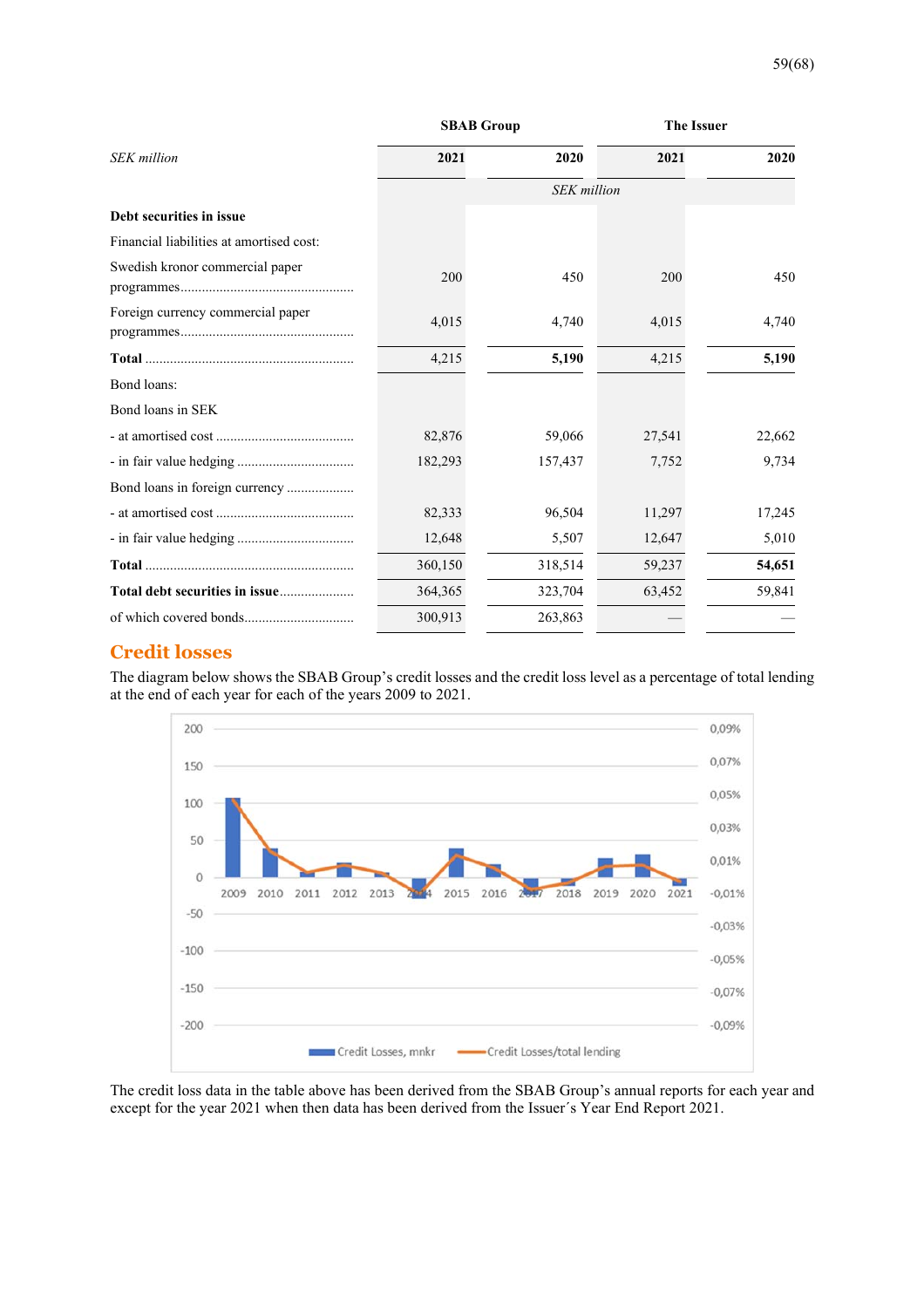| SEK million | SBAB Group | | The Issuer | |
|---|---|---|---|---|
| | 2021 | 2020 | 2021 | 2020 |
| | *SEK million* | | | |
| **Debt securities in issue** | | | | |
| Financial liabilities at amortised cost: | | | | |
| Swedish kronor commercial paper programmes | 200 | 450 | 200 | 450 |
| Foreign currency commercial paper programmes | 4,015 | 4,740 | 4,015 | 4,740 |
| **Total** | 4,215 | **5,190** | 4,215 | **5,190** |
| Bond loans: | | | | |
| Bond loans in SEK | | | | |
| - at amortised cost | 82,876 | 59,066 | 27,541 | 22,662 |
| - in fair value hedging | 182,293 | 157,437 | 7,752 | 9,734 |
| Bond loans in foreign currency | | | | |
| - at amortised cost | 82,333 | 96,504 | 11,297 | 17,245 |
| - in fair value hedging | 12,648 | 5,507 | 12,647 | 5,010 |
| **Total** | 360,150 | 318,514 | 59,237 | **54,651** |
| **Total debt securities in issue** | 364,365 | 323,704 | 63,452 | 59,841 |
| of which covered bonds | 300,913 | 263,863 | — | — |

## Credit losses

The diagram below shows the SBAB Group's credit losses and the credit loss level as a percentage of total lending at the end of each year for each of the years 2009 to 2021.

The credit loss data in the table above has been derived from the SBAB Group's annual reports for each year and except for the year 2021 when then data has been derived from the Issuer´s Year End Report 2021.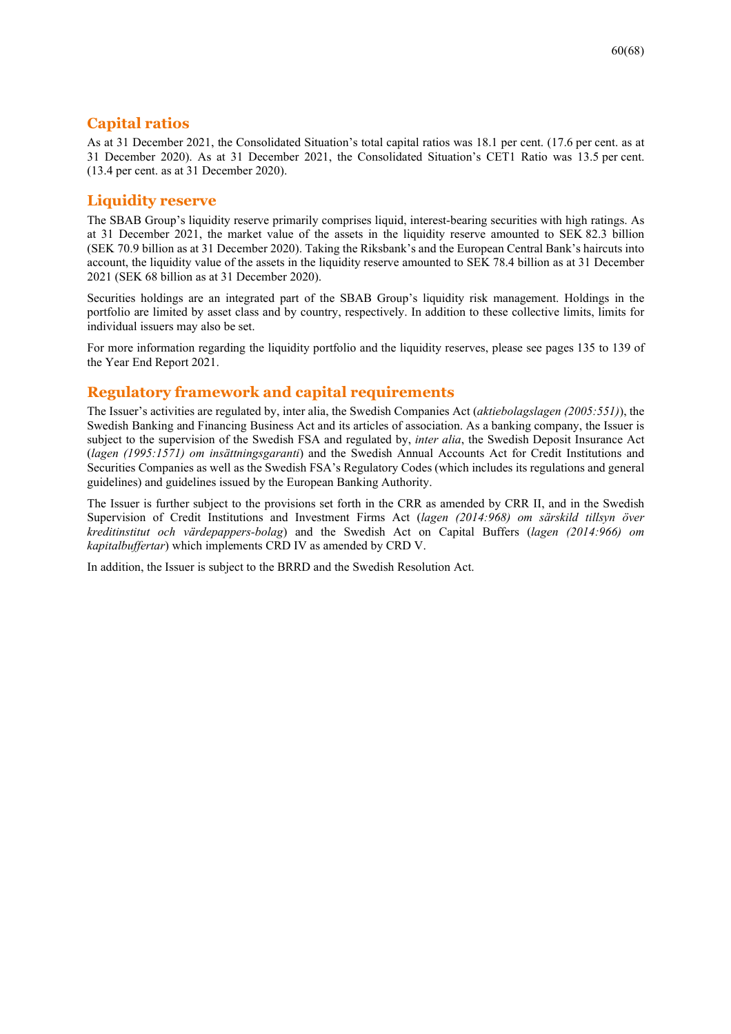## Capital ratios

As at 31 December 2021, the Consolidated Situation's total capital ratios was 18.1 per cent. (17.6 per cent. as at 31 December 2020). As at 31 December 2021, the Consolidated Situation's CET1 Ratio was 13.5 per cent. (13.4 per cent. as at 31 December 2020).

## Liquidity reserve

The SBAB Group's liquidity reserve primarily comprises liquid, interest-bearing securities with high ratings. As at 31 December 2021, the market value of the assets in the liquidity reserve amounted to SEK 82.3 billion (SEK 70.9 billion as at 31 December 2020). Taking the Riksbank's and the European Central Bank's haircuts into account, the liquidity value of the assets in the liquidity reserve amounted to SEK 78.4 billion as at 31 December 2021 (SEK 68 billion as at 31 December 2020).

Securities holdings are an integrated part of the SBAB Group's liquidity risk management. Holdings in the portfolio are limited by asset class and by country, respectively. In addition to these collective limits, limits for individual issuers may also be set.

For more information regarding the liquidity portfolio and the liquidity reserves, please see pages 135 to 139 of the Year End Report 2021.

## Regulatory framework and capital requirements

The Issuer's activities are regulated by, inter alia, the Swedish Companies Act (*aktiebolagslagen (2005:551)*), the Swedish Banking and Financing Business Act and its articles of association. As a banking company, the Issuer is subject to the supervision of the Swedish FSA and regulated by, *inter alia*, the Swedish Deposit Insurance Act (*lagen (1995:1571) om insättningsgaranti*) and the Swedish Annual Accounts Act for Credit Institutions and Securities Companies as well as the Swedish FSA's Regulatory Codes (which includes its regulations and general guidelines) and guidelines issued by the European Banking Authority.

The Issuer is further subject to the provisions set forth in the CRR as amended by CRR II, and in the Swedish Supervision of Credit Institutions and Investment Firms Act (*lagen (2014:968) om särskild tillsyn över kreditinstitut och värdepappers-bolag*) and the Swedish Act on Capital Buffers (*lagen (2014:966) om kapitalbuffertar*) which implements CRD IV as amended by CRD V.

In addition, the Issuer is subject to the BRRD and the Swedish Resolution Act.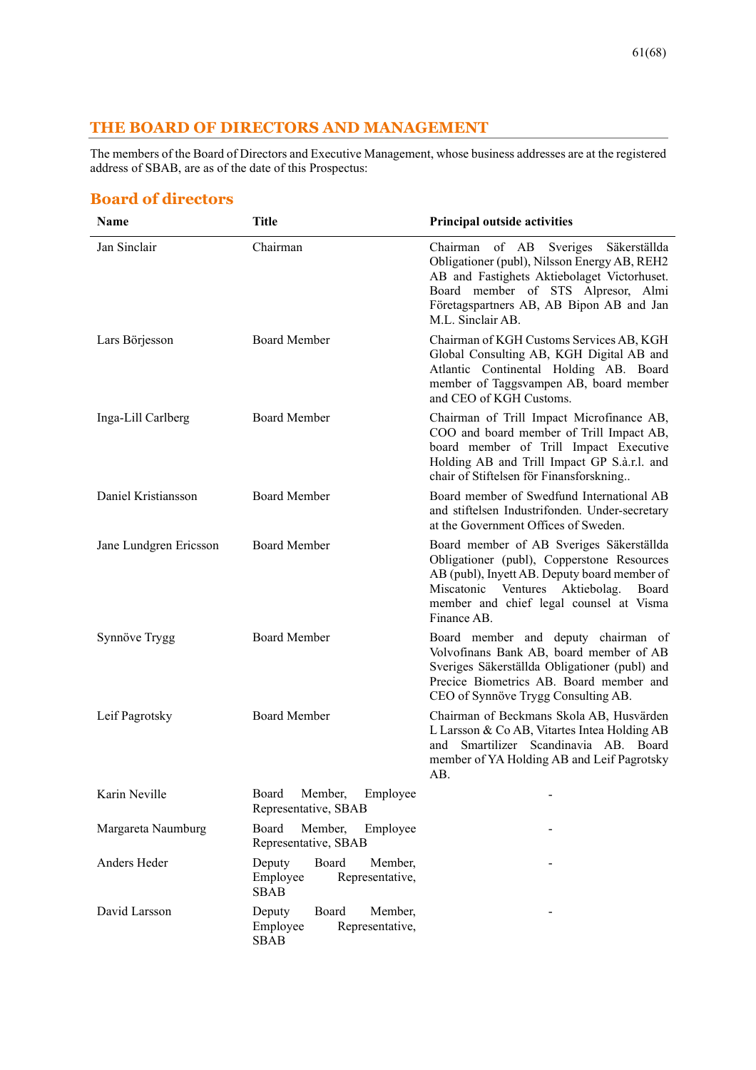## THE BOARD OF DIRECTORS AND MANAGEMENT

The members of the Board of Directors and Executive Management, whose business addresses are at the registered address of SBAB, are as of the date of this Prospectus:

### Board of directors

| Name | Title | Principal outside activities |
|---|---|---|
| Jan Sinclair | Chairman | Chairman of AB Sveriges Säkerställda Obligationer (publ), Nilsson Energy AB, REH2 AB and Fastighets Aktiebolaget Victorhuset. Board member of STS Alpresor, Almi Företagspartners AB, AB Bipon AB and Jan M.L. Sinclair AB. |
| Lars Börjesson | Board Member | Chairman of KGH Customs Services AB, KGH Global Consulting AB, KGH Digital AB and Atlantic Continental Holding AB. Board member of Taggsvampen AB, board member and CEO of KGH Customs. |
| Inga-Lill Carlberg | Board Member | Chairman of Trill Impact Microfinance AB, COO and board member of Trill Impact AB, board member of Trill Impact Executive Holding AB and Trill Impact GP S.à.r.l. and chair of Stiftelsen för Finansforskning.. |
| Daniel Kristiansson | Board Member | Board member of Swedfund International AB and stiftelsen Industrifonden. Under-secretary at the Government Offices of Sweden. |
| Jane Lundgren Ericsson | Board Member | Board member of AB Sveriges Säkerställda Obligationer (publ), Copperstone Resources AB (publ), Inyett AB. Deputy board member of Miscatonic Ventures Aktiebolag. Board member and chief legal counsel at Visma Finance AB. |
| Synnöve Trygg | Board Member | Board member and deputy chairman of Volvofinans Bank AB, board member of AB Sveriges Säkerställda Obligationer (publ) and Precice Biometrics AB. Board member and CEO of Synnöve Trygg Consulting AB. |
| Leif Pagrotsky | Board Member | Chairman of Beckmans Skola AB, Husvärden L Larsson & Co AB, Vitartes Intea Holding AB and Smartilizer Scandinavia AB. Board member of YA Holding AB and Leif Pagrotsky AB. |
| Karin Neville | Board Member, Employee Representative, SBAB | - |
| Margareta Naumburg | Board Member, Employee Representative, SBAB | - |
| Anders Heder | Deputy Board Member, Employee Representative, SBAB | - |
| David Larsson | Deputy Board Member, Employee Representative, SBAB | - |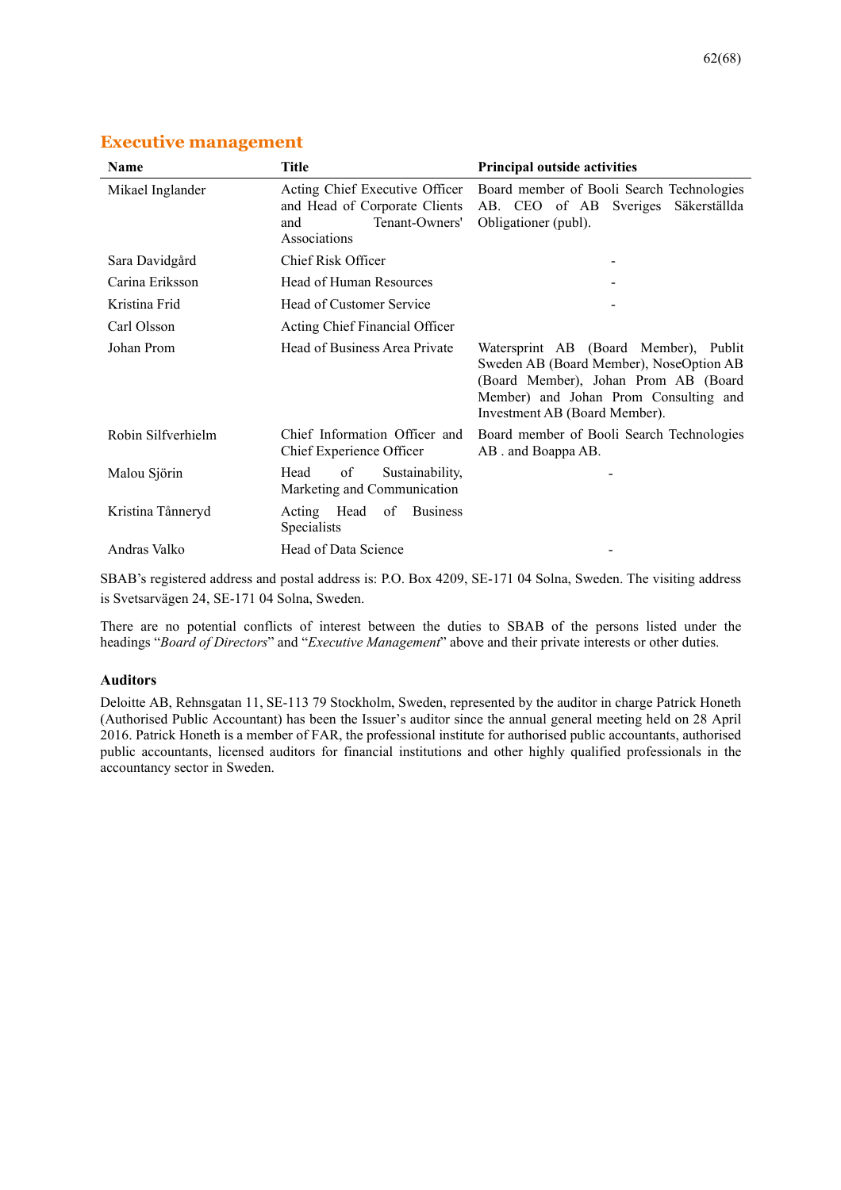## Executive management

| Name | Title | Principal outside activities |
|---|---|---|
| Mikael Inglander | Acting Chief Executive Officer and Head of Corporate Clients and Tenant-Owners' Associations | Board member of Booli Search Technologies AB. CEO of AB Sveriges Säkerställda Obligationer (publ). |
| Sara Davidgård | Chief Risk Officer | - |
| Carina Eriksson | Head of Human Resources | - |
| Kristina Frid | Head of Customer Service | - |
| Carl Olsson | Acting Chief Financial Officer | |
| Johan Prom | Head of Business Area Private | Watersprint AB (Board Member), Publit Sweden AB (Board Member), NoseOption AB (Board Member), Johan Prom AB (Board Member) and Johan Prom Consulting and Investment AB (Board Member). |
| Robin Silfverhielm | Chief Information Officer and Chief Experience Officer | Board member of Booli Search Technologies AB . and Boappa AB. |
| Malou Sjörin | Head of Sustainability, Marketing and Communication | - |
| Kristina Tånneryd | Acting Head of Business Specialists | |
| Andras Valko | Head of Data Science | - |

SBAB's registered address and postal address is: P.O. Box 4209, SE-171 04 Solna, Sweden. The visiting address is Svetsarvägen 24, SE-171 04 Solna, Sweden.

There are no potential conflicts of interest between the duties to SBAB of the persons listed under the headings "*Board of Directors*" and "*Executive Management*" above and their private interests or other duties.

### Auditors

Deloitte AB, Rehnsgatan 11, SE-113 79 Stockholm, Sweden, represented by the auditor in charge Patrick Honeth (Authorised Public Accountant) has been the Issuer's auditor since the annual general meeting held on 28 April 2016. Patrick Honeth is a member of FAR, the professional institute for authorised public accountants, authorised public accountants, licensed auditors for financial institutions and other highly qualified professionals in the accountancy sector in Sweden.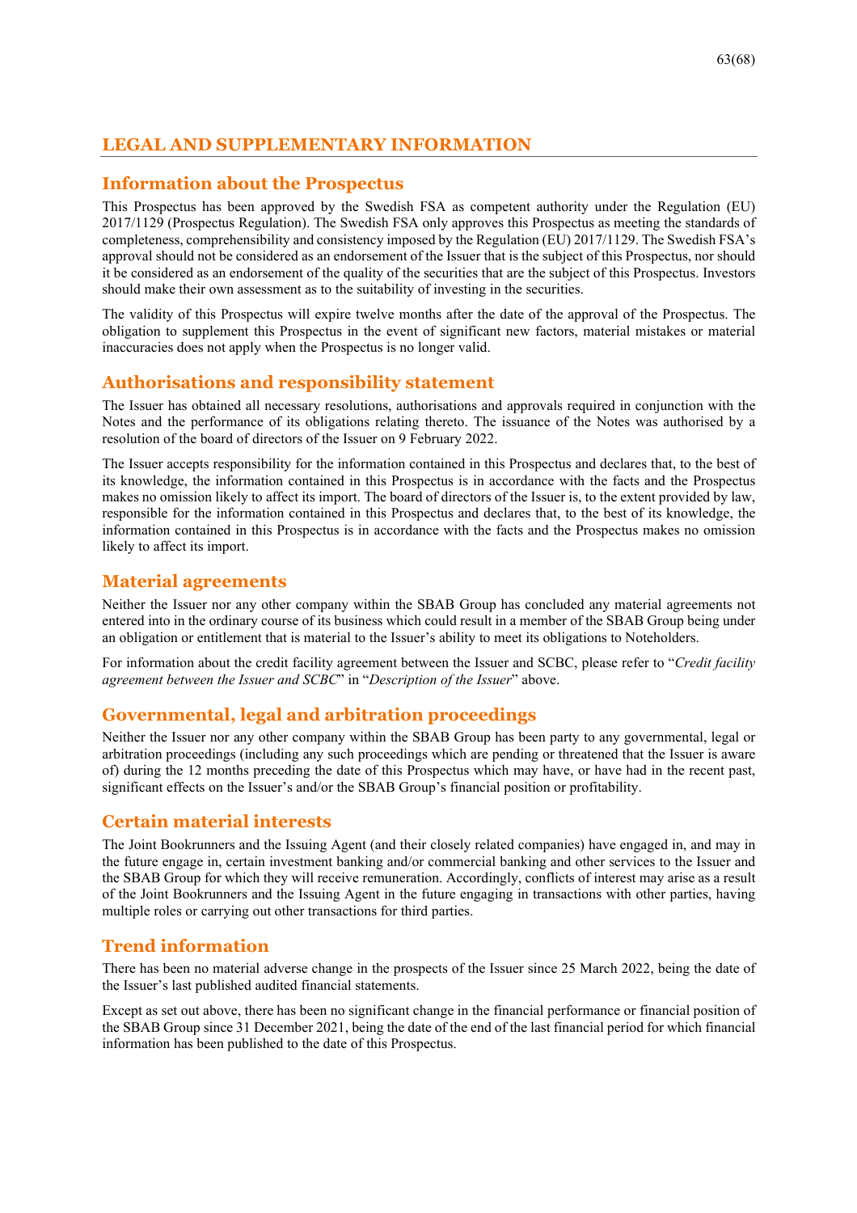# LEGAL AND SUPPLEMENTARY INFORMATION

## Information about the Prospectus

This Prospectus has been approved by the Swedish FSA as competent authority under the Regulation (EU) 2017/1129 (Prospectus Regulation). The Swedish FSA only approves this Prospectus as meeting the standards of completeness, comprehensibility and consistency imposed by the Regulation (EU) 2017/1129. The Swedish FSA's approval should not be considered as an endorsement of the Issuer that is the subject of this Prospectus, nor should it be considered as an endorsement of the quality of the securities that are the subject of this Prospectus. Investors should make their own assessment as to the suitability of investing in the securities.

The validity of this Prospectus will expire twelve months after the date of the approval of the Prospectus. The obligation to supplement this Prospectus in the event of significant new factors, material mistakes or material inaccuracies does not apply when the Prospectus is no longer valid.

## Authorisations and responsibility statement

The Issuer has obtained all necessary resolutions, authorisations and approvals required in conjunction with the Notes and the performance of its obligations relating thereto. The issuance of the Notes was authorised by a resolution of the board of directors of the Issuer on 9 February 2022.

The Issuer accepts responsibility for the information contained in this Prospectus and declares that, to the best of its knowledge, the information contained in this Prospectus is in accordance with the facts and the Prospectus makes no omission likely to affect its import. The board of directors of the Issuer is, to the extent provided by law, responsible for the information contained in this Prospectus and declares that, to the best of its knowledge, the information contained in this Prospectus is in accordance with the facts and the Prospectus makes no omission likely to affect its import.

## Material agreements

Neither the Issuer nor any other company within the SBAB Group has concluded any material agreements not entered into in the ordinary course of its business which could result in a member of the SBAB Group being under an obligation or entitlement that is material to the Issuer's ability to meet its obligations to Noteholders.

For information about the credit facility agreement between the Issuer and SCBC, please refer to "*Credit facility agreement between the Issuer and SCBC*" in "*Description of the Issuer*" above.

## Governmental, legal and arbitration proceedings

Neither the Issuer nor any other company within the SBAB Group has been party to any governmental, legal or arbitration proceedings (including any such proceedings which are pending or threatened that the Issuer is aware of) during the 12 months preceding the date of this Prospectus which may have, or have had in the recent past, significant effects on the Issuer's and/or the SBAB Group's financial position or profitability.

## Certain material interests

The Joint Bookrunners and the Issuing Agent (and their closely related companies) have engaged in, and may in the future engage in, certain investment banking and/or commercial banking and other services to the Issuer and the SBAB Group for which they will receive remuneration. Accordingly, conflicts of interest may arise as a result of the Joint Bookrunners and the Issuing Agent in the future engaging in transactions with other parties, having multiple roles or carrying out other transactions for third parties.

## Trend information

There has been no material adverse change in the prospects of the Issuer since 25 March 2022, being the date of the Issuer's last published audited financial statements.

Except as set out above, there has been no significant change in the financial performance or financial position of the SBAB Group since 31 December 2021, being the date of the end of the last financial period for which financial information has been published to the date of this Prospectus.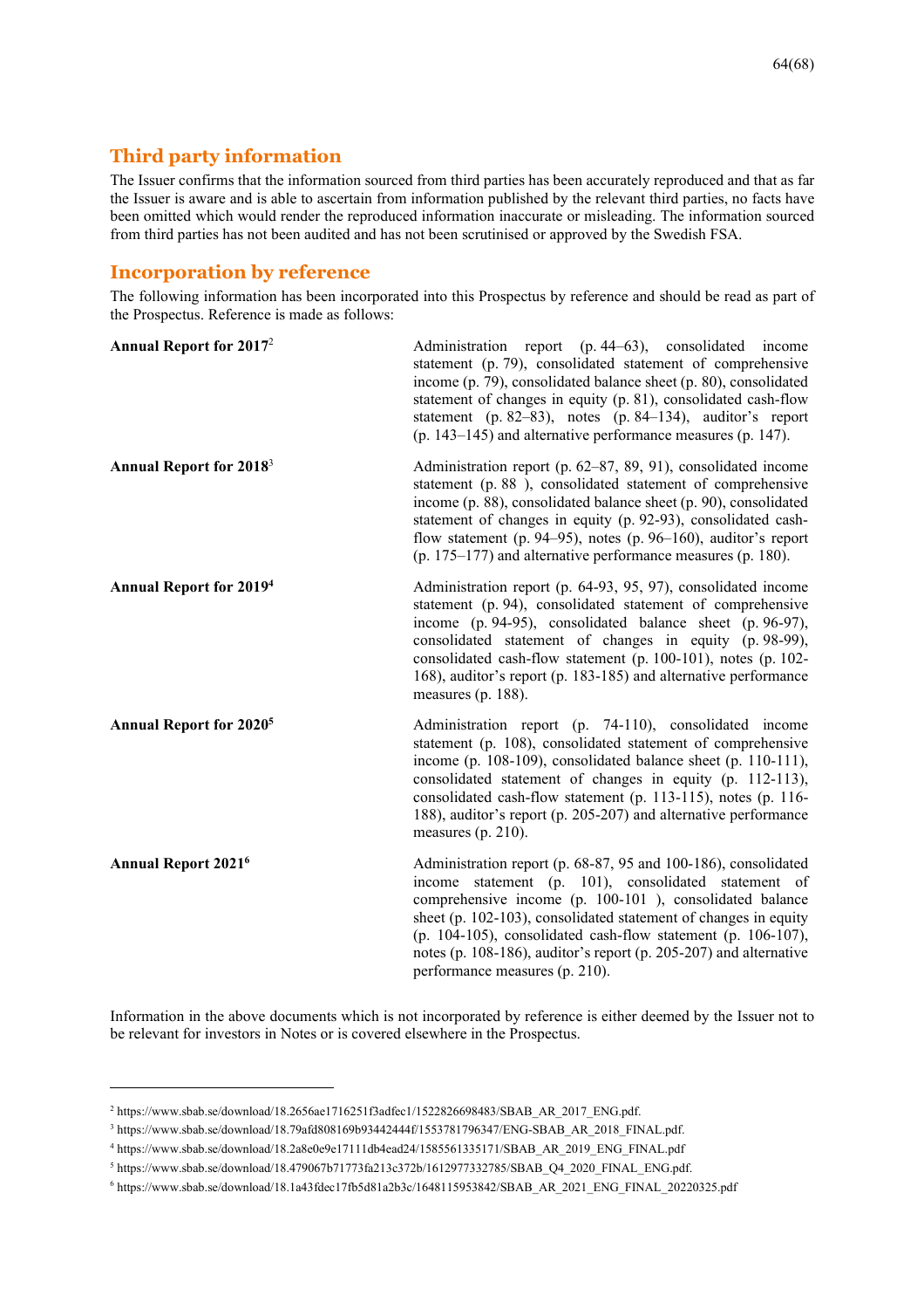## Third party information

The Issuer confirms that the information sourced from third parties has been accurately reproduced and that as far the Issuer is aware and is able to ascertain from information published by the relevant third parties, no facts have been omitted which would render the reproduced information inaccurate or misleading. The information sourced from third parties has not been audited and has not been scrutinised or approved by the Swedish FSA.

## Incorporation by reference

The following information has been incorporated into this Prospectus by reference and should be read as part of the Prospectus. Reference is made as follows:

| | |
|---|---|
| **Annual Report for 2017**[2] | Administration report (p. 44–63), consolidated income statement (p. 79), consolidated statement of comprehensive income (p. 79), consolidated balance sheet (p. 80), consolidated statement of changes in equity (p. 81), consolidated cash-flow statement (p. 82–83), notes (p. 84–134), auditor's report (p. 143–145) and alternative performance measures (p. 147). |
| **Annual Report for 2018**[3] | Administration report (p. 62–87, 89, 91), consolidated income statement (p. 88 ), consolidated statement of comprehensive income (p. 88), consolidated balance sheet (p. 90), consolidated statement of changes in equity (p. 92-93), consolidated cash-flow statement (p. 94–95), notes (p. 96–160), auditor's report (p. 175–177) and alternative performance measures (p. 180). |
| **Annual Report for 2019**[4] | Administration report (p. 64-93, 95, 97), consolidated income statement (p. 94), consolidated statement of comprehensive income (p. 94-95), consolidated balance sheet (p. 96-97), consolidated statement of changes in equity (p. 98-99), consolidated cash-flow statement (p. 100-101), notes (p. 102-168), auditor's report (p. 183-185) and alternative performance measures (p. 188). |
| **Annual Report for 2020**[5] | Administration report (p. 74-110), consolidated income statement (p. 108), consolidated statement of comprehensive income (p. 108-109), consolidated balance sheet (p. 110-111), consolidated statement of changes in equity (p. 112-113), consolidated cash-flow statement (p. 113-115), notes (p. 116-188), auditor's report (p. 205-207) and alternative performance measures (p. 210). |
| **Annual Report 2021**[6] | Administration report (p. 68-87, 95 and 100-186), consolidated income statement (p. 101), consolidated statement of comprehensive income (p. 100-101 ), consolidated balance sheet (p. 102-103), consolidated statement of changes in equity (p. 104-105), consolidated cash-flow statement (p. 106-107), notes (p. 108-186), auditor's report (p. 205-207) and alternative performance measures (p. 210). |

Information in the above documents which is not incorporated by reference is either deemed by the Issuer not to be relevant for investors in Notes or is covered elsewhere in the Prospectus.

---

[2] https://www.sbab.se/download/18.2656ae1716251f3adfec1/1522826698483/SBAB_AR_2017_ENG.pdf.

[3] https://www.sbab.se/download/18.79afd808169b93442444f/1553781796347/ENG-SBAB_AR_2018_FINAL.pdf.

[4] https://www.sbab.se/download/18.2a8e0e9e17111db4ead24/1585561335171/SBAB_AR_2019_ENG_FINAL.pdf

[5] https://www.sbab.se/download/18.479067b71773fa213c372b/1612977332785/SBAB_Q4_2020_FINAL_ENG.pdf.

[6] https://www.sbab.se/download/18.1a43fdec17fb5d81a2b3c/1648115953842/SBAB_AR_2021_ENG_FINAL_20220325.pdf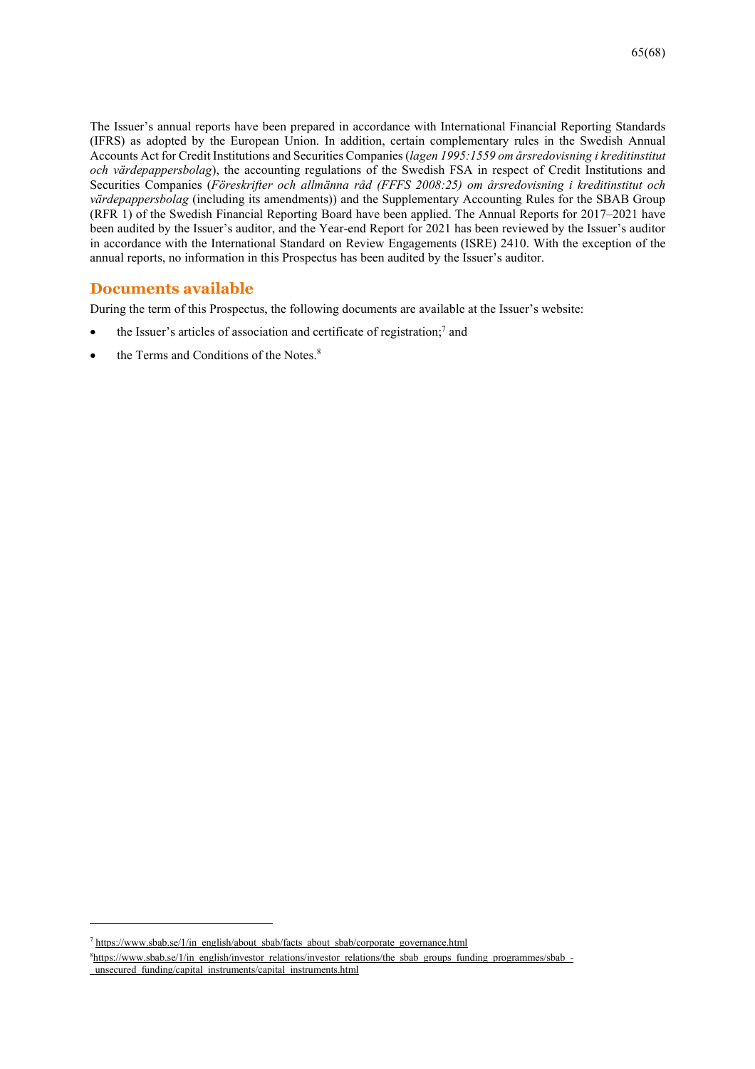The Issuer's annual reports have been prepared in accordance with International Financial Reporting Standards (IFRS) as adopted by the European Union. In addition, certain complementary rules in the Swedish Annual Accounts Act for Credit Institutions and Securities Companies (*lagen 1995:1559 om årsredovisning i kreditinstitut och värdepappersbolag*), the accounting regulations of the Swedish FSA in respect of Credit Institutions and Securities Companies (*Föreskrifter och allmänna råd (FFFS 2008:25) om årsredovisning i kreditinstitut och värdepappersbolag* (including its amendments)) and the Supplementary Accounting Rules for the SBAB Group (RFR 1) of the Swedish Financial Reporting Board have been applied. The Annual Reports for 2017–2021 have been audited by the Issuer's auditor, and the Year-end Report for 2021 has been reviewed by the Issuer's auditor in accordance with the International Standard on Review Engagements (ISRE) 2410. With the exception of the annual reports, no information in this Prospectus has been audited by the Issuer's auditor.

## Documents available

During the term of this Prospectus, the following documents are available at the Issuer's website:

- the Issuer's articles of association and certificate of registration;[7] and
- the Terms and Conditions of the Notes.[8]

---

[7] https://www.sbab.se/1/in_english/about_sbab/facts_about_sbab/corporate_governance.html

[8] https://www.sbab.se/1/in_english/investor_relations/investor_relations/the_sbab_groups_funding_programmes/sbab_-_unsecured_funding/capital_instruments/capital_instruments.html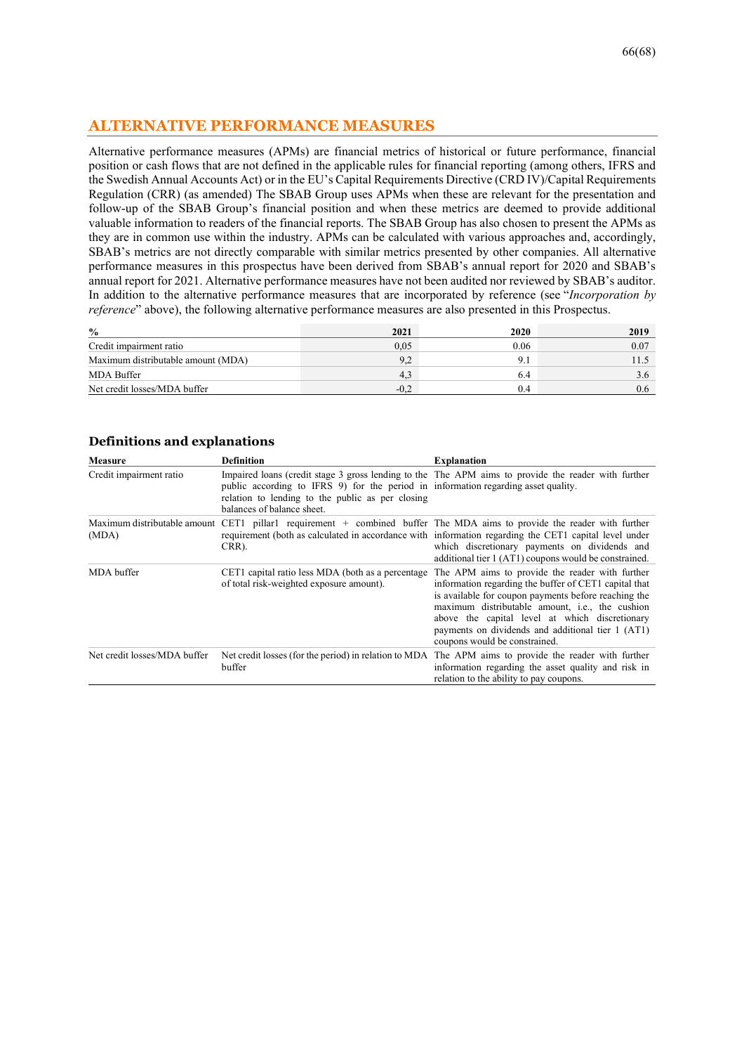## ALTERNATIVE PERFORMANCE MEASURES

Alternative performance measures (APMs) are financial metrics of historical or future performance, financial position or cash flows that are not defined in the applicable rules for financial reporting (among others, IFRS and the Swedish Annual Accounts Act) or in the EU's Capital Requirements Directive (CRD IV)/Capital Requirements Regulation (CRR) (as amended) The SBAB Group uses APMs when these are relevant for the presentation and follow-up of the SBAB Group's financial position and when these metrics are deemed to provide additional valuable information to readers of the financial reports. The SBAB Group has also chosen to present the APMs as they are in common use within the industry. APMs can be calculated with various approaches and, accordingly, SBAB's metrics are not directly comparable with similar metrics presented by other companies. All alternative performance measures in this prospectus have been derived from SBAB's annual report for 2020 and SBAB's annual report for 2021. Alternative performance measures have not been audited nor reviewed by SBAB's auditor. In addition to the alternative performance measures that are incorporated by reference (see "*Incorporation by reference*" above), the following alternative performance measures are also presented in this Prospectus.

| % | 2021 | 2020 | 2019 |
|---|---|---|---|
| Credit impairment ratio | 0,05 | 0.06 | 0.07 |
| Maximum distributable amount (MDA) | 9,2 | 9.1 | 11.5 |
| MDA Buffer | 4,3 | 6.4 | 3.6 |
| Net credit losses/MDA buffer | -0,2 | 0.4 | 0.6 |

### Definitions and explanations

| Measure | Definition | Explanation |
|---|---|---|
| Credit impairment ratio | Impaired loans (credit stage 3 gross lending to the public according to IFRS 9) for the period in relation to lending to the public as per closing balances of balance sheet. | The APM aims to provide the reader with further information regarding asset quality. |
| Maximum distributable amount (MDA) | CET1 pillar1 requirement + combined buffer requirement (both as calculated in accordance with CRR). | The MDA aims to provide the reader with further information regarding the CET1 capital level under which discretionary payments on dividends and additional tier 1 (AT1) coupons would be constrained. |
| MDA buffer | CET1 capital ratio less MDA (both as a percentage of total risk-weighted exposure amount). | The APM aims to provide the reader with further information regarding the buffer of CET1 capital that is available for coupon payments before reaching the maximum distributable amount, i.e., the cushion above the capital level at which discretionary payments on dividends and additional tier 1 (AT1) coupons would be constrained. |
| Net credit losses/MDA buffer | Net credit losses (for the period) in relation to MDA buffer | The APM aims to provide the reader with further information regarding the asset quality and risk in relation to the ability to pay coupons. |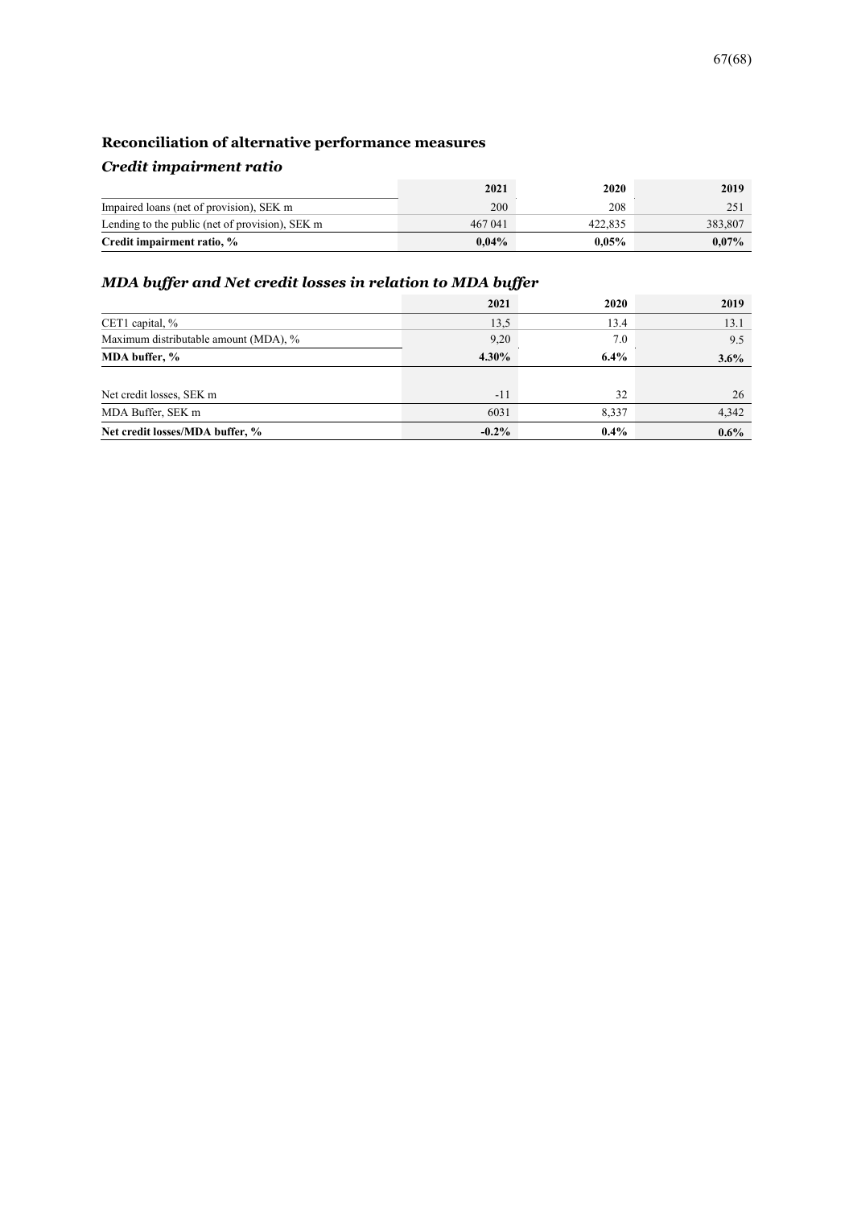## Reconciliation of alternative performance measures

### *Credit impairment ratio*

| | 2021 | 2020 | 2019 |
|---|---|---|---|
| Impaired loans (net of provision), SEK m | 200 | 208 | 251 |
| Lending to the public (net of provision), SEK m | 467 041 | 422,835 | 383,807 |
| **Credit impairment ratio, %** | **0,04%** | **0,05%** | **0,07%** |

### *MDA buffer and Net credit losses in relation to MDA buffer*

| | 2021 | 2020 | 2019 |
|---|---|---|---|
| CET1 capital, % | 13,5 | 13.4 | 13.1 |
| Maximum distributable amount (MDA), % | 9,20 | 7.0 | 9.5 |
| **MDA buffer, %** | **4.30%** | **6.4%** | **3.6%** |
| | | | |
| Net credit losses, SEK m | -11 | 32 | 26 |
| MDA Buffer, SEK m | 6031 | 8,337 | 4,342 |
| **Net credit losses/MDA buffer, %** | **-0.2%** | **0.4%** | **0.6%** |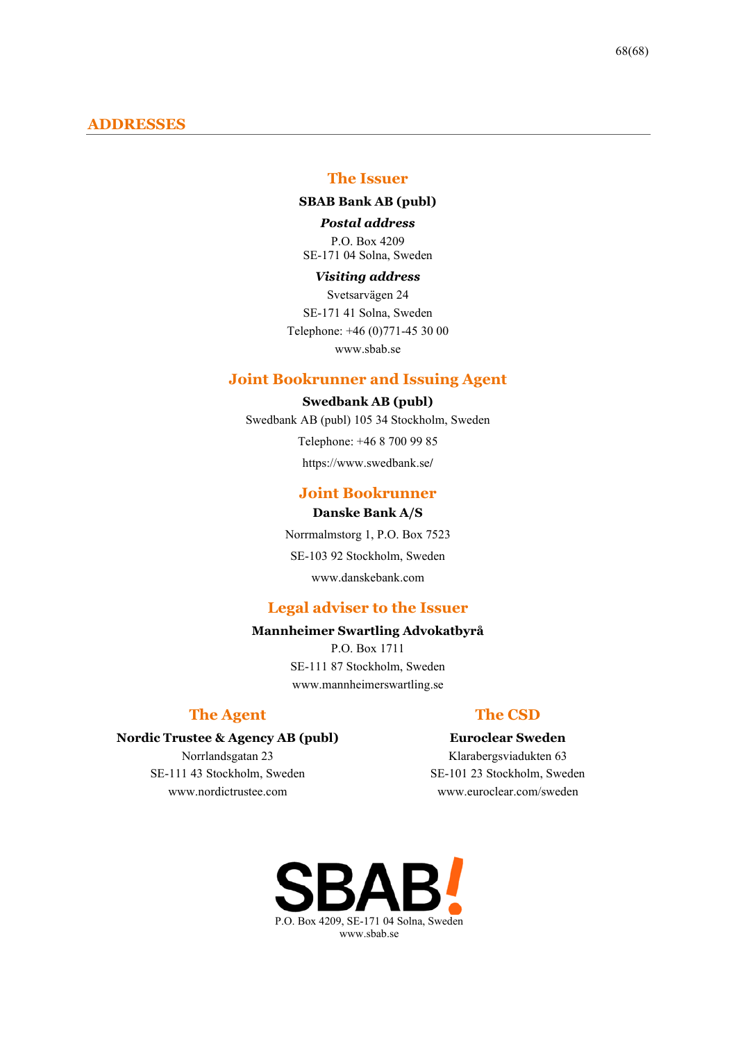## ADDRESSES

### The Issuer

**SBAB Bank AB (publ)**

***Postal address***

P.O. Box 4209
SE-171 04 Solna, Sweden

***Visiting address***

Svetsarvägen 24
SE-171 41 Solna, Sweden
Telephone: +46 (0)771-45 30 00
www.sbab.se

### Joint Bookrunner and Issuing Agent

**Swedbank AB (publ)**

Swedbank AB (publ) 105 34 Stockholm, Sweden

Telephone: +46 8 700 99 85

https://www.swedbank.se/

### Joint Bookrunner

**Danske Bank A/S**

Norrmalmstorg 1, P.O. Box 7523

SE-103 92 Stockholm, Sweden

www.danskebank.com

### Legal adviser to the Issuer

**Mannheimer Swartling Advokatbyrå**

P.O. Box 1711
SE-111 87 Stockholm, Sweden
www.mannheimerswartling.se

### The Agent

**Nordic Trustee & Agency AB (publ)**

Norrlandsgatan 23
SE-111 43 Stockholm, Sweden
www.nordictrustee.com

### The CSD

**Euroclear Sweden**

Klarabergsviadukten 63
SE-101 23 Stockholm, Sweden
www.euroclear.com/sweden

SBAB!

P.O. Box 4209, SE-171 04 Solna, Sweden
www.sbab.se